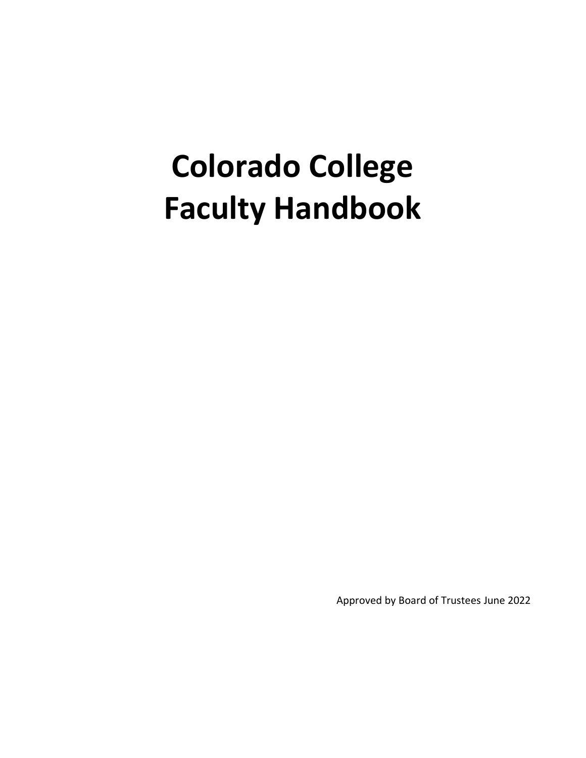# Colorado College Faculty Handbook

Approved by Board of Trustees June 2022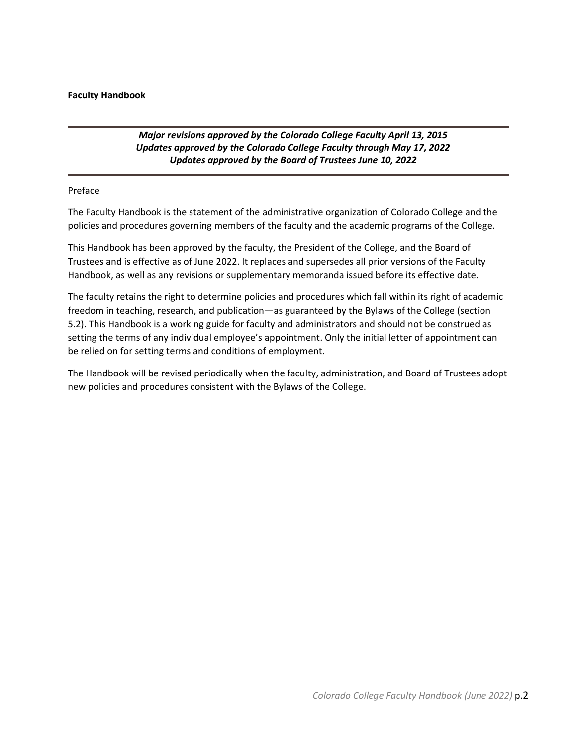**Faculty Handbook**

---

***Major revisions approved by the Colorado College Faculty April 13, 2015***
***Updates approved by the Colorado College Faculty through May 17, 2022***
***Updates approved by the Board of Trustees June 10, 2022***

---

Preface

The Faculty Handbook is the statement of the administrative organization of Colorado College and the policies and procedures governing members of the faculty and the academic programs of the College.

This Handbook has been approved by the faculty, the President of the College, and the Board of Trustees and is effective as of June 2022. It replaces and supersedes all prior versions of the Faculty Handbook, as well as any revisions or supplementary memoranda issued before its effective date.

The faculty retains the right to determine policies and procedures which fall within its right of academic freedom in teaching, research, and publication—as guaranteed by the Bylaws of the College (section 5.2). This Handbook is a working guide for faculty and administrators and should not be construed as setting the terms of any individual employee's appointment. Only the initial letter of appointment can be relied on for setting terms and conditions of employment.

The Handbook will be revised periodically when the faculty, administration, and Board of Trustees adopt new policies and procedures consistent with the Bylaws of the College.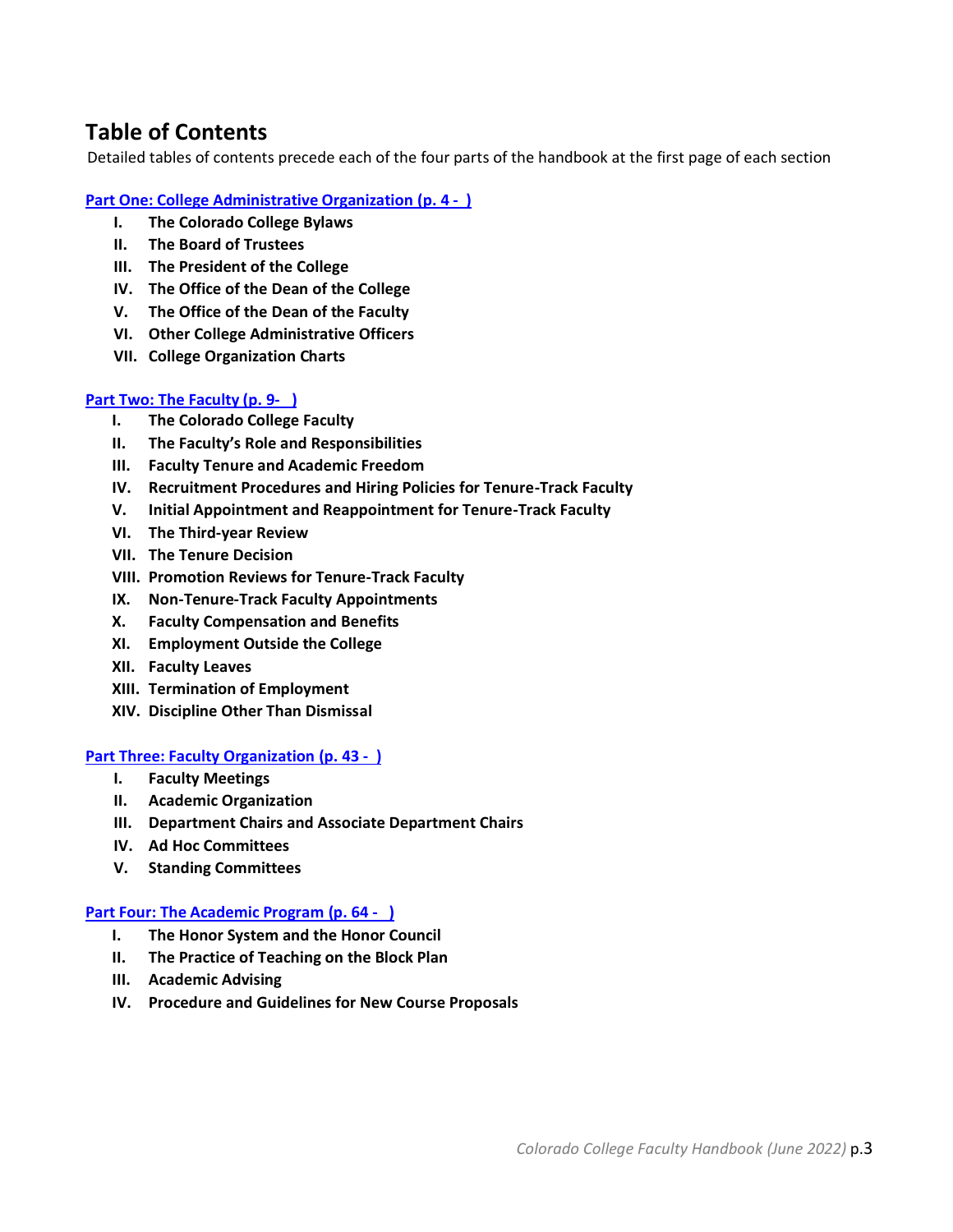# Table of Contents

Detailed tables of contents precede each of the four parts of the handbook at the first page of each section

**Part One: College Administrative Organization (p. 4 - )**

I. **The Colorado College Bylaws**
II. **The Board of Trustees**
III. **The President of the College**
IV. **The Office of the Dean of the College**
V. **The Office of the Dean of the Faculty**
VI. **Other College Administrative Officers**
VII. **College Organization Charts**

**Part Two: The Faculty (p. 9- )**

I. **The Colorado College Faculty**
II. **The Faculty's Role and Responsibilities**
III. **Faculty Tenure and Academic Freedom**
IV. **Recruitment Procedures and Hiring Policies for Tenure-Track Faculty**
V. **Initial Appointment and Reappointment for Tenure-Track Faculty**
VI. **The Third-year Review**
VII. **The Tenure Decision**
VIII. **Promotion Reviews for Tenure-Track Faculty**
IX. **Non-Tenure-Track Faculty Appointments**
X. **Faculty Compensation and Benefits**
XI. **Employment Outside the College**
XII. **Faculty Leaves**
XIII. **Termination of Employment**
XIV. **Discipline Other Than Dismissal**

**Part Three: Faculty Organization (p. 43 - )**

I. **Faculty Meetings**
II. **Academic Organization**
III. **Department Chairs and Associate Department Chairs**
IV. **Ad Hoc Committees**
V. **Standing Committees**

**Part Four: The Academic Program (p. 64 - )**

I. **The Honor System and the Honor Council**
II. **The Practice of Teaching on the Block Plan**
III. **Academic Advising**
IV. **Procedure and Guidelines for New Course Proposals**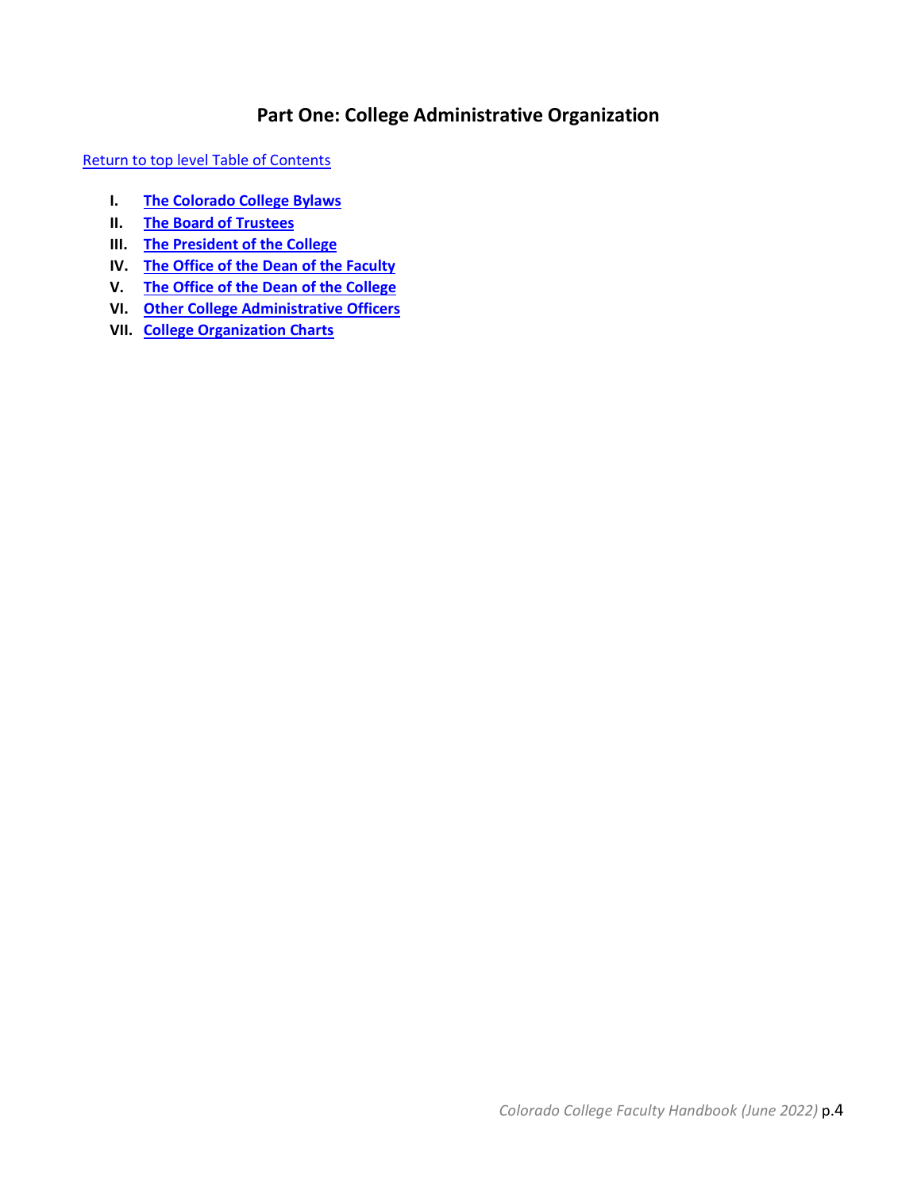# Part One: College Administrative Organization

[Return to top level Table of Contents]

I. **The Colorado College Bylaws**
II. **The Board of Trustees**
III. **The President of the College**
IV. **The Office of the Dean of the Faculty**
V. **The Office of the Dean of the College**
VI. **Other College Administrative Officers**
VII. **College Organization Charts**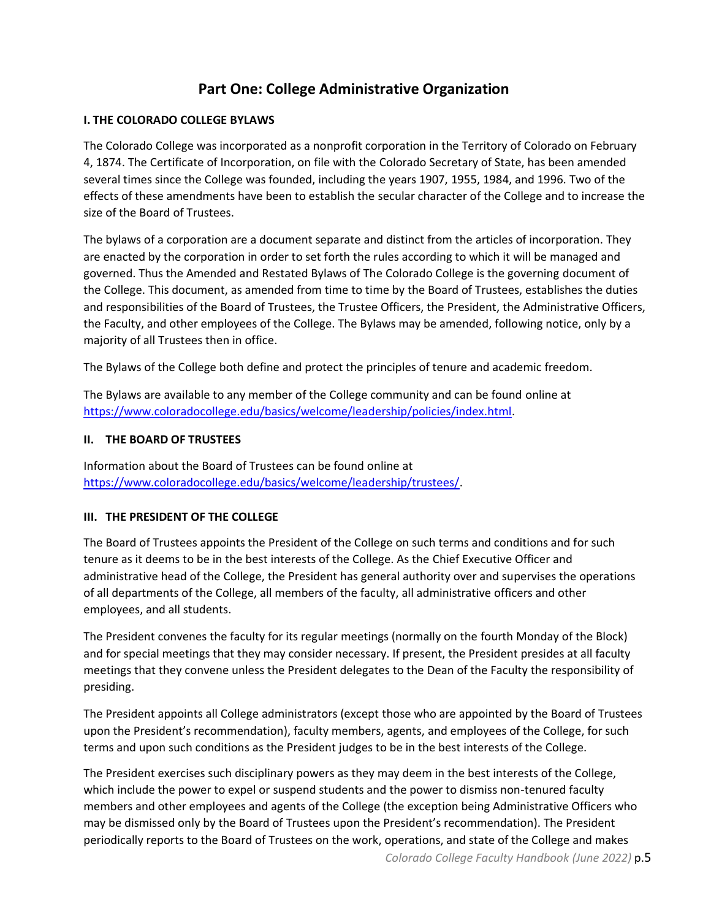# Part One: College Administrative Organization

### I. THE COLORADO COLLEGE BYLAWS

The Colorado College was incorporated as a nonprofit corporation in the Territory of Colorado on February 4, 1874. The Certificate of Incorporation, on file with the Colorado Secretary of State, has been amended several times since the College was founded, including the years 1907, 1955, 1984, and 1996. Two of the effects of these amendments have been to establish the secular character of the College and to increase the size of the Board of Trustees.

The bylaws of a corporation are a document separate and distinct from the articles of incorporation. They are enacted by the corporation in order to set forth the rules according to which it will be managed and governed. Thus the Amended and Restated Bylaws of The Colorado College is the governing document of the College. This document, as amended from time to time by the Board of Trustees, establishes the duties and responsibilities of the Board of Trustees, the Trustee Officers, the President, the Administrative Officers, the Faculty, and other employees of the College. The Bylaws may be amended, following notice, only by a majority of all Trustees then in office.

The Bylaws of the College both define and protect the principles of tenure and academic freedom.

The Bylaws are available to any member of the College community and can be found online at https://www.coloradocollege.edu/basics/welcome/leadership/policies/index.html.

### II. THE BOARD OF TRUSTEES

Information about the Board of Trustees can be found online at https://www.coloradocollege.edu/basics/welcome/leadership/trustees/.

### III. THE PRESIDENT OF THE COLLEGE

The Board of Trustees appoints the President of the College on such terms and conditions and for such tenure as it deems to be in the best interests of the College. As the Chief Executive Officer and administrative head of the College, the President has general authority over and supervises the operations of all departments of the College, all members of the faculty, all administrative officers and other employees, and all students.

The President convenes the faculty for its regular meetings (normally on the fourth Monday of the Block) and for special meetings that they may consider necessary. If present, the President presides at all faculty meetings that they convene unless the President delegates to the Dean of the Faculty the responsibility of presiding.

The President appoints all College administrators (except those who are appointed by the Board of Trustees upon the President's recommendation), faculty members, agents, and employees of the College, for such terms and upon such conditions as the President judges to be in the best interests of the College.

The President exercises such disciplinary powers as they may deem in the best interests of the College, which include the power to expel or suspend students and the power to dismiss non-tenured faculty members and other employees and agents of the College (the exception being Administrative Officers who may be dismissed only by the Board of Trustees upon the President's recommendation). The President periodically reports to the Board of Trustees on the work, operations, and state of the College and makes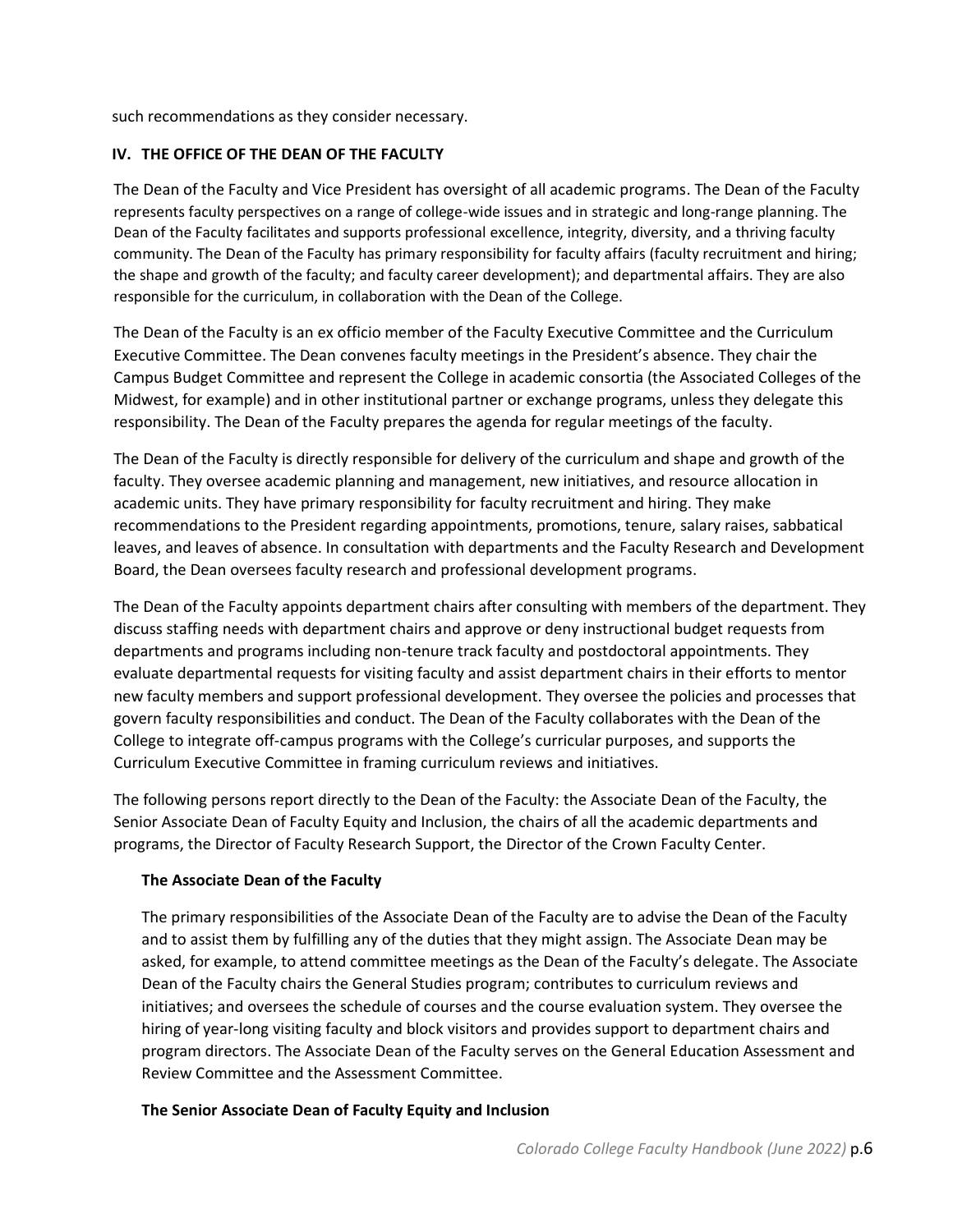such recommendations as they consider necessary.

## IV. THE OFFICE OF THE DEAN OF THE FACULTY

The Dean of the Faculty and Vice President has oversight of all academic programs. The Dean of the Faculty represents faculty perspectives on a range of college-wide issues and in strategic and long-range planning. The Dean of the Faculty facilitates and supports professional excellence, integrity, diversity, and a thriving faculty community. The Dean of the Faculty has primary responsibility for faculty affairs (faculty recruitment and hiring; the shape and growth of the faculty; and faculty career development); and departmental affairs. They are also responsible for the curriculum, in collaboration with the Dean of the College.

The Dean of the Faculty is an ex officio member of the Faculty Executive Committee and the Curriculum Executive Committee. The Dean convenes faculty meetings in the President's absence. They chair the Campus Budget Committee and represent the College in academic consortia (the Associated Colleges of the Midwest, for example) and in other institutional partner or exchange programs, unless they delegate this responsibility. The Dean of the Faculty prepares the agenda for regular meetings of the faculty.

The Dean of the Faculty is directly responsible for delivery of the curriculum and shape and growth of the faculty. They oversee academic planning and management, new initiatives, and resource allocation in academic units. They have primary responsibility for faculty recruitment and hiring. They make recommendations to the President regarding appointments, promotions, tenure, salary raises, sabbatical leaves, and leaves of absence. In consultation with departments and the Faculty Research and Development Board, the Dean oversees faculty research and professional development programs.

The Dean of the Faculty appoints department chairs after consulting with members of the department. They discuss staffing needs with department chairs and approve or deny instructional budget requests from departments and programs including non-tenure track faculty and postdoctoral appointments. They evaluate departmental requests for visiting faculty and assist department chairs in their efforts to mentor new faculty members and support professional development. They oversee the policies and processes that govern faculty responsibilities and conduct. The Dean of the Faculty collaborates with the Dean of the College to integrate off-campus programs with the College's curricular purposes, and supports the Curriculum Executive Committee in framing curriculum reviews and initiatives.

The following persons report directly to the Dean of the Faculty: the Associate Dean of the Faculty, the Senior Associate Dean of Faculty Equity and Inclusion, the chairs of all the academic departments and programs, the Director of Faculty Research Support, the Director of the Crown Faculty Center.

### The Associate Dean of the Faculty

The primary responsibilities of the Associate Dean of the Faculty are to advise the Dean of the Faculty and to assist them by fulfilling any of the duties that they might assign. The Associate Dean may be asked, for example, to attend committee meetings as the Dean of the Faculty's delegate. The Associate Dean of the Faculty chairs the General Studies program; contributes to curriculum reviews and initiatives; and oversees the schedule of courses and the course evaluation system. They oversee the hiring of year-long visiting faculty and block visitors and provides support to department chairs and program directors. The Associate Dean of the Faculty serves on the General Education Assessment and Review Committee and the Assessment Committee.

### The Senior Associate Dean of Faculty Equity and Inclusion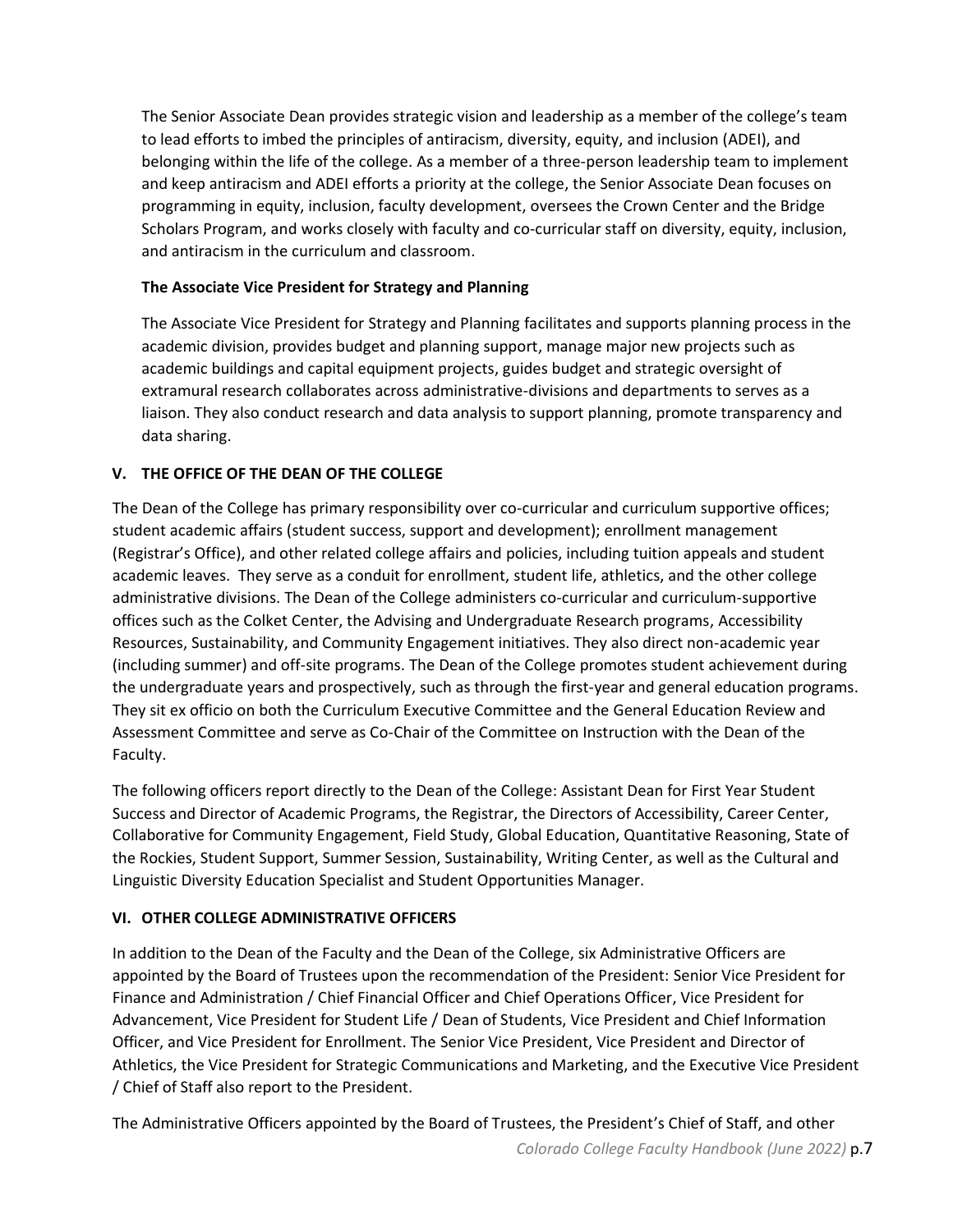The Senior Associate Dean provides strategic vision and leadership as a member of the college's team to lead efforts to imbed the principles of antiracism, diversity, equity, and inclusion (ADEI), and belonging within the life of the college. As a member of a three-person leadership team to implement and keep antiracism and ADEI efforts a priority at the college, the Senior Associate Dean focuses on programming in equity, inclusion, faculty development, oversees the Crown Center and the Bridge Scholars Program, and works closely with faculty and co-curricular staff on diversity, equity, inclusion, and antiracism in the curriculum and classroom.

**The Associate Vice President for Strategy and Planning**

The Associate Vice President for Strategy and Planning facilitates and supports planning process in the academic division, provides budget and planning support, manage major new projects such as academic buildings and capital equipment projects, guides budget and strategic oversight of extramural research collaborates across administrative-divisions and departments to serves as a liaison. They also conduct research and data analysis to support planning, promote transparency and data sharing.

## V. THE OFFICE OF THE DEAN OF THE COLLEGE

The Dean of the College has primary responsibility over co-curricular and curriculum supportive offices; student academic affairs (student success, support and development); enrollment management (Registrar's Office), and other related college affairs and policies, including tuition appeals and student academic leaves. They serve as a conduit for enrollment, student life, athletics, and the other college administrative divisions. The Dean of the College administers co-curricular and curriculum-supportive offices such as the Colket Center, the Advising and Undergraduate Research programs, Accessibility Resources, Sustainability, and Community Engagement initiatives. They also direct non-academic year (including summer) and off-site programs. The Dean of the College promotes student achievement during the undergraduate years and prospectively, such as through the first-year and general education programs. They sit ex officio on both the Curriculum Executive Committee and the General Education Review and Assessment Committee and serve as Co-Chair of the Committee on Instruction with the Dean of the Faculty.

The following officers report directly to the Dean of the College: Assistant Dean for First Year Student Success and Director of Academic Programs, the Registrar, the Directors of Accessibility, Career Center, Collaborative for Community Engagement, Field Study, Global Education, Quantitative Reasoning, State of the Rockies, Student Support, Summer Session, Sustainability, Writing Center, as well as the Cultural and Linguistic Diversity Education Specialist and Student Opportunities Manager.

## VI. OTHER COLLEGE ADMINISTRATIVE OFFICERS

In addition to the Dean of the Faculty and the Dean of the College, six Administrative Officers are appointed by the Board of Trustees upon the recommendation of the President: Senior Vice President for Finance and Administration / Chief Financial Officer and Chief Operations Officer, Vice President for Advancement, Vice President for Student Life / Dean of Students, Vice President and Chief Information Officer, and Vice President for Enrollment. The Senior Vice President, Vice President and Director of Athletics, the Vice President for Strategic Communications and Marketing, and the Executive Vice President / Chief of Staff also report to the President.

The Administrative Officers appointed by the Board of Trustees, the President's Chief of Staff, and other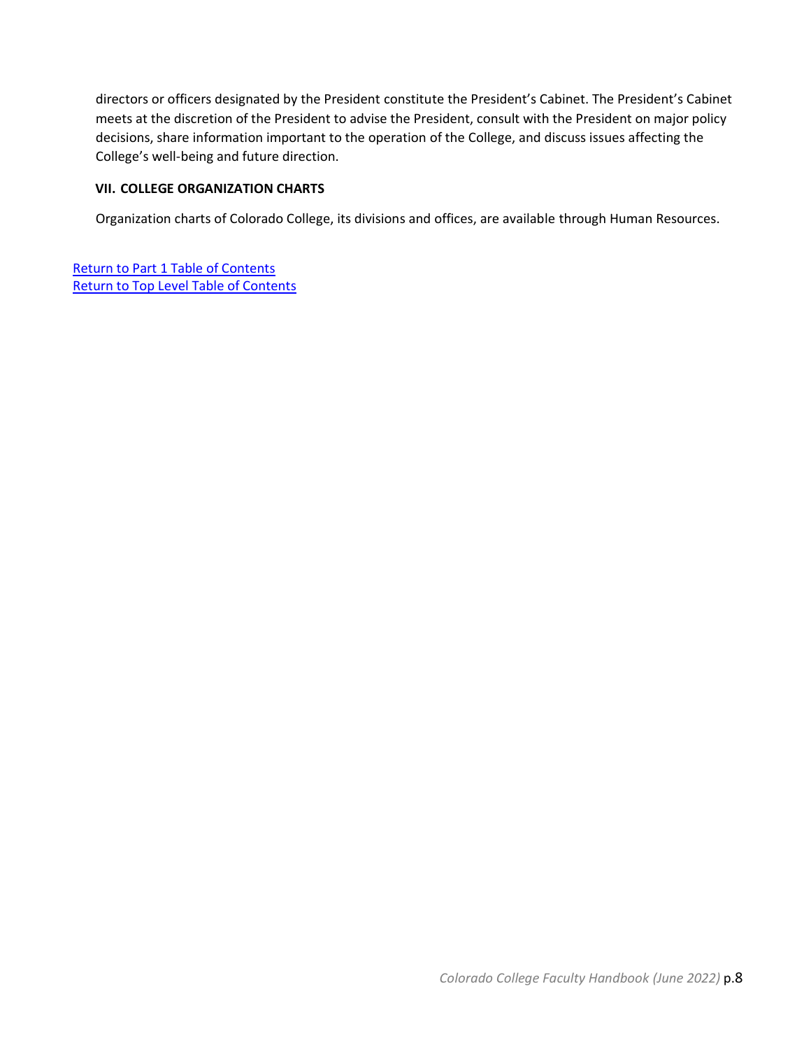directors or officers designated by the President constitute the President's Cabinet. The President's Cabinet meets at the discretion of the President to advise the President, consult with the President on major policy decisions, share information important to the operation of the College, and discuss issues affecting the College's well-being and future direction.

### VII. COLLEGE ORGANIZATION CHARTS

Organization charts of Colorado College, its divisions and offices, are available through Human Resources.

Return to Part 1 Table of Contents
Return to Top Level Table of Contents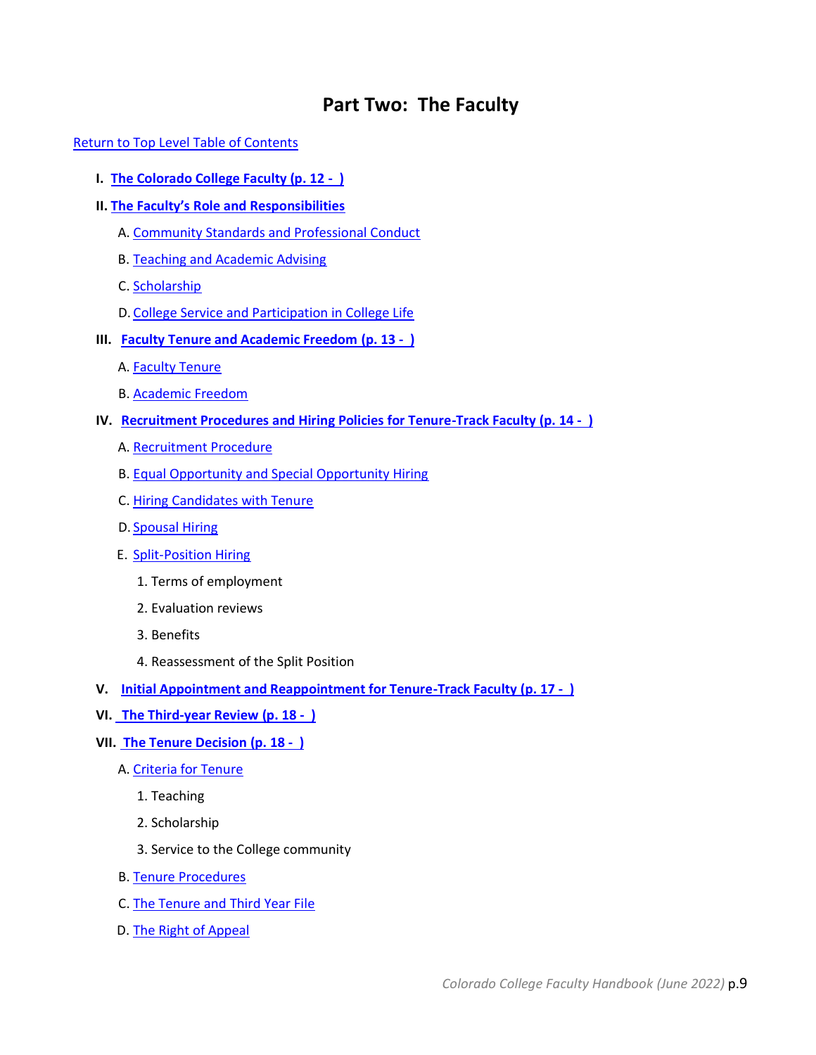# Part Two: The Faculty

Return to Top Level Table of Contents

- **I. The Colorado College Faculty (p. 12 - )**
- **II. The Faculty's Role and Responsibilities**
  - A. Community Standards and Professional Conduct
  - B. Teaching and Academic Advising
  - C. Scholarship
  - D. College Service and Participation in College Life
- **III. Faculty Tenure and Academic Freedom (p. 13 - )**
  - A. Faculty Tenure
  - B. Academic Freedom
- **IV. Recruitment Procedures and Hiring Policies for Tenure-Track Faculty (p. 14 - )**
  - A. Recruitment Procedure
  - B. Equal Opportunity and Special Opportunity Hiring
  - C. Hiring Candidates with Tenure
  - D. Spousal Hiring
  - E. Split-Position Hiring
    1. Terms of employment
    2. Evaluation reviews
    3. Benefits
    4. Reassessment of the Split Position
- **V. Initial Appointment and Reappointment for Tenure-Track Faculty (p. 17 - )**
- **VI. The Third-year Review (p. 18 - )**
- **VII. The Tenure Decision (p. 18 - )**
  - A. Criteria for Tenure
    1. Teaching
    2. Scholarship
    3. Service to the College community
  - B. Tenure Procedures
  - C. The Tenure and Third Year File
  - D. The Right of Appeal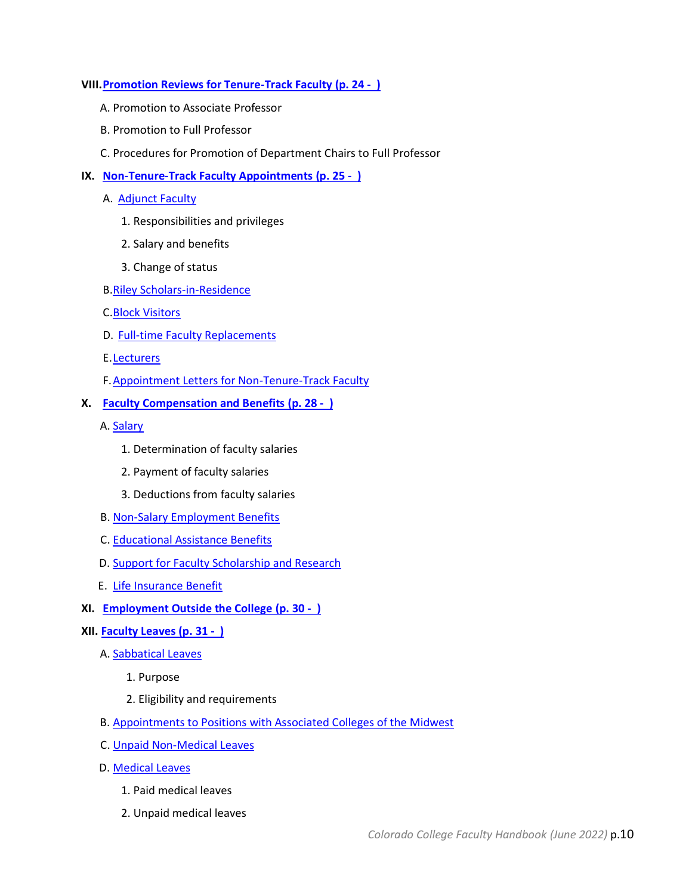VIII. **Promotion Reviews for Tenure-Track Faculty (p. 24 - )**

   A. Promotion to Associate Professor

   B. Promotion to Full Professor

   C. Procedures for Promotion of Department Chairs to Full Professor

IX. **Non-Tenure-Track Faculty Appointments (p. 25 - )**

   A. Adjunct Faculty

      1. Responsibilities and privileges

      2. Salary and benefits

      3. Change of status

   B. Riley Scholars-in-Residence

   C. Block Visitors

   D. Full-time Faculty Replacements

   E. Lecturers

   F. Appointment Letters for Non-Tenure-Track Faculty

X. **Faculty Compensation and Benefits (p. 28 - )**

   A. Salary

      1. Determination of faculty salaries

      2. Payment of faculty salaries

      3. Deductions from faculty salaries

   B. Non-Salary Employment Benefits

   C. Educational Assistance Benefits

   D. Support for Faculty Scholarship and Research

   E. Life Insurance Benefit

XI. **Employment Outside the College (p. 30 - )**

XII. **Faculty Leaves (p. 31 - )**

   A. Sabbatical Leaves

      1. Purpose

      2. Eligibility and requirements

   B. Appointments to Positions with Associated Colleges of the Midwest

   C. Unpaid Non-Medical Leaves

   D. Medical Leaves

      1. Paid medical leaves

      2. Unpaid medical leaves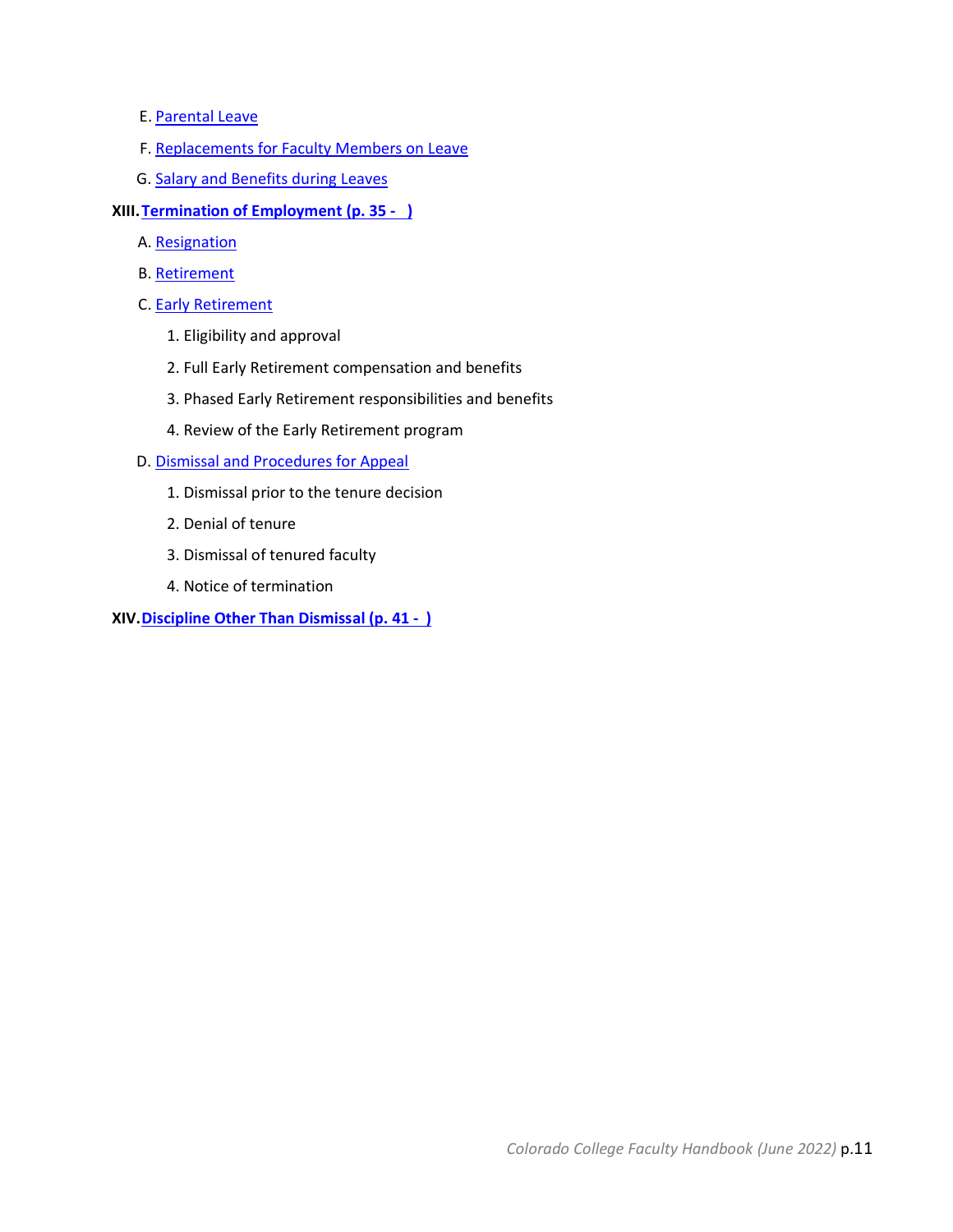E. Parental Leave

F. Replacements for Faculty Members on Leave

G. Salary and Benefits during Leaves

**XIII. Termination of Employment (p. 35 - )**

A. Resignation

B. Retirement

C. Early Retirement

1. Eligibility and approval
2. Full Early Retirement compensation and benefits
3. Phased Early Retirement responsibilities and benefits
4. Review of the Early Retirement program

D. Dismissal and Procedures for Appeal

1. Dismissal prior to the tenure decision
2. Denial of tenure
3. Dismissal of tenured faculty
4. Notice of termination

**XIV. Discipline Other Than Dismissal (p. 41 - )**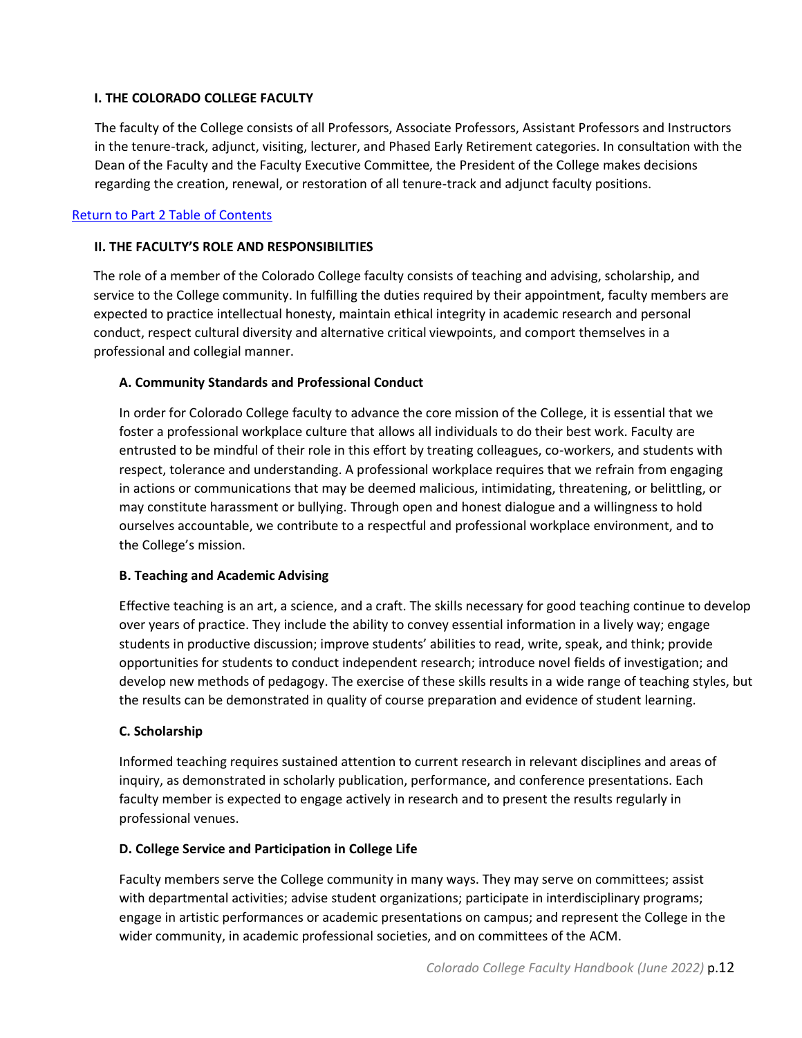## I. THE COLORADO COLLEGE FACULTY

The faculty of the College consists of all Professors, Associate Professors, Assistant Professors and Instructors in the tenure-track, adjunct, visiting, lecturer, and Phased Early Retirement categories. In consultation with the Dean of the Faculty and the Faculty Executive Committee, the President of the College makes decisions regarding the creation, renewal, or restoration of all tenure-track and adjunct faculty positions.

Return to Part 2 Table of Contents

## II. THE FACULTY'S ROLE AND RESPONSIBILITIES

The role of a member of the Colorado College faculty consists of teaching and advising, scholarship, and service to the College community. In fulfilling the duties required by their appointment, faculty members are expected to practice intellectual honesty, maintain ethical integrity in academic research and personal conduct, respect cultural diversity and alternative critical viewpoints, and comport themselves in a professional and collegial manner.

### A. Community Standards and Professional Conduct

In order for Colorado College faculty to advance the core mission of the College, it is essential that we foster a professional workplace culture that allows all individuals to do their best work. Faculty are entrusted to be mindful of their role in this effort by treating colleagues, co-workers, and students with respect, tolerance and understanding. A professional workplace requires that we refrain from engaging in actions or communications that may be deemed malicious, intimidating, threatening, or belittling, or may constitute harassment or bullying. Through open and honest dialogue and a willingness to hold ourselves accountable, we contribute to a respectful and professional workplace environment, and to the College's mission.

### B. Teaching and Academic Advising

Effective teaching is an art, a science, and a craft. The skills necessary for good teaching continue to develop over years of practice. They include the ability to convey essential information in a lively way; engage students in productive discussion; improve students' abilities to read, write, speak, and think; provide opportunities for students to conduct independent research; introduce novel fields of investigation; and develop new methods of pedagogy. The exercise of these skills results in a wide range of teaching styles, but the results can be demonstrated in quality of course preparation and evidence of student learning.

### C. Scholarship

Informed teaching requires sustained attention to current research in relevant disciplines and areas of inquiry, as demonstrated in scholarly publication, performance, and conference presentations. Each faculty member is expected to engage actively in research and to present the results regularly in professional venues.

### D. College Service and Participation in College Life

Faculty members serve the College community in many ways. They may serve on committees; assist with departmental activities; advise student organizations; participate in interdisciplinary programs; engage in artistic performances or academic presentations on campus; and represent the College in the wider community, in academic professional societies, and on committees of the ACM.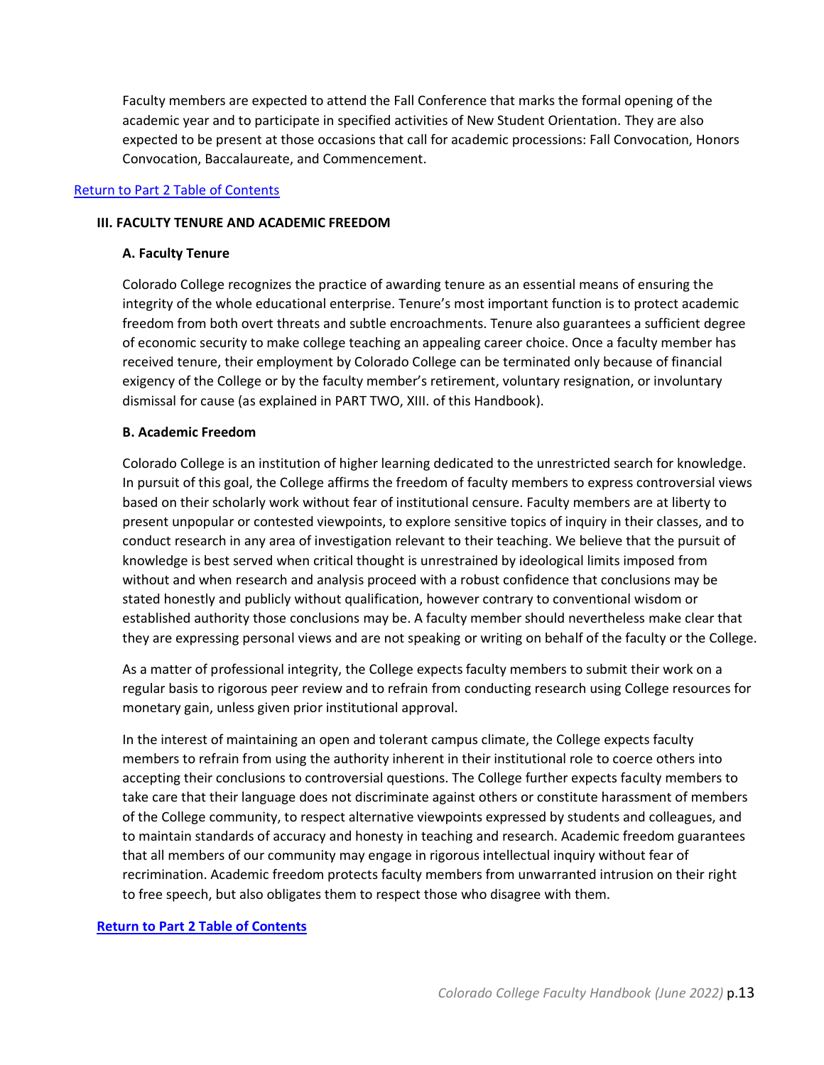Faculty members are expected to attend the Fall Conference that marks the formal opening of the academic year and to participate in specified activities of New Student Orientation. They are also expected to be present at those occasions that call for academic processions: Fall Convocation, Honors Convocation, Baccalaureate, and Commencement.

Return to Part 2 Table of Contents

## III. FACULTY TENURE AND ACADEMIC FREEDOM

### A. Faculty Tenure

Colorado College recognizes the practice of awarding tenure as an essential means of ensuring the integrity of the whole educational enterprise. Tenure's most important function is to protect academic freedom from both overt threats and subtle encroachments. Tenure also guarantees a sufficient degree of economic security to make college teaching an appealing career choice. Once a faculty member has received tenure, their employment by Colorado College can be terminated only because of financial exigency of the College or by the faculty member's retirement, voluntary resignation, or involuntary dismissal for cause (as explained in PART TWO, XIII. of this Handbook).

### B. Academic Freedom

Colorado College is an institution of higher learning dedicated to the unrestricted search for knowledge. In pursuit of this goal, the College affirms the freedom of faculty members to express controversial views based on their scholarly work without fear of institutional censure. Faculty members are at liberty to present unpopular or contested viewpoints, to explore sensitive topics of inquiry in their classes, and to conduct research in any area of investigation relevant to their teaching. We believe that the pursuit of knowledge is best served when critical thought is unrestrained by ideological limits imposed from without and when research and analysis proceed with a robust confidence that conclusions may be stated honestly and publicly without qualification, however contrary to conventional wisdom or established authority those conclusions may be. A faculty member should nevertheless make clear that they are expressing personal views and are not speaking or writing on behalf of the faculty or the College.

As a matter of professional integrity, the College expects faculty members to submit their work on a regular basis to rigorous peer review and to refrain from conducting research using College resources for monetary gain, unless given prior institutional approval.

In the interest of maintaining an open and tolerant campus climate, the College expects faculty members to refrain from using the authority inherent in their institutional role to coerce others into accepting their conclusions to controversial questions. The College further expects faculty members to take care that their language does not discriminate against others or constitute harassment of members of the College community, to respect alternative viewpoints expressed by students and colleagues, and to maintain standards of accuracy and honesty in teaching and research. Academic freedom guarantees that all members of our community may engage in rigorous intellectual inquiry without fear of recrimination. Academic freedom protects faculty members from unwarranted intrusion on their right to free speech, but also obligates them to respect those who disagree with them.

**Return to Part 2 Table of Contents**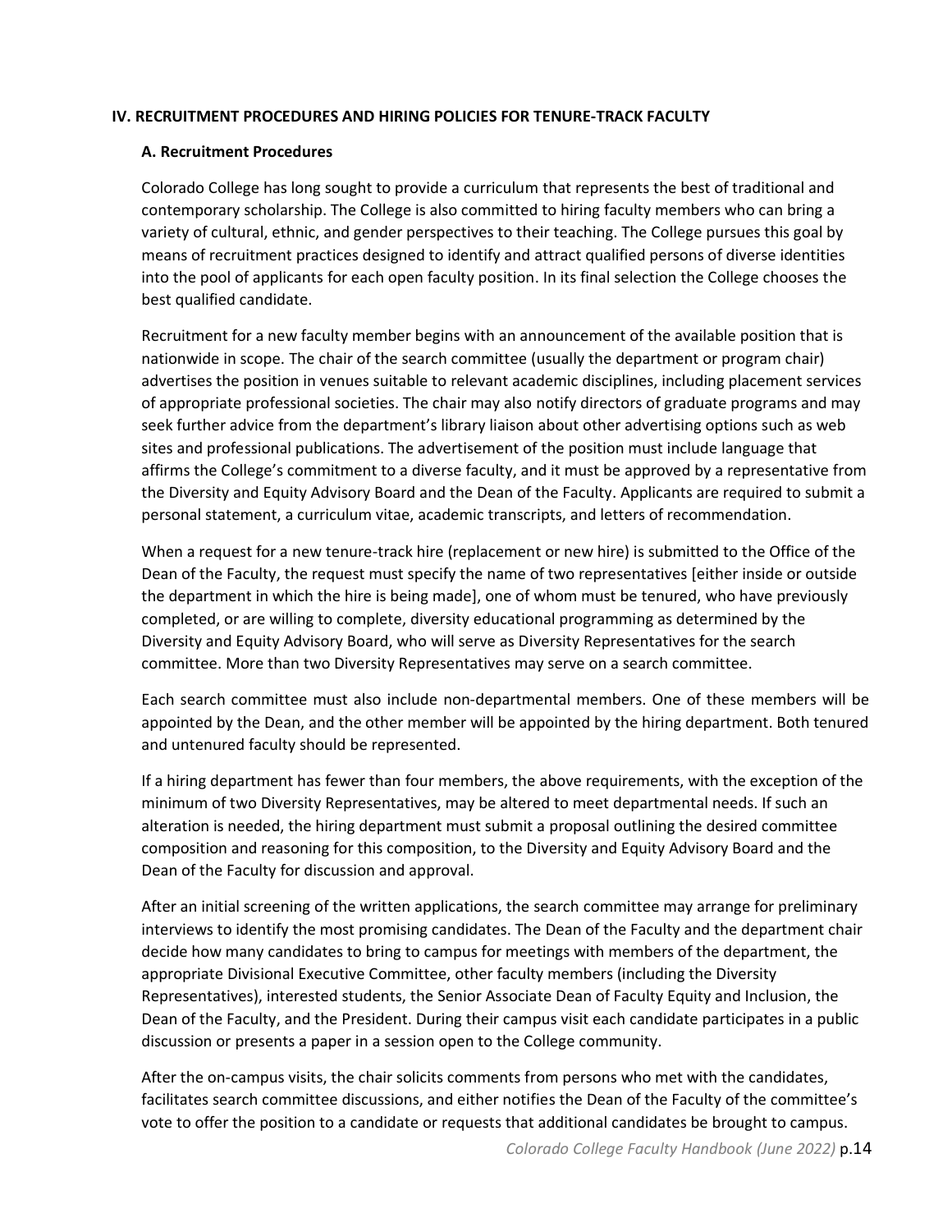## IV. RECRUITMENT PROCEDURES AND HIRING POLICIES FOR TENURE-TRACK FACULTY

### A. Recruitment Procedures

Colorado College has long sought to provide a curriculum that represents the best of traditional and contemporary scholarship. The College is also committed to hiring faculty members who can bring a variety of cultural, ethnic, and gender perspectives to their teaching. The College pursues this goal by means of recruitment practices designed to identify and attract qualified persons of diverse identities into the pool of applicants for each open faculty position. In its final selection the College chooses the best qualified candidate.

Recruitment for a new faculty member begins with an announcement of the available position that is nationwide in scope. The chair of the search committee (usually the department or program chair) advertises the position in venues suitable to relevant academic disciplines, including placement services of appropriate professional societies. The chair may also notify directors of graduate programs and may seek further advice from the department's library liaison about other advertising options such as web sites and professional publications. The advertisement of the position must include language that affirms the College's commitment to a diverse faculty, and it must be approved by a representative from the Diversity and Equity Advisory Board and the Dean of the Faculty. Applicants are required to submit a personal statement, a curriculum vitae, academic transcripts, and letters of recommendation.

When a request for a new tenure-track hire (replacement or new hire) is submitted to the Office of the Dean of the Faculty, the request must specify the name of two representatives [either inside or outside the department in which the hire is being made], one of whom must be tenured, who have previously completed, or are willing to complete, diversity educational programming as determined by the Diversity and Equity Advisory Board, who will serve as Diversity Representatives for the search committee. More than two Diversity Representatives may serve on a search committee.

Each search committee must also include non-departmental members. One of these members will be appointed by the Dean, and the other member will be appointed by the hiring department. Both tenured and untenured faculty should be represented.

If a hiring department has fewer than four members, the above requirements, with the exception of the minimum of two Diversity Representatives, may be altered to meet departmental needs. If such an alteration is needed, the hiring department must submit a proposal outlining the desired committee composition and reasoning for this composition, to the Diversity and Equity Advisory Board and the Dean of the Faculty for discussion and approval.

After an initial screening of the written applications, the search committee may arrange for preliminary interviews to identify the most promising candidates. The Dean of the Faculty and the department chair decide how many candidates to bring to campus for meetings with members of the department, the appropriate Divisional Executive Committee, other faculty members (including the Diversity Representatives), interested students, the Senior Associate Dean of Faculty Equity and Inclusion, the Dean of the Faculty, and the President. During their campus visit each candidate participates in a public discussion or presents a paper in a session open to the College community.

After the on-campus visits, the chair solicits comments from persons who met with the candidates, facilitates search committee discussions, and either notifies the Dean of the Faculty of the committee's vote to offer the position to a candidate or requests that additional candidates be brought to campus.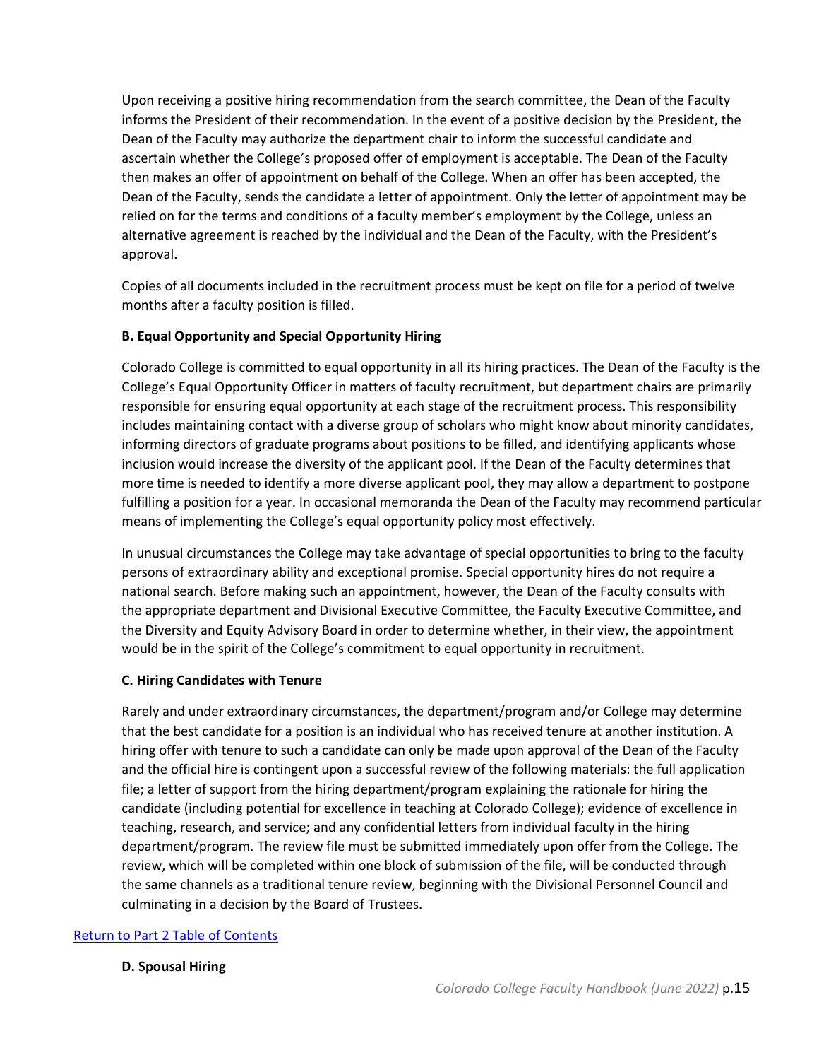Upon receiving a positive hiring recommendation from the search committee, the Dean of the Faculty informs the President of their recommendation. In the event of a positive decision by the President, the Dean of the Faculty may authorize the department chair to inform the successful candidate and ascertain whether the College's proposed offer of employment is acceptable. The Dean of the Faculty then makes an offer of appointment on behalf of the College. When an offer has been accepted, the Dean of the Faculty, sends the candidate a letter of appointment. Only the letter of appointment may be relied on for the terms and conditions of a faculty member's employment by the College, unless an alternative agreement is reached by the individual and the Dean of the Faculty, with the President's approval.

Copies of all documents included in the recruitment process must be kept on file for a period of twelve months after a faculty position is filled.

**B. Equal Opportunity and Special Opportunity Hiring**

Colorado College is committed to equal opportunity in all its hiring practices. The Dean of the Faculty is the College's Equal Opportunity Officer in matters of faculty recruitment, but department chairs are primarily responsible for ensuring equal opportunity at each stage of the recruitment process. This responsibility includes maintaining contact with a diverse group of scholars who might know about minority candidates, informing directors of graduate programs about positions to be filled, and identifying applicants whose inclusion would increase the diversity of the applicant pool. If the Dean of the Faculty determines that more time is needed to identify a more diverse applicant pool, they may allow a department to postpone fulfilling a position for a year. In occasional memoranda the Dean of the Faculty may recommend particular means of implementing the College's equal opportunity policy most effectively.

In unusual circumstances the College may take advantage of special opportunities to bring to the faculty persons of extraordinary ability and exceptional promise. Special opportunity hires do not require a national search. Before making such an appointment, however, the Dean of the Faculty consults with the appropriate department and Divisional Executive Committee, the Faculty Executive Committee, and the Diversity and Equity Advisory Board in order to determine whether, in their view, the appointment would be in the spirit of the College's commitment to equal opportunity in recruitment.

**C. Hiring Candidates with Tenure**

Rarely and under extraordinary circumstances, the department/program and/or College may determine that the best candidate for a position is an individual who has received tenure at another institution. A hiring offer with tenure to such a candidate can only be made upon approval of the Dean of the Faculty and the official hire is contingent upon a successful review of the following materials: the full application file; a letter of support from the hiring department/program explaining the rationale for hiring the candidate (including potential for excellence in teaching at Colorado College); evidence of excellence in teaching, research, and service; and any confidential letters from individual faculty in the hiring department/program. The review file must be submitted immediately upon offer from the College. The review, which will be completed within one block of submission of the file, will be conducted through the same channels as a traditional tenure review, beginning with the Divisional Personnel Council and culminating in a decision by the Board of Trustees.

Return to Part 2 Table of Contents

**D. Spousal Hiring**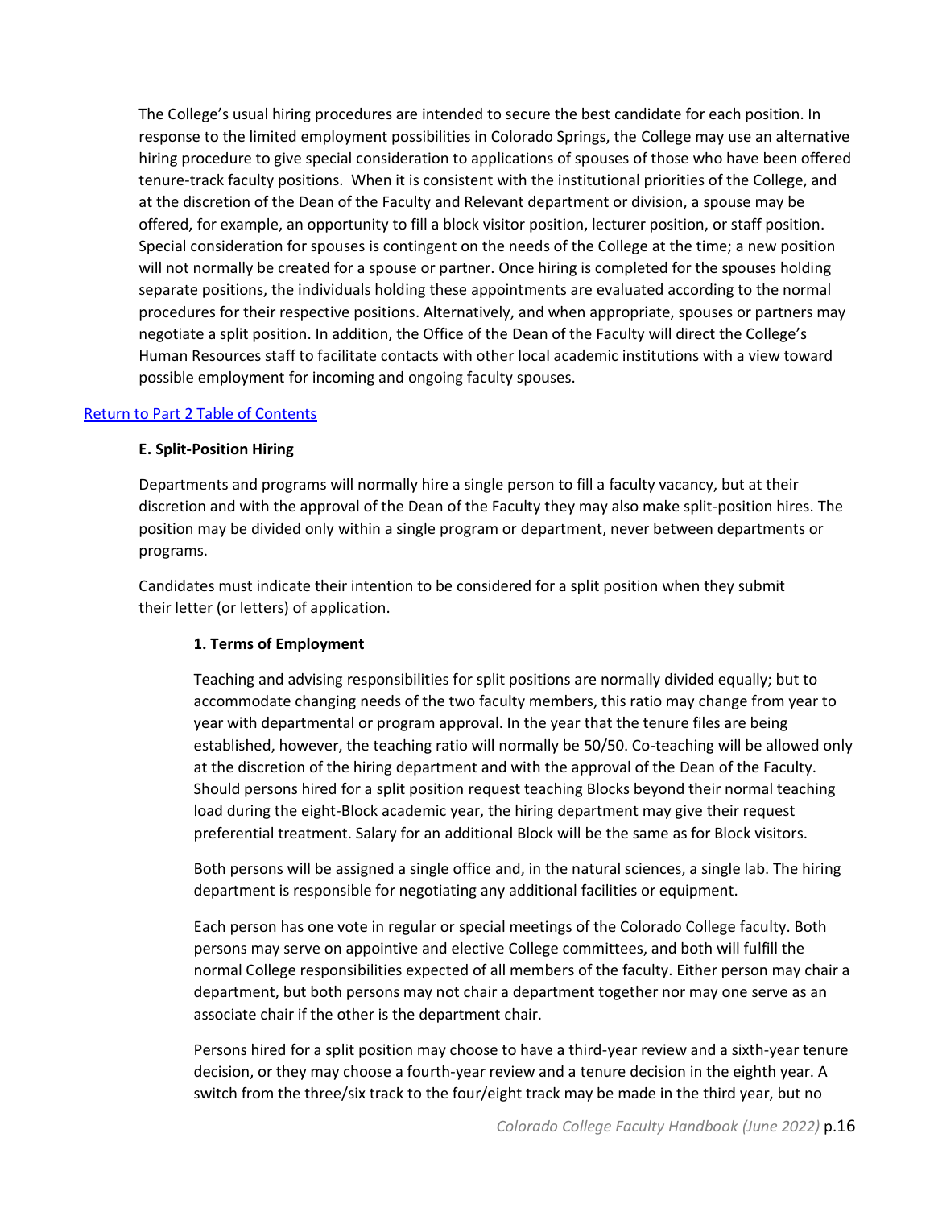The College's usual hiring procedures are intended to secure the best candidate for each position. In response to the limited employment possibilities in Colorado Springs, the College may use an alternative hiring procedure to give special consideration to applications of spouses of those who have been offered tenure-track faculty positions. When it is consistent with the institutional priorities of the College, and at the discretion of the Dean of the Faculty and Relevant department or division, a spouse may be offered, for example, an opportunity to fill a block visitor position, lecturer position, or staff position. Special consideration for spouses is contingent on the needs of the College at the time; a new position will not normally be created for a spouse or partner. Once hiring is completed for the spouses holding separate positions, the individuals holding these appointments are evaluated according to the normal procedures for their respective positions. Alternatively, and when appropriate, spouses or partners may negotiate a split position. In addition, the Office of the Dean of the Faculty will direct the College's Human Resources staff to facilitate contacts with other local academic institutions with a view toward possible employment for incoming and ongoing faculty spouses.

Return to Part 2 Table of Contents

### E. Split-Position Hiring

Departments and programs will normally hire a single person to fill a faculty vacancy, but at their discretion and with the approval of the Dean of the Faculty they may also make split-position hires. The position may be divided only within a single program or department, never between departments or programs.

Candidates must indicate their intention to be considered for a split position when they submit their letter (or letters) of application.

#### 1. Terms of Employment

Teaching and advising responsibilities for split positions are normally divided equally; but to accommodate changing needs of the two faculty members, this ratio may change from year to year with departmental or program approval. In the year that the tenure files are being established, however, the teaching ratio will normally be 50/50. Co-teaching will be allowed only at the discretion of the hiring department and with the approval of the Dean of the Faculty. Should persons hired for a split position request teaching Blocks beyond their normal teaching load during the eight-Block academic year, the hiring department may give their request preferential treatment. Salary for an additional Block will be the same as for Block visitors.

Both persons will be assigned a single office and, in the natural sciences, a single lab. The hiring department is responsible for negotiating any additional facilities or equipment.

Each person has one vote in regular or special meetings of the Colorado College faculty. Both persons may serve on appointive and elective College committees, and both will fulfill the normal College responsibilities expected of all members of the faculty. Either person may chair a department, but both persons may not chair a department together nor may one serve as an associate chair if the other is the department chair.

Persons hired for a split position may choose to have a third-year review and a sixth-year tenure decision, or they may choose a fourth-year review and a tenure decision in the eighth year. A switch from the three/six track to the four/eight track may be made in the third year, but no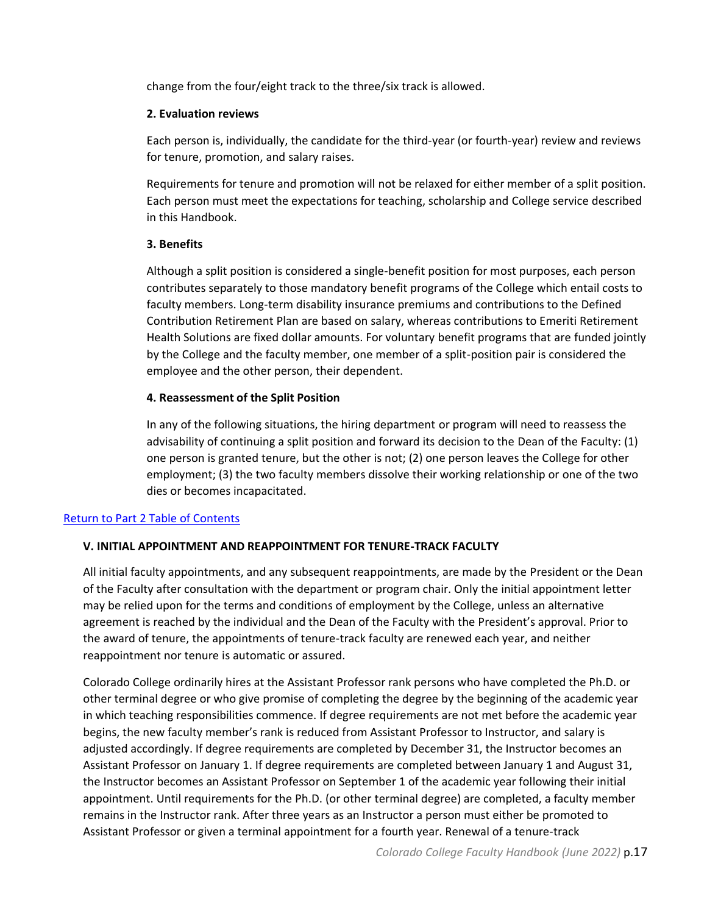change from the four/eight track to the three/six track is allowed.

**2. Evaluation reviews**

Each person is, individually, the candidate for the third-year (or fourth-year) review and reviews for tenure, promotion, and salary raises.

Requirements for tenure and promotion will not be relaxed for either member of a split position. Each person must meet the expectations for teaching, scholarship and College service described in this Handbook.

**3. Benefits**

Although a split position is considered a single-benefit position for most purposes, each person contributes separately to those mandatory benefit programs of the College which entail costs to faculty members. Long-term disability insurance premiums and contributions to the Defined Contribution Retirement Plan are based on salary, whereas contributions to Emeriti Retirement Health Solutions are fixed dollar amounts. For voluntary benefit programs that are funded jointly by the College and the faculty member, one member of a split-position pair is considered the employee and the other person, their dependent.

**4. Reassessment of the Split Position**

In any of the following situations, the hiring department or program will need to reassess the advisability of continuing a split position and forward its decision to the Dean of the Faculty: (1) one person is granted tenure, but the other is not; (2) one person leaves the College for other employment; (3) the two faculty members dissolve their working relationship or one of the two dies or becomes incapacitated.

Return to Part 2 Table of Contents

### V. INITIAL APPOINTMENT AND REAPPOINTMENT FOR TENURE-TRACK FACULTY

All initial faculty appointments, and any subsequent reappointments, are made by the President or the Dean of the Faculty after consultation with the department or program chair. Only the initial appointment letter may be relied upon for the terms and conditions of employment by the College, unless an alternative agreement is reached by the individual and the Dean of the Faculty with the President's approval. Prior to the award of tenure, the appointments of tenure-track faculty are renewed each year, and neither reappointment nor tenure is automatic or assured.

Colorado College ordinarily hires at the Assistant Professor rank persons who have completed the Ph.D. or other terminal degree or who give promise of completing the degree by the beginning of the academic year in which teaching responsibilities commence. If degree requirements are not met before the academic year begins, the new faculty member's rank is reduced from Assistant Professor to Instructor, and salary is adjusted accordingly. If degree requirements are completed by December 31, the Instructor becomes an Assistant Professor on January 1. If degree requirements are completed between January 1 and August 31, the Instructor becomes an Assistant Professor on September 1 of the academic year following their initial appointment. Until requirements for the Ph.D. (or other terminal degree) are completed, a faculty member remains in the Instructor rank. After three years as an Instructor a person must either be promoted to Assistant Professor or given a terminal appointment for a fourth year. Renewal of a tenure-track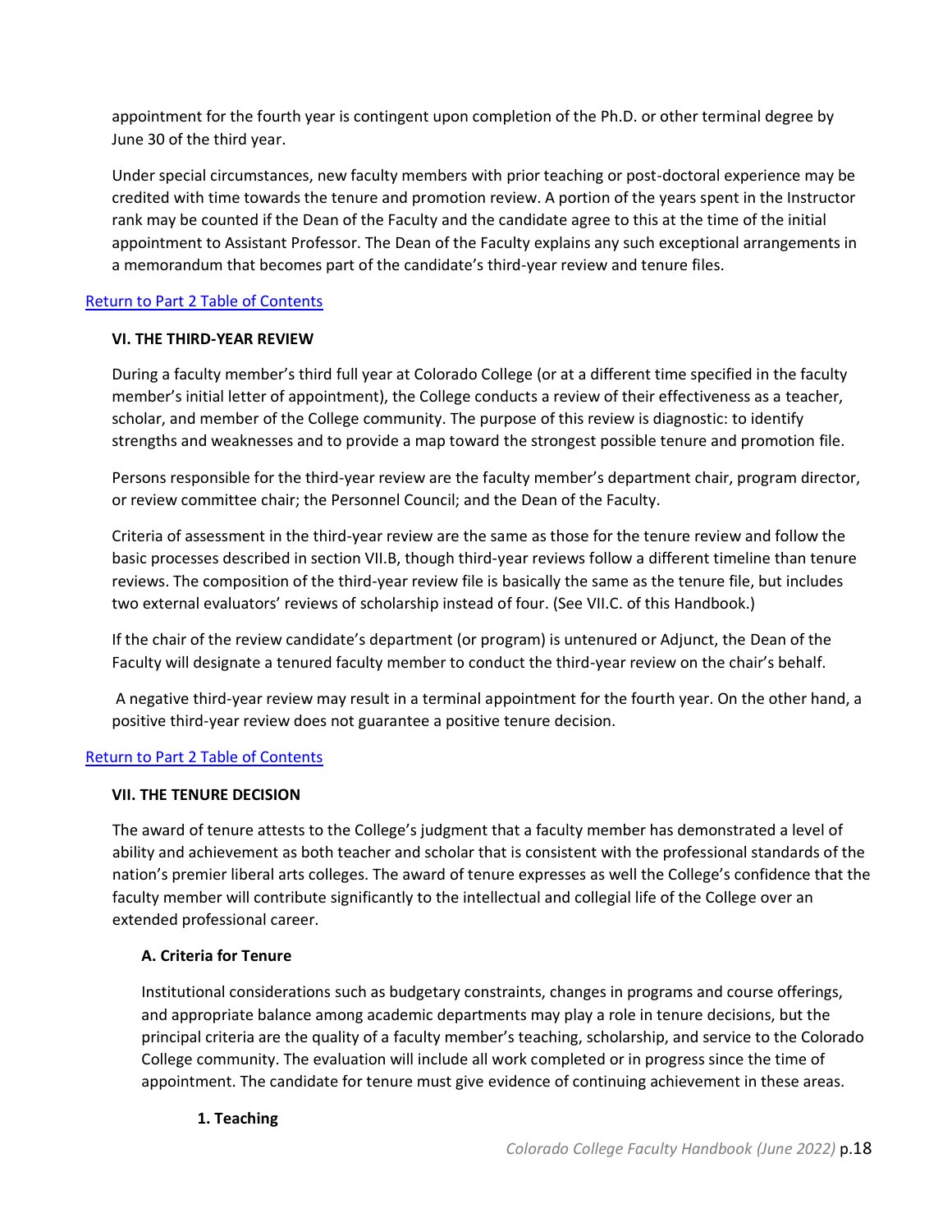appointment for the fourth year is contingent upon completion of the Ph.D. or other terminal degree by June 30 of the third year.

Under special circumstances, new faculty members with prior teaching or post-doctoral experience may be credited with time towards the tenure and promotion review. A portion of the years spent in the Instructor rank may be counted if the Dean of the Faculty and the candidate agree to this at the time of the initial appointment to Assistant Professor. The Dean of the Faculty explains any such exceptional arrangements in a memorandum that becomes part of the candidate's third-year review and tenure files.

Return to Part 2 Table of Contents

## VI. THE THIRD-YEAR REVIEW

During a faculty member's third full year at Colorado College (or at a different time specified in the faculty member's initial letter of appointment), the College conducts a review of their effectiveness as a teacher, scholar, and member of the College community. The purpose of this review is diagnostic: to identify strengths and weaknesses and to provide a map toward the strongest possible tenure and promotion file.

Persons responsible for the third-year review are the faculty member's department chair, program director, or review committee chair; the Personnel Council; and the Dean of the Faculty.

Criteria of assessment in the third-year review are the same as those for the tenure review and follow the basic processes described in section VII.B, though third-year reviews follow a different timeline than tenure reviews. The composition of the third-year review file is basically the same as the tenure file, but includes two external evaluators' reviews of scholarship instead of four. (See VII.C. of this Handbook.)

If the chair of the review candidate's department (or program) is untenured or Adjunct, the Dean of the Faculty will designate a tenured faculty member to conduct the third-year review on the chair's behalf.

A negative third-year review may result in a terminal appointment for the fourth year. On the other hand, a positive third-year review does not guarantee a positive tenure decision.

Return to Part 2 Table of Contents

## VII. THE TENURE DECISION

The award of tenure attests to the College's judgment that a faculty member has demonstrated a level of ability and achievement as both teacher and scholar that is consistent with the professional standards of the nation's premier liberal arts colleges. The award of tenure expresses as well the College's confidence that the faculty member will contribute significantly to the intellectual and collegial life of the College over an extended professional career.

### A. Criteria for Tenure

Institutional considerations such as budgetary constraints, changes in programs and course offerings, and appropriate balance among academic departments may play a role in tenure decisions, but the principal criteria are the quality of a faculty member's teaching, scholarship, and service to the Colorado College community. The evaluation will include all work completed or in progress since the time of appointment. The candidate for tenure must give evidence of continuing achievement in these areas.

#### 1. Teaching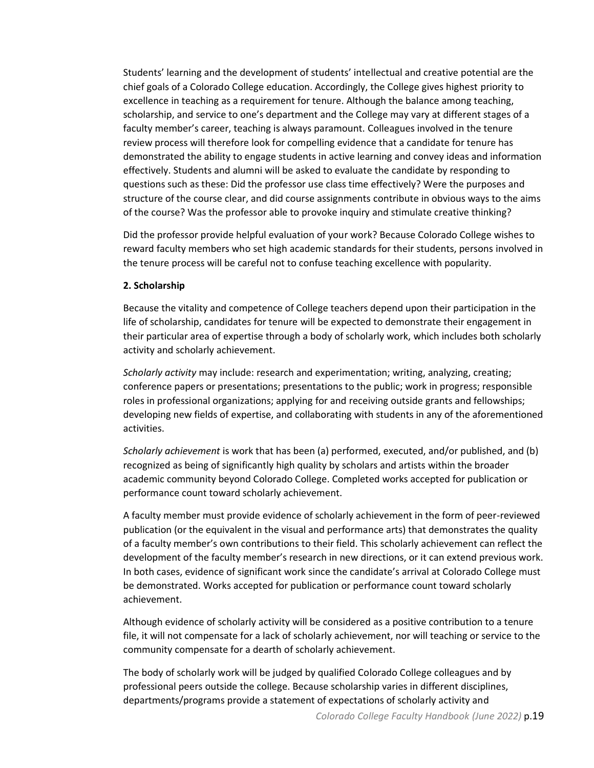Students' learning and the development of students' intellectual and creative potential are the chief goals of a Colorado College education. Accordingly, the College gives highest priority to excellence in teaching as a requirement for tenure. Although the balance among teaching, scholarship, and service to one's department and the College may vary at different stages of a faculty member's career, teaching is always paramount. Colleagues involved in the tenure review process will therefore look for compelling evidence that a candidate for tenure has demonstrated the ability to engage students in active learning and convey ideas and information effectively. Students and alumni will be asked to evaluate the candidate by responding to questions such as these: Did the professor use class time effectively? Were the purposes and structure of the course clear, and did course assignments contribute in obvious ways to the aims of the course? Was the professor able to provoke inquiry and stimulate creative thinking?

Did the professor provide helpful evaluation of your work? Because Colorado College wishes to reward faculty members who set high academic standards for their students, persons involved in the tenure process will be careful not to confuse teaching excellence with popularity.

**2. Scholarship**

Because the vitality and competence of College teachers depend upon their participation in the life of scholarship, candidates for tenure will be expected to demonstrate their engagement in their particular area of expertise through a body of scholarly work, which includes both scholarly activity and scholarly achievement.

*Scholarly activity* may include: research and experimentation; writing, analyzing, creating; conference papers or presentations; presentations to the public; work in progress; responsible roles in professional organizations; applying for and receiving outside grants and fellowships; developing new fields of expertise, and collaborating with students in any of the aforementioned activities.

*Scholarly achievement* is work that has been (a) performed, executed, and/or published, and (b) recognized as being of significantly high quality by scholars and artists within the broader academic community beyond Colorado College. Completed works accepted for publication or performance count toward scholarly achievement.

A faculty member must provide evidence of scholarly achievement in the form of peer-reviewed publication (or the equivalent in the visual and performance arts) that demonstrates the quality of a faculty member's own contributions to their field. This scholarly achievement can reflect the development of the faculty member's research in new directions, or it can extend previous work. In both cases, evidence of significant work since the candidate's arrival at Colorado College must be demonstrated. Works accepted for publication or performance count toward scholarly achievement.

Although evidence of scholarly activity will be considered as a positive contribution to a tenure file, it will not compensate for a lack of scholarly achievement, nor will teaching or service to the community compensate for a dearth of scholarly achievement.

The body of scholarly work will be judged by qualified Colorado College colleagues and by professional peers outside the college. Because scholarship varies in different disciplines, departments/programs provide a statement of expectations of scholarly activity and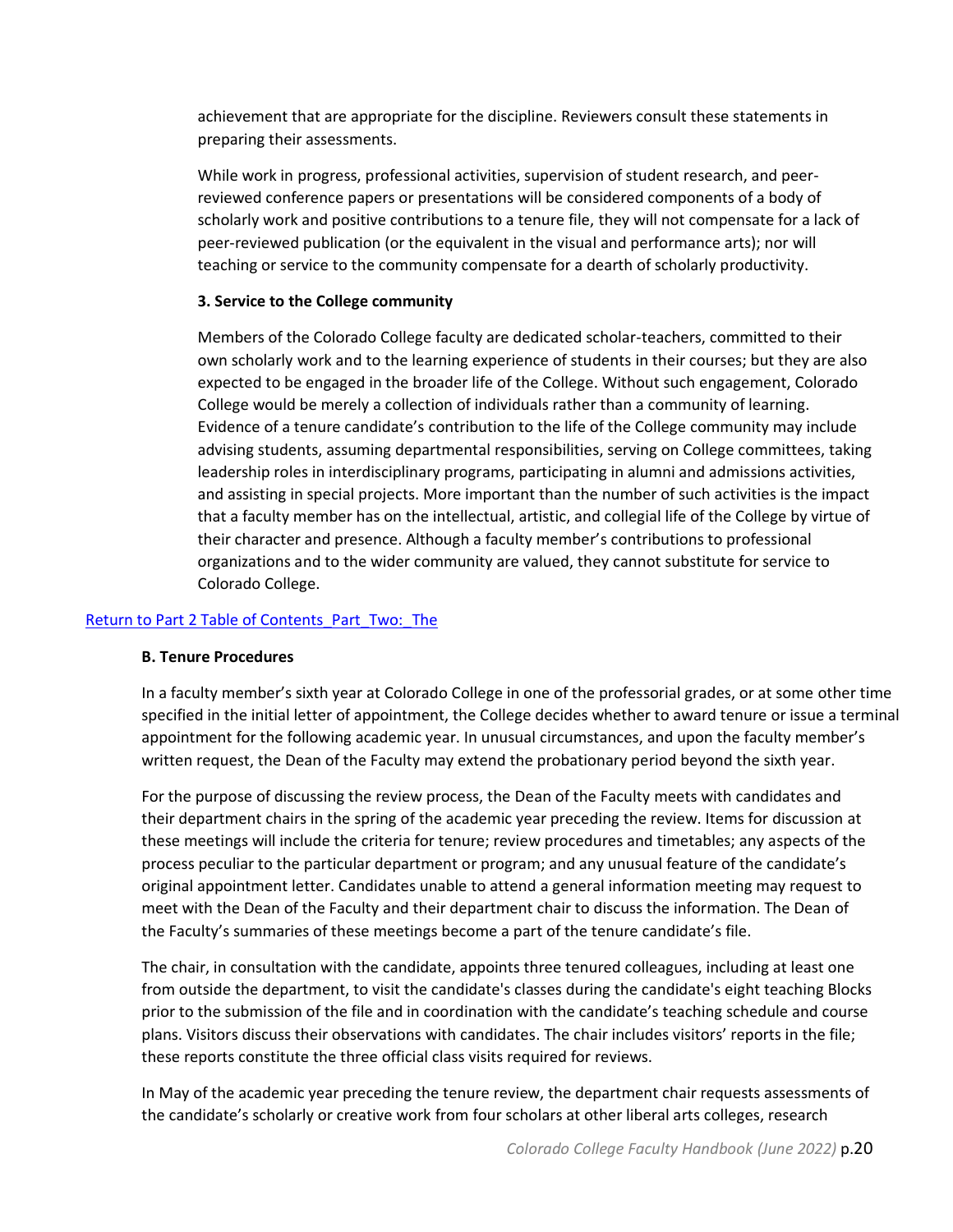achievement that are appropriate for the discipline. Reviewers consult these statements in preparing their assessments.

While work in progress, professional activities, supervision of student research, and peer-reviewed conference papers or presentations will be considered components of a body of scholarly work and positive contributions to a tenure file, they will not compensate for a lack of peer-reviewed publication (or the equivalent in the visual and performance arts); nor will teaching or service to the community compensate for a dearth of scholarly productivity.

**3. Service to the College community**

Members of the Colorado College faculty are dedicated scholar-teachers, committed to their own scholarly work and to the learning experience of students in their courses; but they are also expected to be engaged in the broader life of the College. Without such engagement, Colorado College would be merely a collection of individuals rather than a community of learning. Evidence of a tenure candidate's contribution to the life of the College community may include advising students, assuming departmental responsibilities, serving on College committees, taking leadership roles in interdisciplinary programs, participating in alumni and admissions activities, and assisting in special projects. More important than the number of such activities is the impact that a faculty member has on the intellectual, artistic, and collegial life of the College by virtue of their character and presence. Although a faculty member's contributions to professional organizations and to the wider community are valued, they cannot substitute for service to Colorado College.

Return to Part 2 Table of Contents_Part_Two:_The

**B. Tenure Procedures**

In a faculty member's sixth year at Colorado College in one of the professorial grades, or at some other time specified in the initial letter of appointment, the College decides whether to award tenure or issue a terminal appointment for the following academic year. In unusual circumstances, and upon the faculty member's written request, the Dean of the Faculty may extend the probationary period beyond the sixth year.

For the purpose of discussing the review process, the Dean of the Faculty meets with candidates and their department chairs in the spring of the academic year preceding the review. Items for discussion at these meetings will include the criteria for tenure; review procedures and timetables; any aspects of the process peculiar to the particular department or program; and any unusual feature of the candidate's original appointment letter. Candidates unable to attend a general information meeting may request to meet with the Dean of the Faculty and their department chair to discuss the information. The Dean of the Faculty's summaries of these meetings become a part of the tenure candidate's file.

The chair, in consultation with the candidate, appoints three tenured colleagues, including at least one from outside the department, to visit the candidate's classes during the candidate's eight teaching Blocks prior to the submission of the file and in coordination with the candidate's teaching schedule and course plans. Visitors discuss their observations with candidates. The chair includes visitors' reports in the file; these reports constitute the three official class visits required for reviews.

In May of the academic year preceding the tenure review, the department chair requests assessments of the candidate's scholarly or creative work from four scholars at other liberal arts colleges, research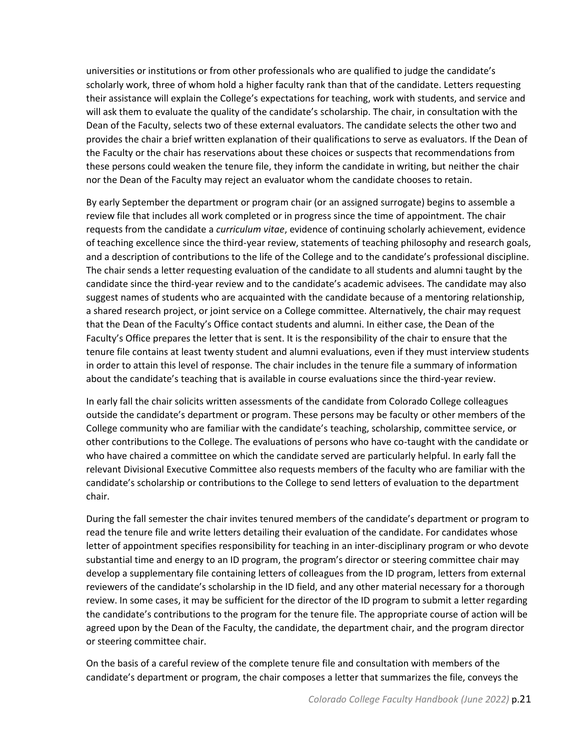universities or institutions or from other professionals who are qualified to judge the candidate's scholarly work, three of whom hold a higher faculty rank than that of the candidate. Letters requesting their assistance will explain the College's expectations for teaching, work with students, and service and will ask them to evaluate the quality of the candidate's scholarship. The chair, in consultation with the Dean of the Faculty, selects two of these external evaluators. The candidate selects the other two and provides the chair a brief written explanation of their qualifications to serve as evaluators. If the Dean of the Faculty or the chair has reservations about these choices or suspects that recommendations from these persons could weaken the tenure file, they inform the candidate in writing, but neither the chair nor the Dean of the Faculty may reject an evaluator whom the candidate chooses to retain.

By early September the department or program chair (or an assigned surrogate) begins to assemble a review file that includes all work completed or in progress since the time of appointment. The chair requests from the candidate a *curriculum vitae*, evidence of continuing scholarly achievement, evidence of teaching excellence since the third-year review, statements of teaching philosophy and research goals, and a description of contributions to the life of the College and to the candidate's professional discipline. The chair sends a letter requesting evaluation of the candidate to all students and alumni taught by the candidate since the third-year review and to the candidate's academic advisees. The candidate may also suggest names of students who are acquainted with the candidate because of a mentoring relationship, a shared research project, or joint service on a College committee. Alternatively, the chair may request that the Dean of the Faculty's Office contact students and alumni. In either case, the Dean of the Faculty's Office prepares the letter that is sent. It is the responsibility of the chair to ensure that the tenure file contains at least twenty student and alumni evaluations, even if they must interview students in order to attain this level of response. The chair includes in the tenure file a summary of information about the candidate's teaching that is available in course evaluations since the third-year review.

In early fall the chair solicits written assessments of the candidate from Colorado College colleagues outside the candidate's department or program. These persons may be faculty or other members of the College community who are familiar with the candidate's teaching, scholarship, committee service, or other contributions to the College. The evaluations of persons who have co-taught with the candidate or who have chaired a committee on which the candidate served are particularly helpful. In early fall the relevant Divisional Executive Committee also requests members of the faculty who are familiar with the candidate's scholarship or contributions to the College to send letters of evaluation to the department chair.

During the fall semester the chair invites tenured members of the candidate's department or program to read the tenure file and write letters detailing their evaluation of the candidate. For candidates whose letter of appointment specifies responsibility for teaching in an inter-disciplinary program or who devote substantial time and energy to an ID program, the program's director or steering committee chair may develop a supplementary file containing letters of colleagues from the ID program, letters from external reviewers of the candidate's scholarship in the ID field, and any other material necessary for a thorough review. In some cases, it may be sufficient for the director of the ID program to submit a letter regarding the candidate's contributions to the program for the tenure file. The appropriate course of action will be agreed upon by the Dean of the Faculty, the candidate, the department chair, and the program director or steering committee chair.

On the basis of a careful review of the complete tenure file and consultation with members of the candidate's department or program, the chair composes a letter that summarizes the file, conveys the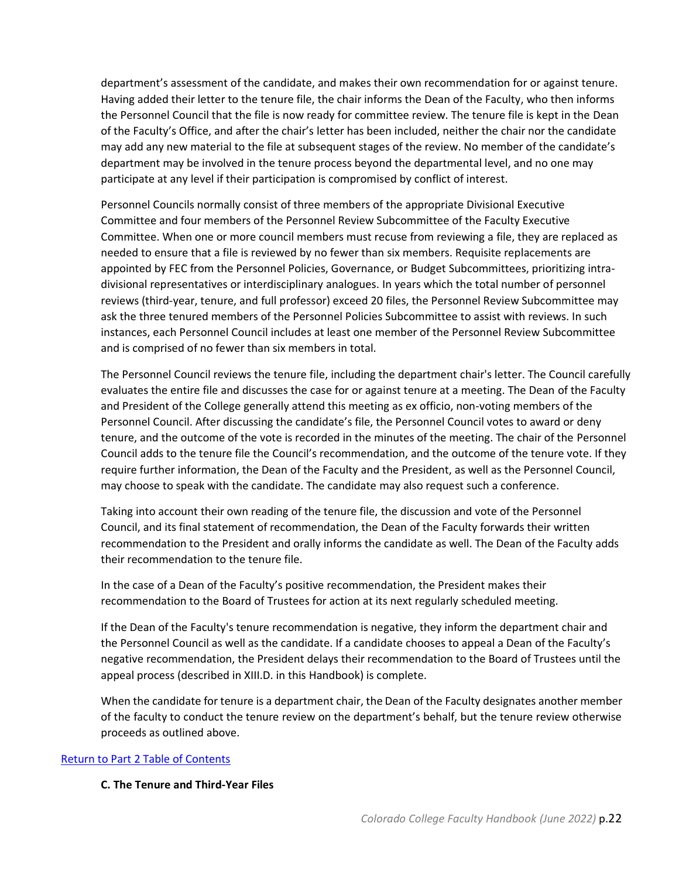department's assessment of the candidate, and makes their own recommendation for or against tenure. Having added their letter to the tenure file, the chair informs the Dean of the Faculty, who then informs the Personnel Council that the file is now ready for committee review. The tenure file is kept in the Dean of the Faculty's Office, and after the chair's letter has been included, neither the chair nor the candidate may add any new material to the file at subsequent stages of the review. No member of the candidate's department may be involved in the tenure process beyond the departmental level, and no one may participate at any level if their participation is compromised by conflict of interest.

Personnel Councils normally consist of three members of the appropriate Divisional Executive Committee and four members of the Personnel Review Subcommittee of the Faculty Executive Committee. When one or more council members must recuse from reviewing a file, they are replaced as needed to ensure that a file is reviewed by no fewer than six members. Requisite replacements are appointed by FEC from the Personnel Policies, Governance, or Budget Subcommittees, prioritizing intra-divisional representatives or interdisciplinary analogues. In years which the total number of personnel reviews (third-year, tenure, and full professor) exceed 20 files, the Personnel Review Subcommittee may ask the three tenured members of the Personnel Policies Subcommittee to assist with reviews. In such instances, each Personnel Council includes at least one member of the Personnel Review Subcommittee and is comprised of no fewer than six members in total.

The Personnel Council reviews the tenure file, including the department chair's letter. The Council carefully evaluates the entire file and discusses the case for or against tenure at a meeting. The Dean of the Faculty and President of the College generally attend this meeting as ex officio, non-voting members of the Personnel Council. After discussing the candidate's file, the Personnel Council votes to award or deny tenure, and the outcome of the vote is recorded in the minutes of the meeting. The chair of the Personnel Council adds to the tenure file the Council's recommendation, and the outcome of the tenure vote. If they require further information, the Dean of the Faculty and the President, as well as the Personnel Council, may choose to speak with the candidate. The candidate may also request such a conference.

Taking into account their own reading of the tenure file, the discussion and vote of the Personnel Council, and its final statement of recommendation, the Dean of the Faculty forwards their written recommendation to the President and orally informs the candidate as well. The Dean of the Faculty adds their recommendation to the tenure file.

In the case of a Dean of the Faculty's positive recommendation, the President makes their recommendation to the Board of Trustees for action at its next regularly scheduled meeting.

If the Dean of the Faculty's tenure recommendation is negative, they inform the department chair and the Personnel Council as well as the candidate. If a candidate chooses to appeal a Dean of the Faculty's negative recommendation, the President delays their recommendation to the Board of Trustees until the appeal process (described in XIII.D. in this Handbook) is complete.

When the candidate for tenure is a department chair, the Dean of the Faculty designates another member of the faculty to conduct the tenure review on the department's behalf, but the tenure review otherwise proceeds as outlined above.

[Return to Part 2 Table of Contents]

### C. The Tenure and Third-Year Files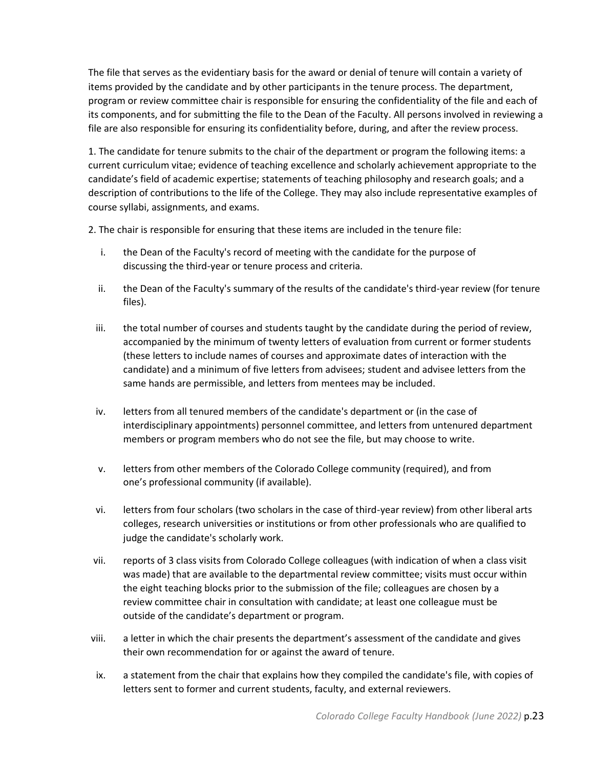The file that serves as the evidentiary basis for the award or denial of tenure will contain a variety of items provided by the candidate and by other participants in the tenure process. The department, program or review committee chair is responsible for ensuring the confidentiality of the file and each of its components, and for submitting the file to the Dean of the Faculty. All persons involved in reviewing a file are also responsible for ensuring its confidentiality before, during, and after the review process.

1. The candidate for tenure submits to the chair of the department or program the following items: a current curriculum vitae; evidence of teaching excellence and scholarly achievement appropriate to the candidate's field of academic expertise; statements of teaching philosophy and research goals; and a description of contributions to the life of the College. They may also include representative examples of course syllabi, assignments, and exams.

2. The chair is responsible for ensuring that these items are included in the tenure file:

   i. the Dean of the Faculty's record of meeting with the candidate for the purpose of discussing the third-year or tenure process and criteria.

   ii. the Dean of the Faculty's summary of the results of the candidate's third-year review (for tenure files).

   iii. the total number of courses and students taught by the candidate during the period of review, accompanied by the minimum of twenty letters of evaluation from current or former students (these letters to include names of courses and approximate dates of interaction with the candidate) and a minimum of five letters from advisees; student and advisee letters from the same hands are permissible, and letters from mentees may be included.

   iv. letters from all tenured members of the candidate's department or (in the case of interdisciplinary appointments) personnel committee, and letters from untenured department members or program members who do not see the file, but may choose to write.

   v. letters from other members of the Colorado College community (required), and from one's professional community (if available).

   vi. letters from four scholars (two scholars in the case of third-year review) from other liberal arts colleges, research universities or institutions or from other professionals who are qualified to judge the candidate's scholarly work.

   vii. reports of 3 class visits from Colorado College colleagues (with indication of when a class visit was made) that are available to the departmental review committee; visits must occur within the eight teaching blocks prior to the submission of the file; colleagues are chosen by a review committee chair in consultation with candidate; at least one colleague must be outside of the candidate's department or program.

   viii. a letter in which the chair presents the department's assessment of the candidate and gives their own recommendation for or against the award of tenure.

   ix. a statement from the chair that explains how they compiled the candidate's file, with copies of letters sent to former and current students, faculty, and external reviewers.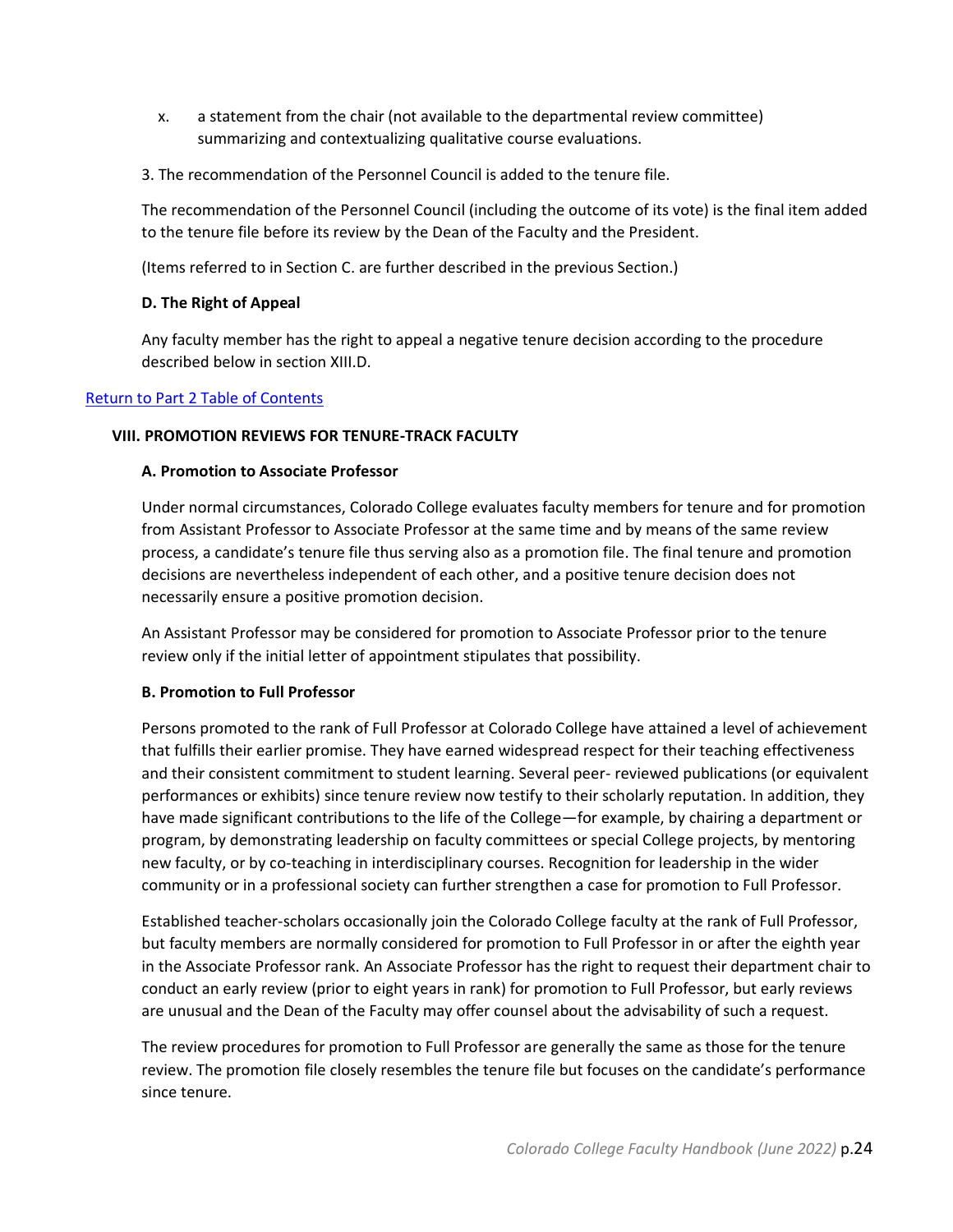x. a statement from the chair (not available to the departmental review committee) summarizing and contextualizing qualitative course evaluations.

3. The recommendation of the Personnel Council is added to the tenure file.

The recommendation of the Personnel Council (including the outcome of its vote) is the final item added to the tenure file before its review by the Dean of the Faculty and the President.

(Items referred to in Section C. are further described in the previous Section.)

**D. The Right of Appeal**

Any faculty member has the right to appeal a negative tenure decision according to the procedure described below in section XIII.D.

Return to Part 2 Table of Contents

## VIII. PROMOTION REVIEWS FOR TENURE-TRACK FACULTY

**A. Promotion to Associate Professor**

Under normal circumstances, Colorado College evaluates faculty members for tenure and for promotion from Assistant Professor to Associate Professor at the same time and by means of the same review process, a candidate's tenure file thus serving also as a promotion file. The final tenure and promotion decisions are nevertheless independent of each other, and a positive tenure decision does not necessarily ensure a positive promotion decision.

An Assistant Professor may be considered for promotion to Associate Professor prior to the tenure review only if the initial letter of appointment stipulates that possibility.

**B. Promotion to Full Professor**

Persons promoted to the rank of Full Professor at Colorado College have attained a level of achievement that fulfills their earlier promise. They have earned widespread respect for their teaching effectiveness and their consistent commitment to student learning. Several peer- reviewed publications (or equivalent performances or exhibits) since tenure review now testify to their scholarly reputation. In addition, they have made significant contributions to the life of the College—for example, by chairing a department or program, by demonstrating leadership on faculty committees or special College projects, by mentoring new faculty, or by co-teaching in interdisciplinary courses. Recognition for leadership in the wider community or in a professional society can further strengthen a case for promotion to Full Professor.

Established teacher-scholars occasionally join the Colorado College faculty at the rank of Full Professor, but faculty members are normally considered for promotion to Full Professor in or after the eighth year in the Associate Professor rank. An Associate Professor has the right to request their department chair to conduct an early review (prior to eight years in rank) for promotion to Full Professor, but early reviews are unusual and the Dean of the Faculty may offer counsel about the advisability of such a request.

The review procedures for promotion to Full Professor are generally the same as those for the tenure review. The promotion file closely resembles the tenure file but focuses on the candidate's performance since tenure.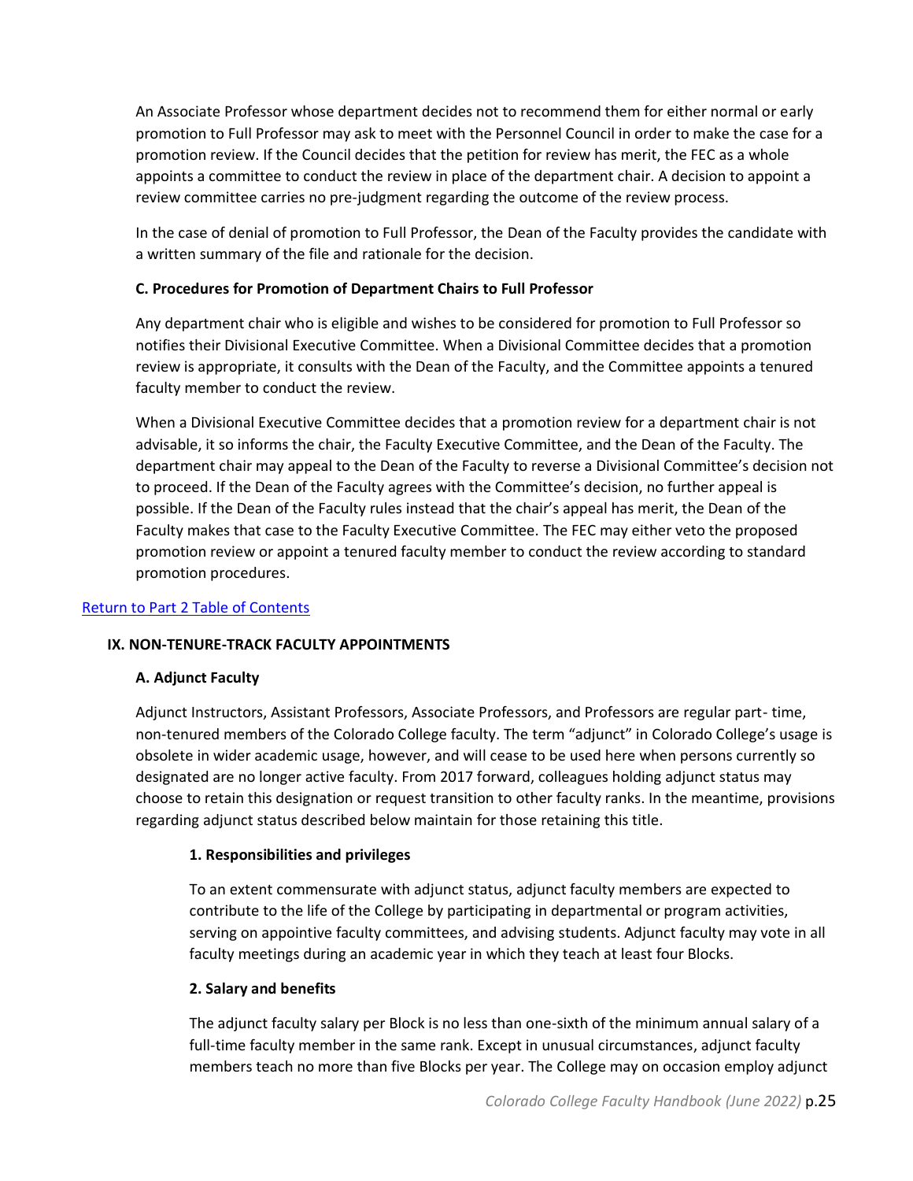An Associate Professor whose department decides not to recommend them for either normal or early promotion to Full Professor may ask to meet with the Personnel Council in order to make the case for a promotion review. If the Council decides that the petition for review has merit, the FEC as a whole appoints a committee to conduct the review in place of the department chair. A decision to appoint a review committee carries no pre-judgment regarding the outcome of the review process.

In the case of denial of promotion to Full Professor, the Dean of the Faculty provides the candidate with a written summary of the file and rationale for the decision.

#### C. Procedures for Promotion of Department Chairs to Full Professor

Any department chair who is eligible and wishes to be considered for promotion to Full Professor so notifies their Divisional Executive Committee. When a Divisional Committee decides that a promotion review is appropriate, it consults with the Dean of the Faculty, and the Committee appoints a tenured faculty member to conduct the review.

When a Divisional Executive Committee decides that a promotion review for a department chair is not advisable, it so informs the chair, the Faculty Executive Committee, and the Dean of the Faculty. The department chair may appeal to the Dean of the Faculty to reverse a Divisional Committee's decision not to proceed. If the Dean of the Faculty agrees with the Committee's decision, no further appeal is possible. If the Dean of the Faculty rules instead that the chair's appeal has merit, the Dean of the Faculty makes that case to the Faculty Executive Committee. The FEC may either veto the proposed promotion review or appoint a tenured faculty member to conduct the review according to standard promotion procedures.

Return to Part 2 Table of Contents

### IX. NON-TENURE-TRACK FACULTY APPOINTMENTS

#### A. Adjunct Faculty

Adjunct Instructors, Assistant Professors, Associate Professors, and Professors are regular part- time, non-tenured members of the Colorado College faculty. The term "adjunct" in Colorado College's usage is obsolete in wider academic usage, however, and will cease to be used here when persons currently so designated are no longer active faculty. From 2017 forward, colleagues holding adjunct status may choose to retain this designation or request transition to other faculty ranks. In the meantime, provisions regarding adjunct status described below maintain for those retaining this title.

##### 1. Responsibilities and privileges

To an extent commensurate with adjunct status, adjunct faculty members are expected to contribute to the life of the College by participating in departmental or program activities, serving on appointive faculty committees, and advising students. Adjunct faculty may vote in all faculty meetings during an academic year in which they teach at least four Blocks.

##### 2. Salary and benefits

The adjunct faculty salary per Block is no less than one-sixth of the minimum annual salary of a full-time faculty member in the same rank. Except in unusual circumstances, adjunct faculty members teach no more than five Blocks per year. The College may on occasion employ adjunct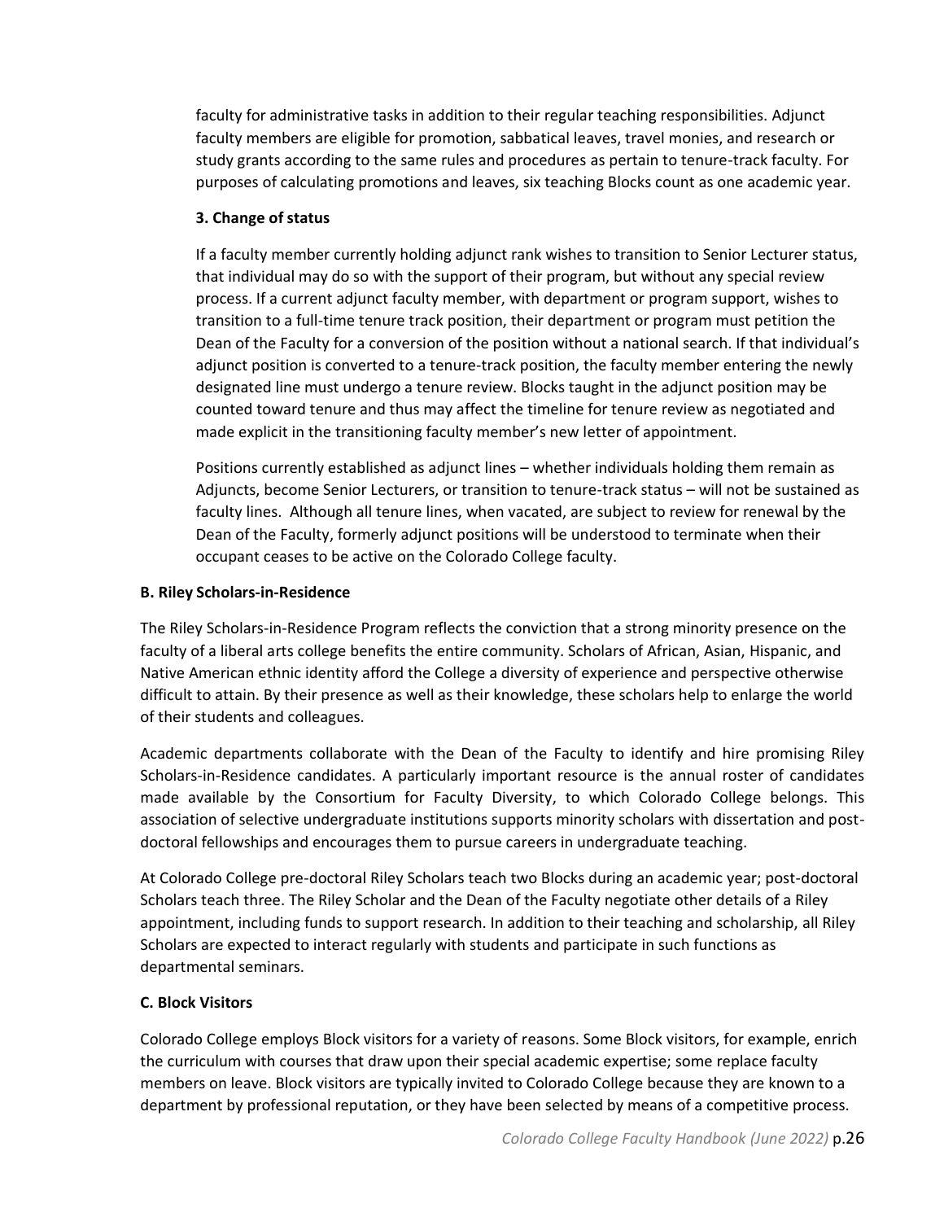faculty for administrative tasks in addition to their regular teaching responsibilities. Adjunct faculty members are eligible for promotion, sabbatical leaves, travel monies, and research or study grants according to the same rules and procedures as pertain to tenure-track faculty. For purposes of calculating promotions and leaves, six teaching Blocks count as one academic year.

#### 3. Change of status

If a faculty member currently holding adjunct rank wishes to transition to Senior Lecturer status, that individual may do so with the support of their program, but without any special review process. If a current adjunct faculty member, with department or program support, wishes to transition to a full-time tenure track position, their department or program must petition the Dean of the Faculty for a conversion of the position without a national search. If that individual's adjunct position is converted to a tenure-track position, the faculty member entering the newly designated line must undergo a tenure review. Blocks taught in the adjunct position may be counted toward tenure and thus may affect the timeline for tenure review as negotiated and made explicit in the transitioning faculty member's new letter of appointment.

Positions currently established as adjunct lines – whether individuals holding them remain as Adjuncts, become Senior Lecturers, or transition to tenure-track status – will not be sustained as faculty lines. Although all tenure lines, when vacated, are subject to review for renewal by the Dean of the Faculty, formerly adjunct positions will be understood to terminate when their occupant ceases to be active on the Colorado College faculty.

### B. Riley Scholars-in-Residence

The Riley Scholars-in-Residence Program reflects the conviction that a strong minority presence on the faculty of a liberal arts college benefits the entire community. Scholars of African, Asian, Hispanic, and Native American ethnic identity afford the College a diversity of experience and perspective otherwise difficult to attain. By their presence as well as their knowledge, these scholars help to enlarge the world of their students and colleagues.

Academic departments collaborate with the Dean of the Faculty to identify and hire promising Riley Scholars-in-Residence candidates. A particularly important resource is the annual roster of candidates made available by the Consortium for Faculty Diversity, to which Colorado College belongs. This association of selective undergraduate institutions supports minority scholars with dissertation and post-doctoral fellowships and encourages them to pursue careers in undergraduate teaching.

At Colorado College pre-doctoral Riley Scholars teach two Blocks during an academic year; post-doctoral Scholars teach three. The Riley Scholar and the Dean of the Faculty negotiate other details of a Riley appointment, including funds to support research. In addition to their teaching and scholarship, all Riley Scholars are expected to interact regularly with students and participate in such functions as departmental seminars.

### C. Block Visitors

Colorado College employs Block visitors for a variety of reasons. Some Block visitors, for example, enrich the curriculum with courses that draw upon their special academic expertise; some replace faculty members on leave. Block visitors are typically invited to Colorado College because they are known to a department by professional reputation, or they have been selected by means of a competitive process.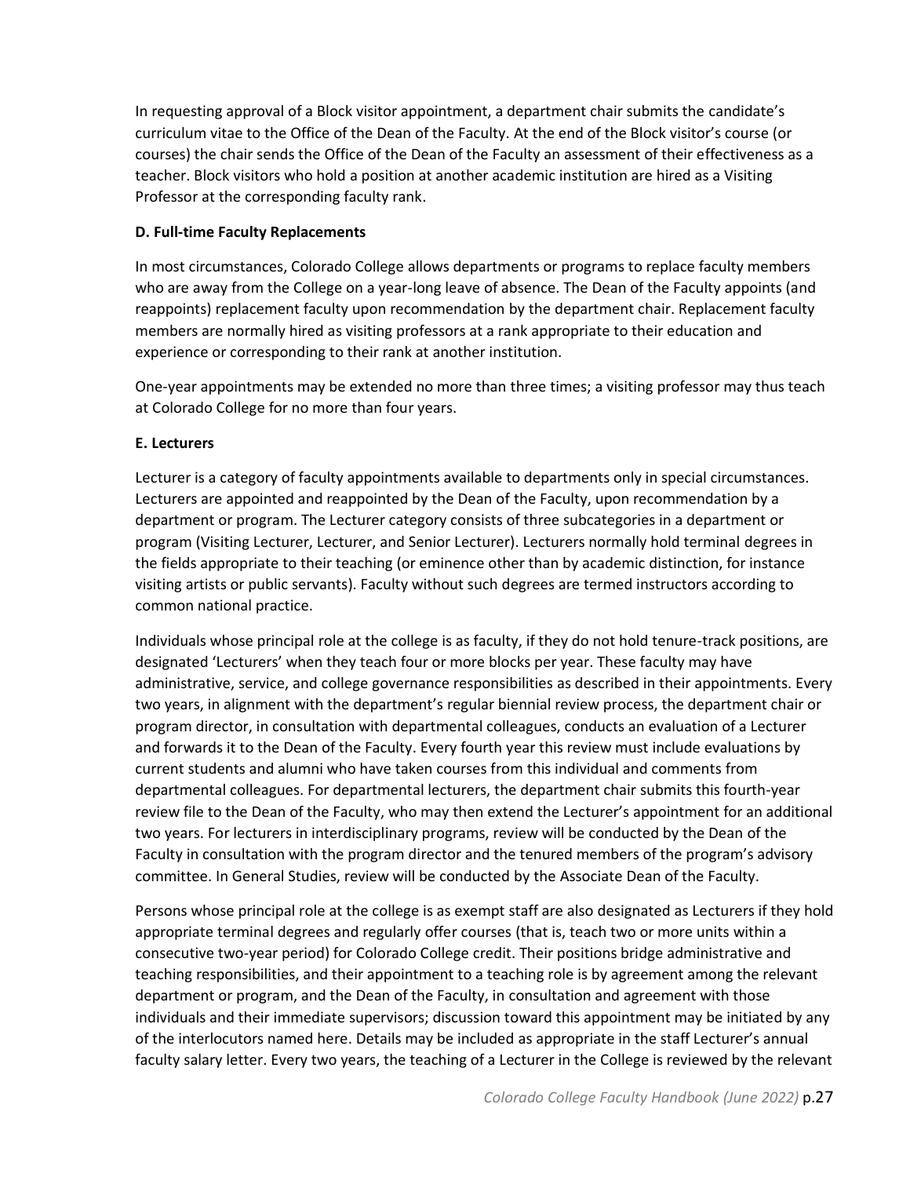In requesting approval of a Block visitor appointment, a department chair submits the candidate's curriculum vitae to the Office of the Dean of the Faculty. At the end of the Block visitor's course (or courses) the chair sends the Office of the Dean of the Faculty an assessment of their effectiveness as a teacher. Block visitors who hold a position at another academic institution are hired as a Visiting Professor at the corresponding faculty rank.

**D. Full-time Faculty Replacements**

In most circumstances, Colorado College allows departments or programs to replace faculty members who are away from the College on a year-long leave of absence. The Dean of the Faculty appoints (and reappoints) replacement faculty upon recommendation by the department chair. Replacement faculty members are normally hired as visiting professors at a rank appropriate to their education and experience or corresponding to their rank at another institution.

One-year appointments may be extended no more than three times; a visiting professor may thus teach at Colorado College for no more than four years.

**E. Lecturers**

Lecturer is a category of faculty appointments available to departments only in special circumstances. Lecturers are appointed and reappointed by the Dean of the Faculty, upon recommendation by a department or program. The Lecturer category consists of three subcategories in a department or program (Visiting Lecturer, Lecturer, and Senior Lecturer). Lecturers normally hold terminal degrees in the fields appropriate to their teaching (or eminence other than by academic distinction, for instance visiting artists or public servants). Faculty without such degrees are termed instructors according to common national practice.

Individuals whose principal role at the college is as faculty, if they do not hold tenure-track positions, are designated 'Lecturers' when they teach four or more blocks per year. These faculty may have administrative, service, and college governance responsibilities as described in their appointments. Every two years, in alignment with the department's regular biennial review process, the department chair or program director, in consultation with departmental colleagues, conducts an evaluation of a Lecturer and forwards it to the Dean of the Faculty. Every fourth year this review must include evaluations by current students and alumni who have taken courses from this individual and comments from departmental colleagues. For departmental lecturers, the department chair submits this fourth-year review file to the Dean of the Faculty, who may then extend the Lecturer's appointment for an additional two years. For lecturers in interdisciplinary programs, review will be conducted by the Dean of the Faculty in consultation with the program director and the tenured members of the program's advisory committee. In General Studies, review will be conducted by the Associate Dean of the Faculty.

Persons whose principal role at the college is as exempt staff are also designated as Lecturers if they hold appropriate terminal degrees and regularly offer courses (that is, teach two or more units within a consecutive two-year period) for Colorado College credit. Their positions bridge administrative and teaching responsibilities, and their appointment to a teaching role is by agreement among the relevant department or program, and the Dean of the Faculty, in consultation and agreement with those individuals and their immediate supervisors; discussion toward this appointment may be initiated by any of the interlocutors named here. Details may be included as appropriate in the staff Lecturer's annual faculty salary letter. Every two years, the teaching of a Lecturer in the College is reviewed by the relevant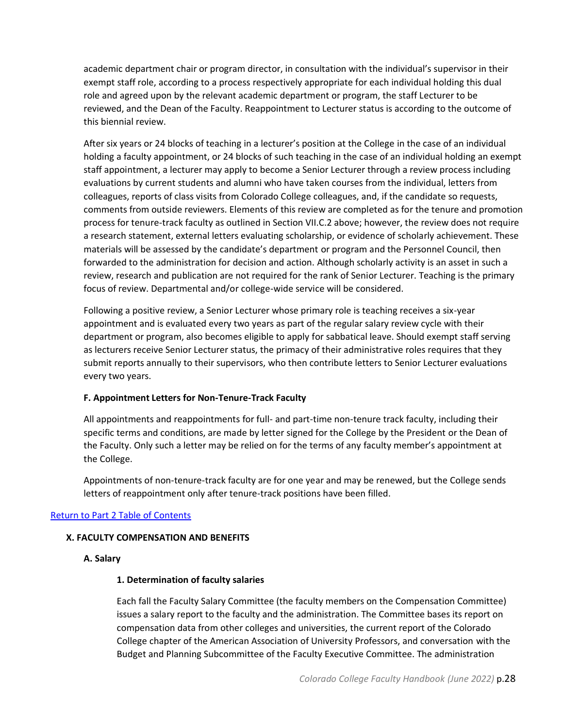academic department chair or program director, in consultation with the individual's supervisor in their exempt staff role, according to a process respectively appropriate for each individual holding this dual role and agreed upon by the relevant academic department or program, the staff Lecturer to be reviewed, and the Dean of the Faculty. Reappointment to Lecturer status is according to the outcome of this biennial review.

After six years or 24 blocks of teaching in a lecturer's position at the College in the case of an individual holding a faculty appointment, or 24 blocks of such teaching in the case of an individual holding an exempt staff appointment, a lecturer may apply to become a Senior Lecturer through a review process including evaluations by current students and alumni who have taken courses from the individual, letters from colleagues, reports of class visits from Colorado College colleagues, and, if the candidate so requests, comments from outside reviewers. Elements of this review are completed as for the tenure and promotion process for tenure-track faculty as outlined in Section VII.C.2 above; however, the review does not require a research statement, external letters evaluating scholarship, or evidence of scholarly achievement. These materials will be assessed by the candidate's department or program and the Personnel Council, then forwarded to the administration for decision and action. Although scholarly activity is an asset in such a review, research and publication are not required for the rank of Senior Lecturer. Teaching is the primary focus of review. Departmental and/or college-wide service will be considered.

Following a positive review, a Senior Lecturer whose primary role is teaching receives a six-year appointment and is evaluated every two years as part of the regular salary review cycle with their department or program, also becomes eligible to apply for sabbatical leave. Should exempt staff serving as lecturers receive Senior Lecturer status, the primacy of their administrative roles requires that they submit reports annually to their supervisors, who then contribute letters to Senior Lecturer evaluations every two years.

**F. Appointment Letters for Non-Tenure-Track Faculty**

All appointments and reappointments for full- and part-time non-tenure track faculty, including their specific terms and conditions, are made by letter signed for the College by the President or the Dean of the Faculty. Only such a letter may be relied on for the terms of any faculty member's appointment at the College.

Appointments of non-tenure-track faculty are for one year and may be renewed, but the College sends letters of reappointment only after tenure-track positions have been filled.

Return to Part 2 Table of Contents

## X. FACULTY COMPENSATION AND BENEFITS

### A. Salary

#### 1. Determination of faculty salaries

Each fall the Faculty Salary Committee (the faculty members on the Compensation Committee) issues a salary report to the faculty and the administration. The Committee bases its report on compensation data from other colleges and universities, the current report of the Colorado College chapter of the American Association of University Professors, and conversation with the Budget and Planning Subcommittee of the Faculty Executive Committee. The administration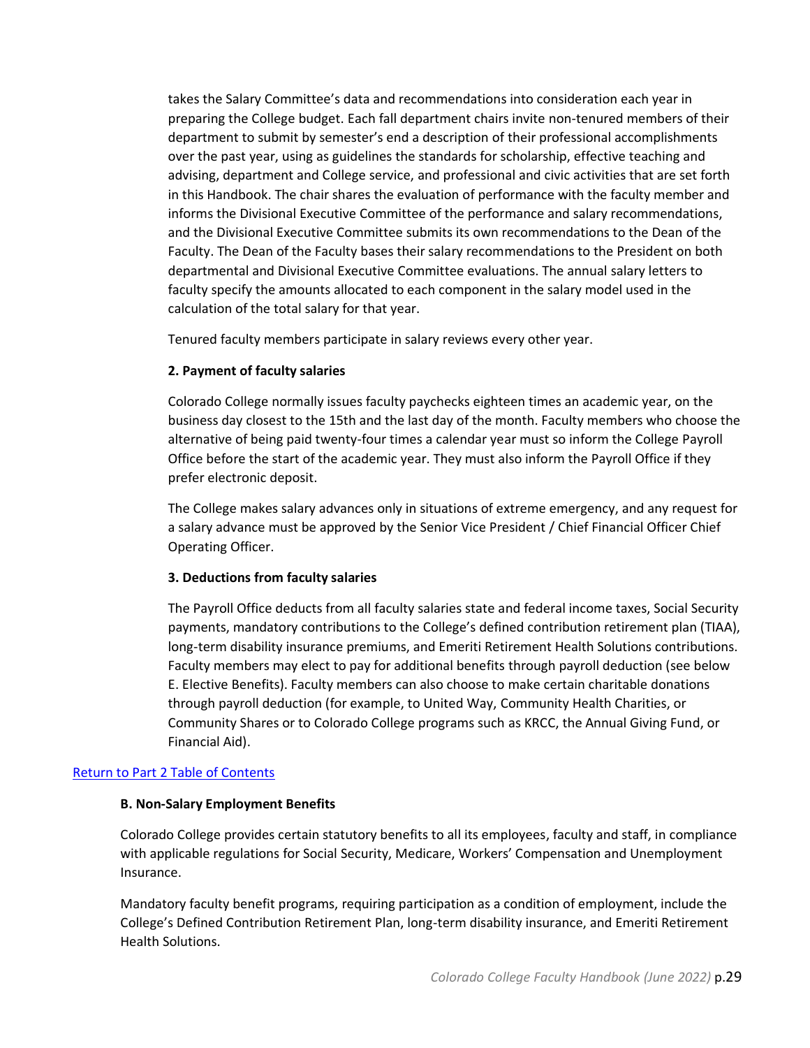takes the Salary Committee's data and recommendations into consideration each year in preparing the College budget. Each fall department chairs invite non-tenured members of their department to submit by semester's end a description of their professional accomplishments over the past year, using as guidelines the standards for scholarship, effective teaching and advising, department and College service, and professional and civic activities that are set forth in this Handbook. The chair shares the evaluation of performance with the faculty member and informs the Divisional Executive Committee of the performance and salary recommendations, and the Divisional Executive Committee submits its own recommendations to the Dean of the Faculty. The Dean of the Faculty bases their salary recommendations to the President on both departmental and Divisional Executive Committee evaluations. The annual salary letters to faculty specify the amounts allocated to each component in the salary model used in the calculation of the total salary for that year.

Tenured faculty members participate in salary reviews every other year.

**2. Payment of faculty salaries**

Colorado College normally issues faculty paychecks eighteen times an academic year, on the business day closest to the 15th and the last day of the month. Faculty members who choose the alternative of being paid twenty-four times a calendar year must so inform the College Payroll Office before the start of the academic year. They must also inform the Payroll Office if they prefer electronic deposit.

The College makes salary advances only in situations of extreme emergency, and any request for a salary advance must be approved by the Senior Vice President / Chief Financial Officer Chief Operating Officer.

**3. Deductions from faculty salaries**

The Payroll Office deducts from all faculty salaries state and federal income taxes, Social Security payments, mandatory contributions to the College's defined contribution retirement plan (TIAA), long-term disability insurance premiums, and Emeriti Retirement Health Solutions contributions. Faculty members may elect to pay for additional benefits through payroll deduction (see below E. Elective Benefits). Faculty members can also choose to make certain charitable donations through payroll deduction (for example, to United Way, Community Health Charities, or Community Shares or to Colorado College programs such as KRCC, the Annual Giving Fund, or Financial Aid).

[Return to Part 2 Table of Contents]

**B. Non-Salary Employment Benefits**

Colorado College provides certain statutory benefits to all its employees, faculty and staff, in compliance with applicable regulations for Social Security, Medicare, Workers' Compensation and Unemployment Insurance.

Mandatory faculty benefit programs, requiring participation as a condition of employment, include the College's Defined Contribution Retirement Plan, long-term disability insurance, and Emeriti Retirement Health Solutions.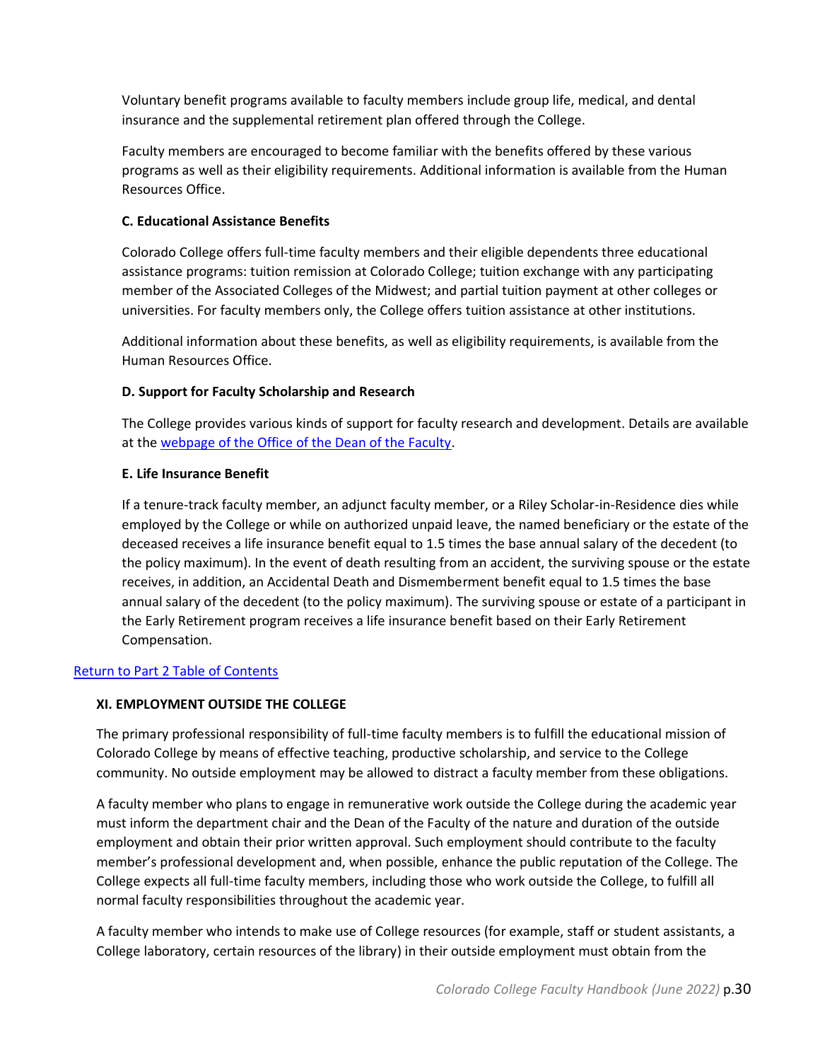Voluntary benefit programs available to faculty members include group life, medical, and dental insurance and the supplemental retirement plan offered through the College.

Faculty members are encouraged to become familiar with the benefits offered by these various programs as well as their eligibility requirements. Additional information is available from the Human Resources Office.

**C. Educational Assistance Benefits**

Colorado College offers full-time faculty members and their eligible dependents three educational assistance programs: tuition remission at Colorado College; tuition exchange with any participating member of the Associated Colleges of the Midwest; and partial tuition payment at other colleges or universities. For faculty members only, the College offers tuition assistance at other institutions.

Additional information about these benefits, as well as eligibility requirements, is available from the Human Resources Office.

**D. Support for Faculty Scholarship and Research**

The College provides various kinds of support for faculty research and development. Details are available at the [webpage of the Office of the Dean of the Faculty](#).

**E. Life Insurance Benefit**

If a tenure-track faculty member, an adjunct faculty member, or a Riley Scholar-in-Residence dies while employed by the College or while on authorized unpaid leave, the named beneficiary or the estate of the deceased receives a life insurance benefit equal to 1.5 times the base annual salary of the decedent (to the policy maximum). In the event of death resulting from an accident, the surviving spouse or the estate receives, in addition, an Accidental Death and Dismemberment benefit equal to 1.5 times the base annual salary of the decedent (to the policy maximum). The surviving spouse or estate of a participant in the Early Retirement program receives a life insurance benefit based on their Early Retirement Compensation.

[Return to Part 2 Table of Contents](#)

## XI. EMPLOYMENT OUTSIDE THE COLLEGE

The primary professional responsibility of full-time faculty members is to fulfill the educational mission of Colorado College by means of effective teaching, productive scholarship, and service to the College community. No outside employment may be allowed to distract a faculty member from these obligations.

A faculty member who plans to engage in remunerative work outside the College during the academic year must inform the department chair and the Dean of the Faculty of the nature and duration of the outside employment and obtain their prior written approval. Such employment should contribute to the faculty member's professional development and, when possible, enhance the public reputation of the College. The College expects all full-time faculty members, including those who work outside the College, to fulfill all normal faculty responsibilities throughout the academic year.

A faculty member who intends to make use of College resources (for example, staff or student assistants, a College laboratory, certain resources of the library) in their outside employment must obtain from the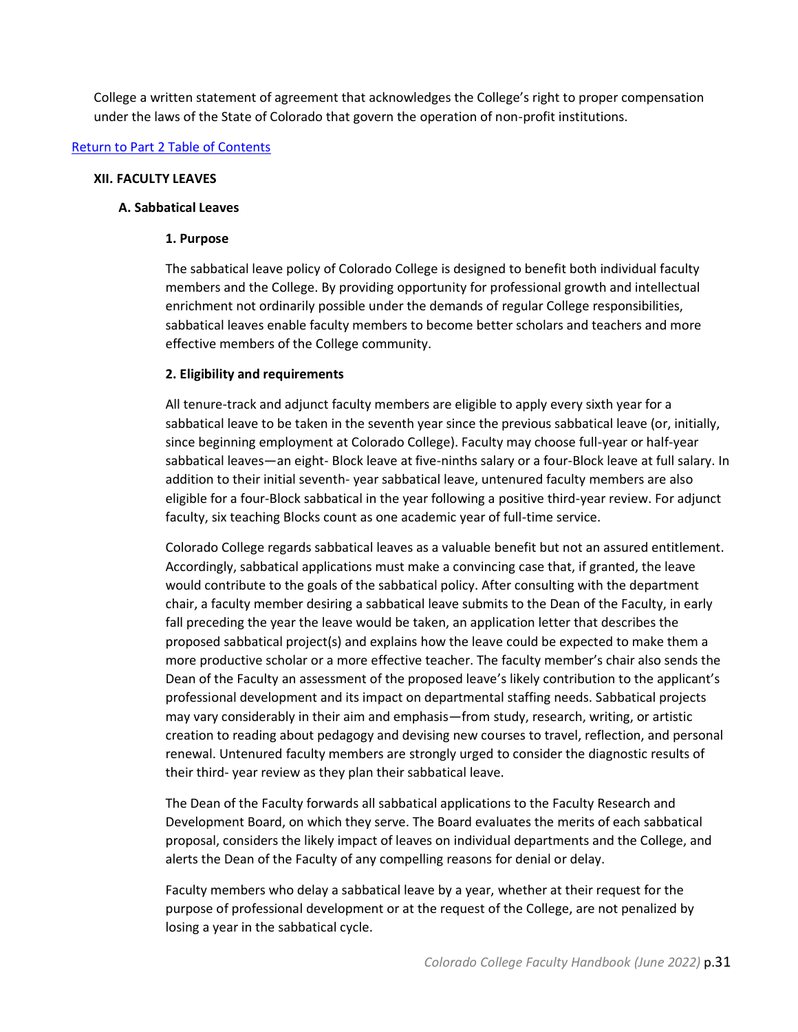College a written statement of agreement that acknowledges the College's right to proper compensation under the laws of the State of Colorado that govern the operation of non-profit institutions.

[Return to Part 2 Table of Contents]

## XII. FACULTY LEAVES

### A. Sabbatical Leaves

#### 1. Purpose

The sabbatical leave policy of Colorado College is designed to benefit both individual faculty members and the College. By providing opportunity for professional growth and intellectual enrichment not ordinarily possible under the demands of regular College responsibilities, sabbatical leaves enable faculty members to become better scholars and teachers and more effective members of the College community.

#### 2. Eligibility and requirements

All tenure-track and adjunct faculty members are eligible to apply every sixth year for a sabbatical leave to be taken in the seventh year since the previous sabbatical leave (or, initially, since beginning employment at Colorado College). Faculty may choose full-year or half-year sabbatical leaves—an eight- Block leave at five-ninths salary or a four-Block leave at full salary. In addition to their initial seventh- year sabbatical leave, untenured faculty members are also eligible for a four-Block sabbatical in the year following a positive third-year review. For adjunct faculty, six teaching Blocks count as one academic year of full-time service.

Colorado College regards sabbatical leaves as a valuable benefit but not an assured entitlement. Accordingly, sabbatical applications must make a convincing case that, if granted, the leave would contribute to the goals of the sabbatical policy. After consulting with the department chair, a faculty member desiring a sabbatical leave submits to the Dean of the Faculty, in early fall preceding the year the leave would be taken, an application letter that describes the proposed sabbatical project(s) and explains how the leave could be expected to make them a more productive scholar or a more effective teacher. The faculty member's chair also sends the Dean of the Faculty an assessment of the proposed leave's likely contribution to the applicant's professional development and its impact on departmental staffing needs. Sabbatical projects may vary considerably in their aim and emphasis—from study, research, writing, or artistic creation to reading about pedagogy and devising new courses to travel, reflection, and personal renewal. Untenured faculty members are strongly urged to consider the diagnostic results of their third- year review as they plan their sabbatical leave.

The Dean of the Faculty forwards all sabbatical applications to the Faculty Research and Development Board, on which they serve. The Board evaluates the merits of each sabbatical proposal, considers the likely impact of leaves on individual departments and the College, and alerts the Dean of the Faculty of any compelling reasons for denial or delay.

Faculty members who delay a sabbatical leave by a year, whether at their request for the purpose of professional development or at the request of the College, are not penalized by losing a year in the sabbatical cycle.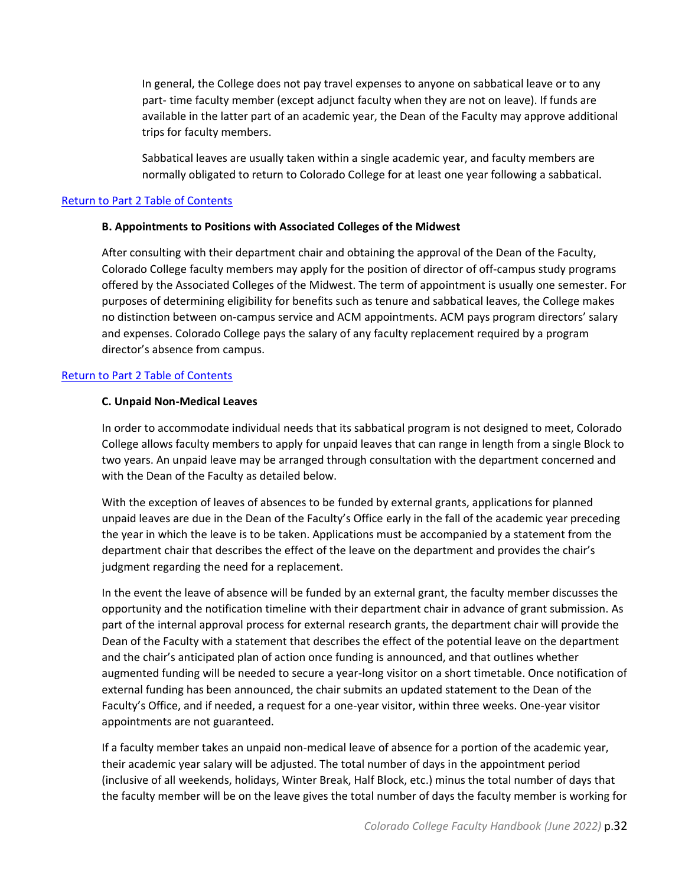In general, the College does not pay travel expenses to anyone on sabbatical leave or to any part- time faculty member (except adjunct faculty when they are not on leave). If funds are available in the latter part of an academic year, the Dean of the Faculty may approve additional trips for faculty members.

Sabbatical leaves are usually taken within a single academic year, and faculty members are normally obligated to return to Colorado College for at least one year following a sabbatical.

Return to Part 2 Table of Contents

#### B. Appointments to Positions with Associated Colleges of the Midwest

After consulting with their department chair and obtaining the approval of the Dean of the Faculty, Colorado College faculty members may apply for the position of director of off-campus study programs offered by the Associated Colleges of the Midwest. The term of appointment is usually one semester. For purposes of determining eligibility for benefits such as tenure and sabbatical leaves, the College makes no distinction between on-campus service and ACM appointments. ACM pays program directors' salary and expenses. Colorado College pays the salary of any faculty replacement required by a program director's absence from campus.

Return to Part 2 Table of Contents

#### C. Unpaid Non-Medical Leaves

In order to accommodate individual needs that its sabbatical program is not designed to meet, Colorado College allows faculty members to apply for unpaid leaves that can range in length from a single Block to two years. An unpaid leave may be arranged through consultation with the department concerned and with the Dean of the Faculty as detailed below.

With the exception of leaves of absences to be funded by external grants, applications for planned unpaid leaves are due in the Dean of the Faculty's Office early in the fall of the academic year preceding the year in which the leave is to be taken. Applications must be accompanied by a statement from the department chair that describes the effect of the leave on the department and provides the chair's judgment regarding the need for a replacement.

In the event the leave of absence will be funded by an external grant, the faculty member discusses the opportunity and the notification timeline with their department chair in advance of grant submission. As part of the internal approval process for external research grants, the department chair will provide the Dean of the Faculty with a statement that describes the effect of the potential leave on the department and the chair's anticipated plan of action once funding is announced, and that outlines whether augmented funding will be needed to secure a year-long visitor on a short timetable. Once notification of external funding has been announced, the chair submits an updated statement to the Dean of the Faculty's Office, and if needed, a request for a one-year visitor, within three weeks. One-year visitor appointments are not guaranteed.

If a faculty member takes an unpaid non-medical leave of absence for a portion of the academic year, their academic year salary will be adjusted. The total number of days in the appointment period (inclusive of all weekends, holidays, Winter Break, Half Block, etc.) minus the total number of days that the faculty member will be on the leave gives the total number of days the faculty member is working for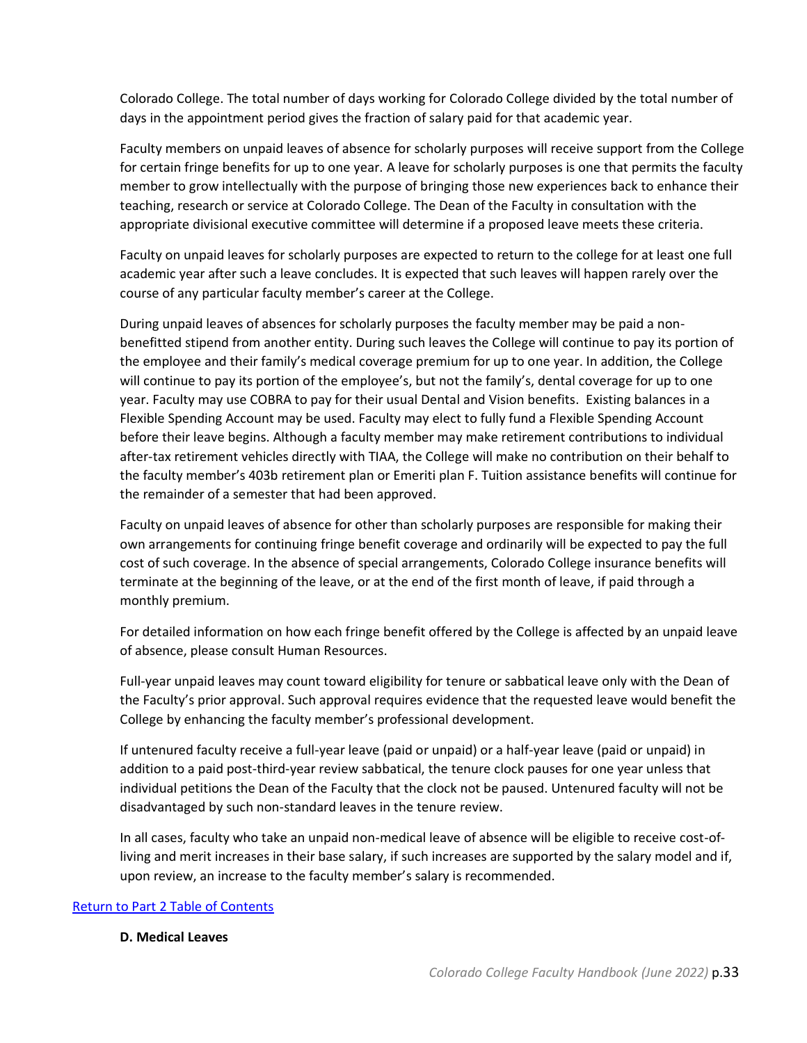Colorado College. The total number of days working for Colorado College divided by the total number of days in the appointment period gives the fraction of salary paid for that academic year.

Faculty members on unpaid leaves of absence for scholarly purposes will receive support from the College for certain fringe benefits for up to one year. A leave for scholarly purposes is one that permits the faculty member to grow intellectually with the purpose of bringing those new experiences back to enhance their teaching, research or service at Colorado College. The Dean of the Faculty in consultation with the appropriate divisional executive committee will determine if a proposed leave meets these criteria.

Faculty on unpaid leaves for scholarly purposes are expected to return to the college for at least one full academic year after such a leave concludes. It is expected that such leaves will happen rarely over the course of any particular faculty member's career at the College.

During unpaid leaves of absences for scholarly purposes the faculty member may be paid a non-benefitted stipend from another entity. During such leaves the College will continue to pay its portion of the employee and their family's medical coverage premium for up to one year. In addition, the College will continue to pay its portion of the employee's, but not the family's, dental coverage for up to one year. Faculty may use COBRA to pay for their usual Dental and Vision benefits. Existing balances in a Flexible Spending Account may be used. Faculty may elect to fully fund a Flexible Spending Account before their leave begins. Although a faculty member may make retirement contributions to individual after-tax retirement vehicles directly with TIAA, the College will make no contribution on their behalf to the faculty member's 403b retirement plan or Emeriti plan F. Tuition assistance benefits will continue for the remainder of a semester that had been approved.

Faculty on unpaid leaves of absence for other than scholarly purposes are responsible for making their own arrangements for continuing fringe benefit coverage and ordinarily will be expected to pay the full cost of such coverage. In the absence of special arrangements, Colorado College insurance benefits will terminate at the beginning of the leave, or at the end of the first month of leave, if paid through a monthly premium.

For detailed information on how each fringe benefit offered by the College is affected by an unpaid leave of absence, please consult Human Resources.

Full-year unpaid leaves may count toward eligibility for tenure or sabbatical leave only with the Dean of the Faculty's prior approval. Such approval requires evidence that the requested leave would benefit the College by enhancing the faculty member's professional development.

If untenured faculty receive a full-year leave (paid or unpaid) or a half-year leave (paid or unpaid) in addition to a paid post-third-year review sabbatical, the tenure clock pauses for one year unless that individual petitions the Dean of the Faculty that the clock not be paused. Untenured faculty will not be disadvantaged by such non-standard leaves in the tenure review.

In all cases, faculty who take an unpaid non-medical leave of absence will be eligible to receive cost-of-living and merit increases in their base salary, if such increases are supported by the salary model and if, upon review, an increase to the faculty member's salary is recommended.

Return to Part 2 Table of Contents

**D. Medical Leaves**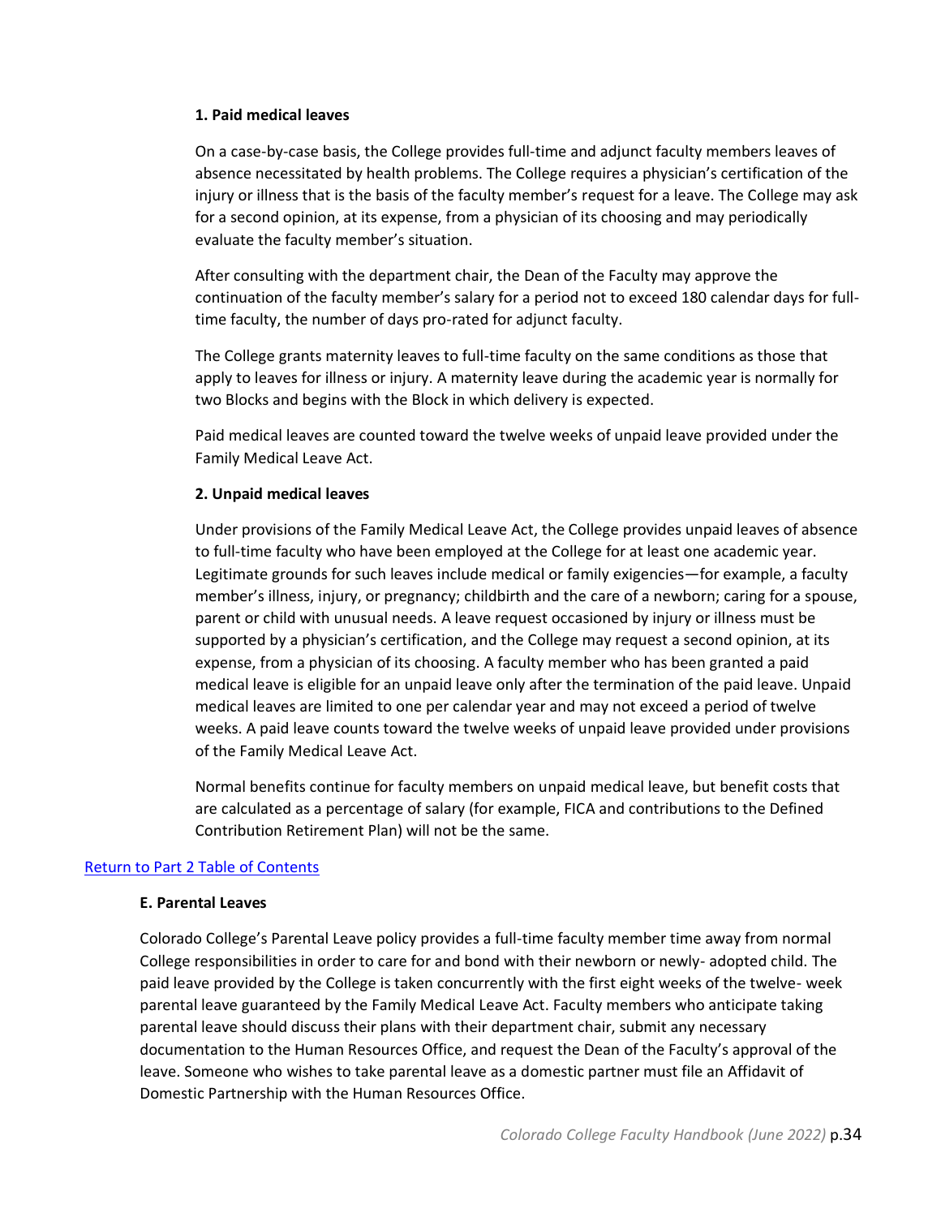#### 1. Paid medical leaves

On a case-by-case basis, the College provides full-time and adjunct faculty members leaves of absence necessitated by health problems. The College requires a physician's certification of the injury or illness that is the basis of the faculty member's request for a leave. The College may ask for a second opinion, at its expense, from a physician of its choosing and may periodically evaluate the faculty member's situation.

After consulting with the department chair, the Dean of the Faculty may approve the continuation of the faculty member's salary for a period not to exceed 180 calendar days for full-time faculty, the number of days pro-rated for adjunct faculty.

The College grants maternity leaves to full-time faculty on the same conditions as those that apply to leaves for illness or injury. A maternity leave during the academic year is normally for two Blocks and begins with the Block in which delivery is expected.

Paid medical leaves are counted toward the twelve weeks of unpaid leave provided under the Family Medical Leave Act.

#### 2. Unpaid medical leaves

Under provisions of the Family Medical Leave Act, the College provides unpaid leaves of absence to full-time faculty who have been employed at the College for at least one academic year. Legitimate grounds for such leaves include medical or family exigencies—for example, a faculty member's illness, injury, or pregnancy; childbirth and the care of a newborn; caring for a spouse, parent or child with unusual needs. A leave request occasioned by injury or illness must be supported by a physician's certification, and the College may request a second opinion, at its expense, from a physician of its choosing. A faculty member who has been granted a paid medical leave is eligible for an unpaid leave only after the termination of the paid leave. Unpaid medical leaves are limited to one per calendar year and may not exceed a period of twelve weeks. A paid leave counts toward the twelve weeks of unpaid leave provided under provisions of the Family Medical Leave Act.

Normal benefits continue for faculty members on unpaid medical leave, but benefit costs that are calculated as a percentage of salary (for example, FICA and contributions to the Defined Contribution Retirement Plan) will not be the same.

[Return to Part 2 Table of Contents]

### E. Parental Leaves

Colorado College's Parental Leave policy provides a full-time faculty member time away from normal College responsibilities in order to care for and bond with their newborn or newly- adopted child. The paid leave provided by the College is taken concurrently with the first eight weeks of the twelve- week parental leave guaranteed by the Family Medical Leave Act. Faculty members who anticipate taking parental leave should discuss their plans with their department chair, submit any necessary documentation to the Human Resources Office, and request the Dean of the Faculty's approval of the leave. Someone who wishes to take parental leave as a domestic partner must file an Affidavit of Domestic Partnership with the Human Resources Office.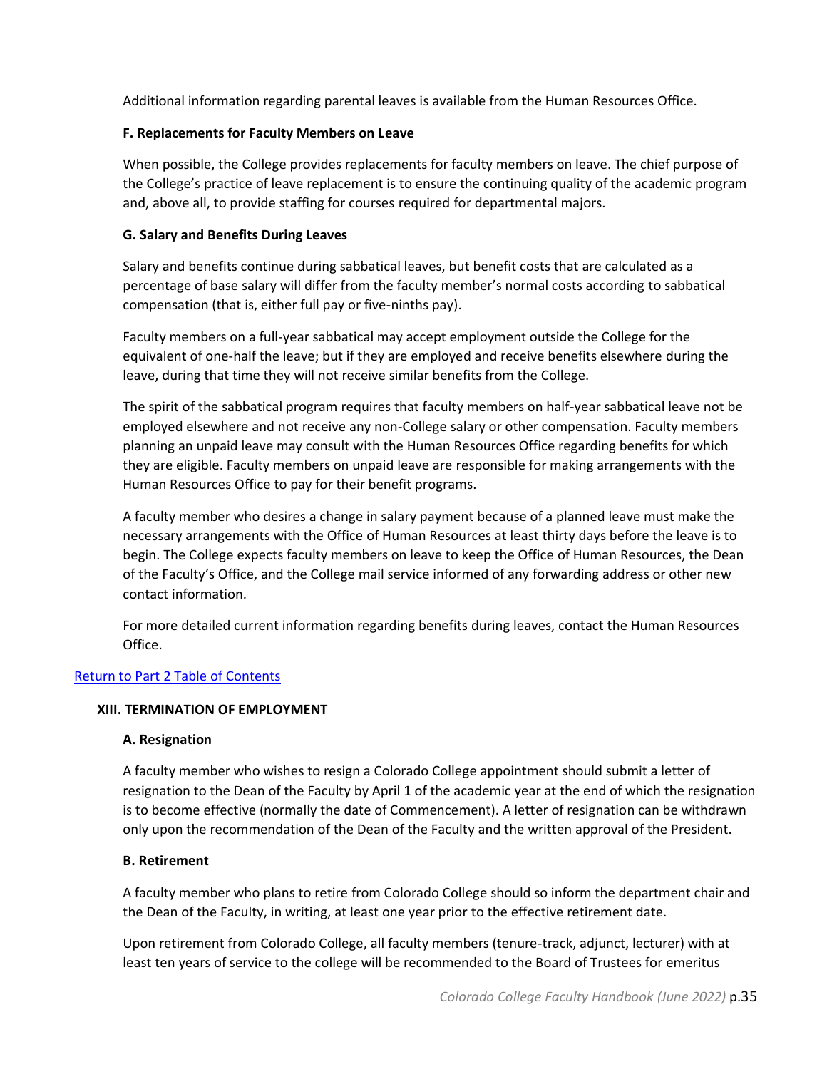Additional information regarding parental leaves is available from the Human Resources Office.

### F. Replacements for Faculty Members on Leave

When possible, the College provides replacements for faculty members on leave. The chief purpose of the College's practice of leave replacement is to ensure the continuing quality of the academic program and, above all, to provide staffing for courses required for departmental majors.

### G. Salary and Benefits During Leaves

Salary and benefits continue during sabbatical leaves, but benefit costs that are calculated as a percentage of base salary will differ from the faculty member's normal costs according to sabbatical compensation (that is, either full pay or five-ninths pay).

Faculty members on a full-year sabbatical may accept employment outside the College for the equivalent of one-half the leave; but if they are employed and receive benefits elsewhere during the leave, during that time they will not receive similar benefits from the College.

The spirit of the sabbatical program requires that faculty members on half-year sabbatical leave not be employed elsewhere and not receive any non-College salary or other compensation. Faculty members planning an unpaid leave may consult with the Human Resources Office regarding benefits for which they are eligible. Faculty members on unpaid leave are responsible for making arrangements with the Human Resources Office to pay for their benefit programs.

A faculty member who desires a change in salary payment because of a planned leave must make the necessary arrangements with the Office of Human Resources at least thirty days before the leave is to begin. The College expects faculty members on leave to keep the Office of Human Resources, the Dean of the Faculty's Office, and the College mail service informed of any forwarding address or other new contact information.

For more detailed current information regarding benefits during leaves, contact the Human Resources Office.

[Return to Part 2 Table of Contents]

## XIII. TERMINATION OF EMPLOYMENT

### A. Resignation

A faculty member who wishes to resign a Colorado College appointment should submit a letter of resignation to the Dean of the Faculty by April 1 of the academic year at the end of which the resignation is to become effective (normally the date of Commencement). A letter of resignation can be withdrawn only upon the recommendation of the Dean of the Faculty and the written approval of the President.

### B. Retirement

A faculty member who plans to retire from Colorado College should so inform the department chair and the Dean of the Faculty, in writing, at least one year prior to the effective retirement date.

Upon retirement from Colorado College, all faculty members (tenure-track, adjunct, lecturer) with at least ten years of service to the college will be recommended to the Board of Trustees for emeritus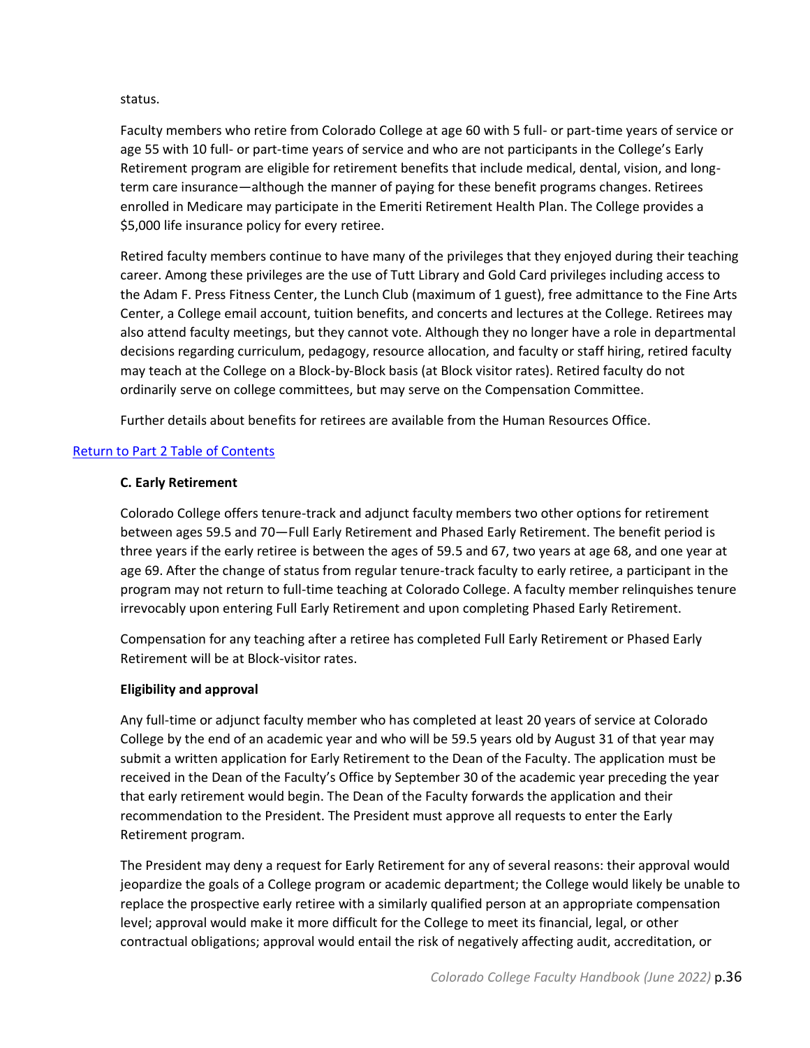status.

Faculty members who retire from Colorado College at age 60 with 5 full- or part-time years of service or age 55 with 10 full- or part-time years of service and who are not participants in the College's Early Retirement program are eligible for retirement benefits that include medical, dental, vision, and long-term care insurance—although the manner of paying for these benefit programs changes. Retirees enrolled in Medicare may participate in the Emeriti Retirement Health Plan. The College provides a $5,000 life insurance policy for every retiree.

Retired faculty members continue to have many of the privileges that they enjoyed during their teaching career. Among these privileges are the use of Tutt Library and Gold Card privileges including access to the Adam F. Press Fitness Center, the Lunch Club (maximum of 1 guest), free admittance to the Fine Arts Center, a College email account, tuition benefits, and concerts and lectures at the College. Retirees may also attend faculty meetings, but they cannot vote. Although they no longer have a role in departmental decisions regarding curriculum, pedagogy, resource allocation, and faculty or staff hiring, retired faculty may teach at the College on a Block-by-Block basis (at Block visitor rates). Retired faculty do not ordinarily serve on college committees, but may serve on the Compensation Committee.

Further details about benefits for retirees are available from the Human Resources Office.

Return to Part 2 Table of Contents

**C. Early Retirement**

Colorado College offers tenure-track and adjunct faculty members two other options for retirement between ages 59.5 and 70—Full Early Retirement and Phased Early Retirement. The benefit period is three years if the early retiree is between the ages of 59.5 and 67, two years at age 68, and one year at age 69. After the change of status from regular tenure-track faculty to early retiree, a participant in the program may not return to full-time teaching at Colorado College. A faculty member relinquishes tenure irrevocably upon entering Full Early Retirement and upon completing Phased Early Retirement.

Compensation for any teaching after a retiree has completed Full Early Retirement or Phased Early Retirement will be at Block-visitor rates.

**Eligibility and approval**

Any full-time or adjunct faculty member who has completed at least 20 years of service at Colorado College by the end of an academic year and who will be 59.5 years old by August 31 of that year may submit a written application for Early Retirement to the Dean of the Faculty. The application must be received in the Dean of the Faculty's Office by September 30 of the academic year preceding the year that early retirement would begin. The Dean of the Faculty forwards the application and their recommendation to the President. The President must approve all requests to enter the Early Retirement program.

The President may deny a request for Early Retirement for any of several reasons: their approval would jeopardize the goals of a College program or academic department; the College would likely be unable to replace the prospective early retiree with a similarly qualified person at an appropriate compensation level; approval would make it more difficult for the College to meet its financial, legal, or other contractual obligations; approval would entail the risk of negatively affecting audit, accreditation, or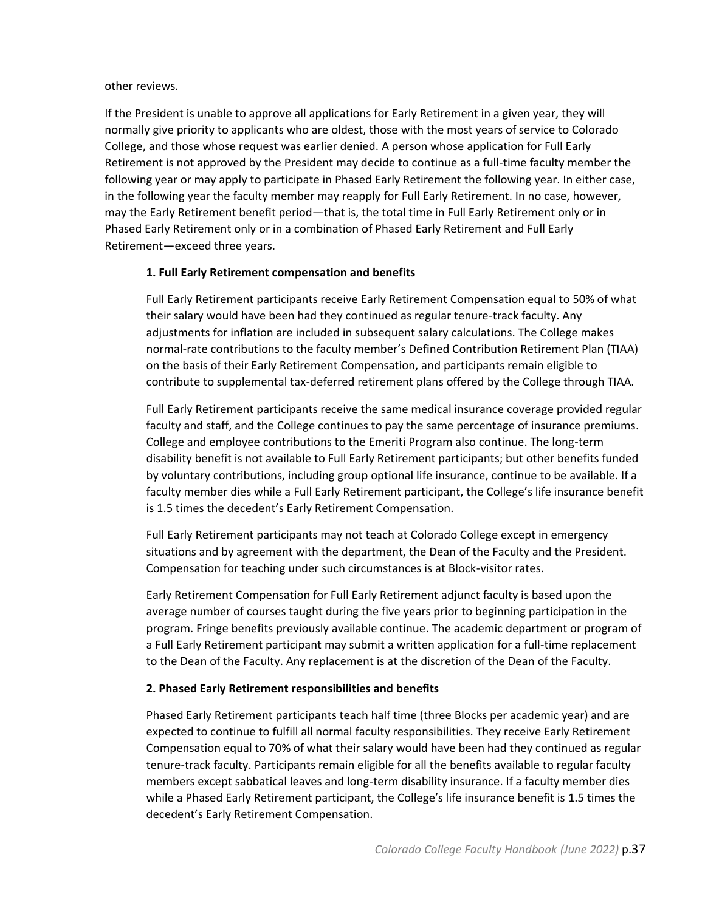other reviews.

If the President is unable to approve all applications for Early Retirement in a given year, they will normally give priority to applicants who are oldest, those with the most years of service to Colorado College, and those whose request was earlier denied. A person whose application for Full Early Retirement is not approved by the President may decide to continue as a full-time faculty member the following year or may apply to participate in Phased Early Retirement the following year. In either case, in the following year the faculty member may reapply for Full Early Retirement. In no case, however, may the Early Retirement benefit period—that is, the total time in Full Early Retirement only or in Phased Early Retirement only or in a combination of Phased Early Retirement and Full Early Retirement—exceed three years.

**1. Full Early Retirement compensation and benefits**

Full Early Retirement participants receive Early Retirement Compensation equal to 50% of what their salary would have been had they continued as regular tenure-track faculty. Any adjustments for inflation are included in subsequent salary calculations. The College makes normal-rate contributions to the faculty member's Defined Contribution Retirement Plan (TIAA) on the basis of their Early Retirement Compensation, and participants remain eligible to contribute to supplemental tax-deferred retirement plans offered by the College through TIAA.

Full Early Retirement participants receive the same medical insurance coverage provided regular faculty and staff, and the College continues to pay the same percentage of insurance premiums. College and employee contributions to the Emeriti Program also continue. The long-term disability benefit is not available to Full Early Retirement participants; but other benefits funded by voluntary contributions, including group optional life insurance, continue to be available. If a faculty member dies while a Full Early Retirement participant, the College's life insurance benefit is 1.5 times the decedent's Early Retirement Compensation.

Full Early Retirement participants may not teach at Colorado College except in emergency situations and by agreement with the department, the Dean of the Faculty and the President. Compensation for teaching under such circumstances is at Block-visitor rates.

Early Retirement Compensation for Full Early Retirement adjunct faculty is based upon the average number of courses taught during the five years prior to beginning participation in the program. Fringe benefits previously available continue. The academic department or program of a Full Early Retirement participant may submit a written application for a full-time replacement to the Dean of the Faculty. Any replacement is at the discretion of the Dean of the Faculty.

**2. Phased Early Retirement responsibilities and benefits**

Phased Early Retirement participants teach half time (three Blocks per academic year) and are expected to continue to fulfill all normal faculty responsibilities. They receive Early Retirement Compensation equal to 70% of what their salary would have been had they continued as regular tenure-track faculty. Participants remain eligible for all the benefits available to regular faculty members except sabbatical leaves and long-term disability insurance. If a faculty member dies while a Phased Early Retirement participant, the College's life insurance benefit is 1.5 times the decedent's Early Retirement Compensation.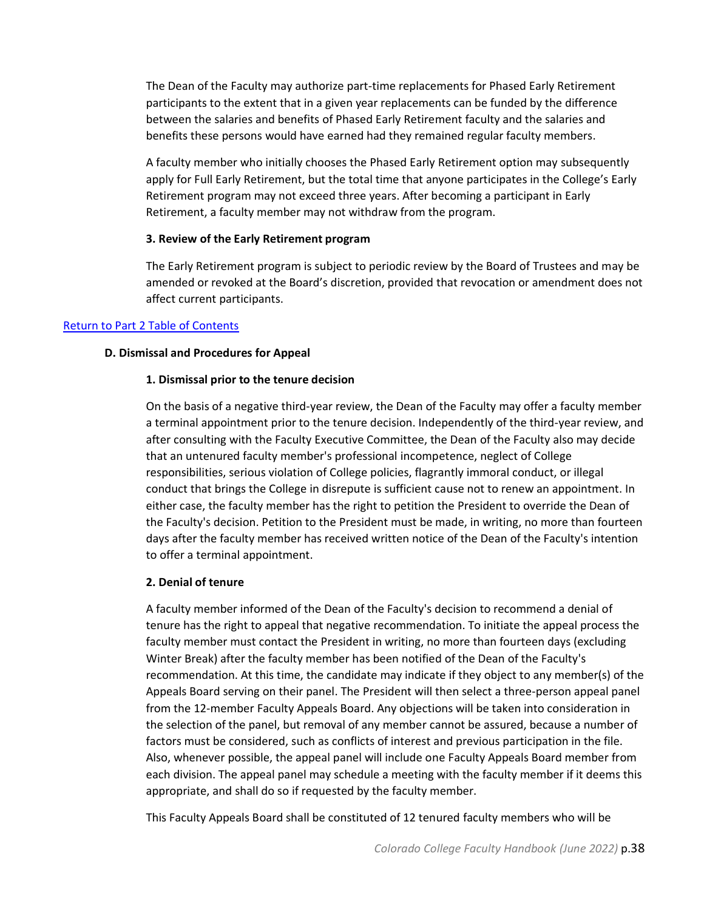The Dean of the Faculty may authorize part-time replacements for Phased Early Retirement participants to the extent that in a given year replacements can be funded by the difference between the salaries and benefits of Phased Early Retirement faculty and the salaries and benefits these persons would have earned had they remained regular faculty members.

A faculty member who initially chooses the Phased Early Retirement option may subsequently apply for Full Early Retirement, but the total time that anyone participates in the College's Early Retirement program may not exceed three years. After becoming a participant in Early Retirement, a faculty member may not withdraw from the program.

#### 3. Review of the Early Retirement program

The Early Retirement program is subject to periodic review by the Board of Trustees and may be amended or revoked at the Board's discretion, provided that revocation or amendment does not affect current participants.

Return to Part 2 Table of Contents

### D. Dismissal and Procedures for Appeal

#### 1. Dismissal prior to the tenure decision

On the basis of a negative third-year review, the Dean of the Faculty may offer a faculty member a terminal appointment prior to the tenure decision. Independently of the third-year review, and after consulting with the Faculty Executive Committee, the Dean of the Faculty also may decide that an untenured faculty member's professional incompetence, neglect of College responsibilities, serious violation of College policies, flagrantly immoral conduct, or illegal conduct that brings the College in disrepute is sufficient cause not to renew an appointment. In either case, the faculty member has the right to petition the President to override the Dean of the Faculty's decision. Petition to the President must be made, in writing, no more than fourteen days after the faculty member has received written notice of the Dean of the Faculty's intention to offer a terminal appointment.

#### 2. Denial of tenure

A faculty member informed of the Dean of the Faculty's decision to recommend a denial of tenure has the right to appeal that negative recommendation. To initiate the appeal process the faculty member must contact the President in writing, no more than fourteen days (excluding Winter Break) after the faculty member has been notified of the Dean of the Faculty's recommendation. At this time, the candidate may indicate if they object to any member(s) of the Appeals Board serving on their panel. The President will then select a three-person appeal panel from the 12-member Faculty Appeals Board. Any objections will be taken into consideration in the selection of the panel, but removal of any member cannot be assured, because a number of factors must be considered, such as conflicts of interest and previous participation in the file. Also, whenever possible, the appeal panel will include one Faculty Appeals Board member from each division. The appeal panel may schedule a meeting with the faculty member if it deems this appropriate, and shall do so if requested by the faculty member.

This Faculty Appeals Board shall be constituted of 12 tenured faculty members who will be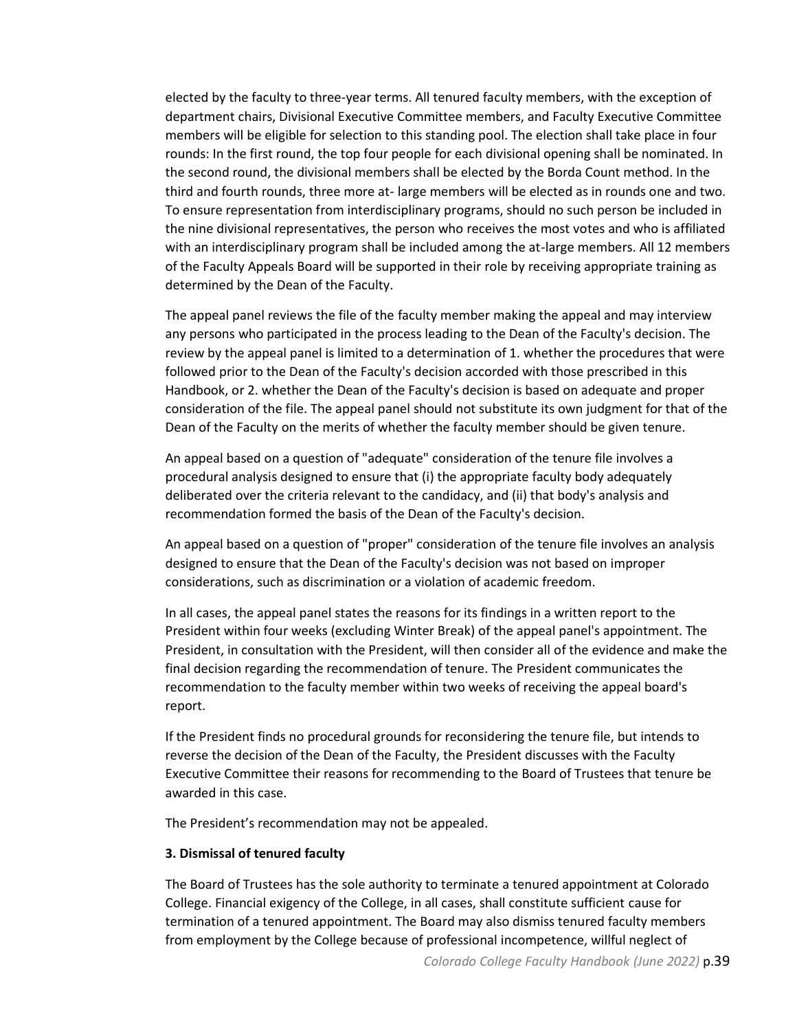elected by the faculty to three-year terms. All tenured faculty members, with the exception of department chairs, Divisional Executive Committee members, and Faculty Executive Committee members will be eligible for selection to this standing pool. The election shall take place in four rounds: In the first round, the top four people for each divisional opening shall be nominated. In the second round, the divisional members shall be elected by the Borda Count method. In the third and fourth rounds, three more at- large members will be elected as in rounds one and two. To ensure representation from interdisciplinary programs, should no such person be included in the nine divisional representatives, the person who receives the most votes and who is affiliated with an interdisciplinary program shall be included among the at-large members. All 12 members of the Faculty Appeals Board will be supported in their role by receiving appropriate training as determined by the Dean of the Faculty.

The appeal panel reviews the file of the faculty member making the appeal and may interview any persons who participated in the process leading to the Dean of the Faculty's decision. The review by the appeal panel is limited to a determination of 1. whether the procedures that were followed prior to the Dean of the Faculty's decision accorded with those prescribed in this Handbook, or 2. whether the Dean of the Faculty's decision is based on adequate and proper consideration of the file. The appeal panel should not substitute its own judgment for that of the Dean of the Faculty on the merits of whether the faculty member should be given tenure.

An appeal based on a question of "adequate" consideration of the tenure file involves a procedural analysis designed to ensure that (i) the appropriate faculty body adequately deliberated over the criteria relevant to the candidacy, and (ii) that body's analysis and recommendation formed the basis of the Dean of the Faculty's decision.

An appeal based on a question of "proper" consideration of the tenure file involves an analysis designed to ensure that the Dean of the Faculty's decision was not based on improper considerations, such as discrimination or a violation of academic freedom.

In all cases, the appeal panel states the reasons for its findings in a written report to the President within four weeks (excluding Winter Break) of the appeal panel's appointment. The President, in consultation with the President, will then consider all of the evidence and make the final decision regarding the recommendation of tenure. The President communicates the recommendation to the faculty member within two weeks of receiving the appeal board's report.

If the President finds no procedural grounds for reconsidering the tenure file, but intends to reverse the decision of the Dean of the Faculty, the President discusses with the Faculty Executive Committee their reasons for recommending to the Board of Trustees that tenure be awarded in this case.

The President's recommendation may not be appealed.

**3. Dismissal of tenured faculty**

The Board of Trustees has the sole authority to terminate a tenured appointment at Colorado College. Financial exigency of the College, in all cases, shall constitute sufficient cause for termination of a tenured appointment. The Board may also dismiss tenured faculty members from employment by the College because of professional incompetence, willful neglect of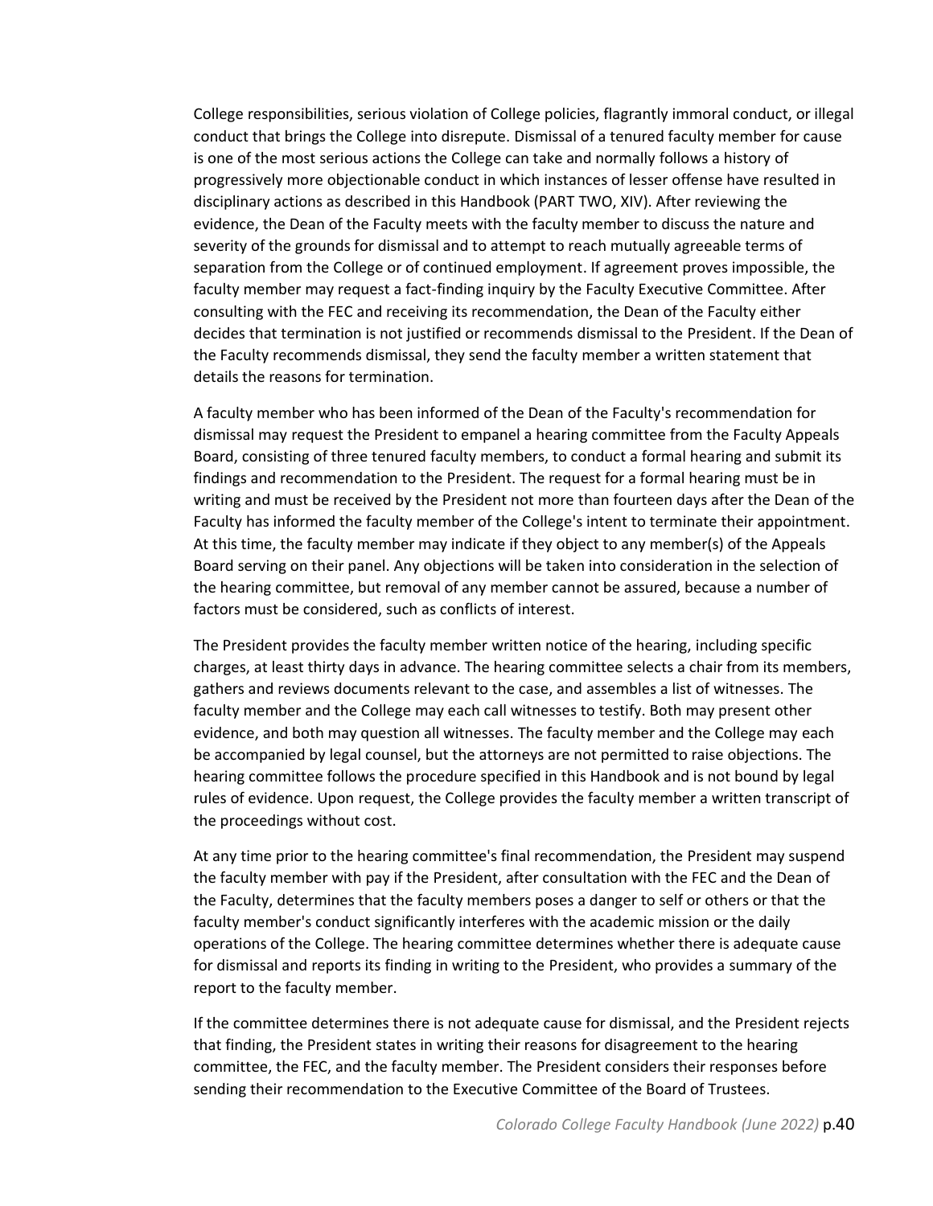College responsibilities, serious violation of College policies, flagrantly immoral conduct, or illegal conduct that brings the College into disrepute. Dismissal of a tenured faculty member for cause is one of the most serious actions the College can take and normally follows a history of progressively more objectionable conduct in which instances of lesser offense have resulted in disciplinary actions as described in this Handbook (PART TWO, XIV). After reviewing the evidence, the Dean of the Faculty meets with the faculty member to discuss the nature and severity of the grounds for dismissal and to attempt to reach mutually agreeable terms of separation from the College or of continued employment. If agreement proves impossible, the faculty member may request a fact-finding inquiry by the Faculty Executive Committee. After consulting with the FEC and receiving its recommendation, the Dean of the Faculty either decides that termination is not justified or recommends dismissal to the President. If the Dean of the Faculty recommends dismissal, they send the faculty member a written statement that details the reasons for termination.

A faculty member who has been informed of the Dean of the Faculty's recommendation for dismissal may request the President to empanel a hearing committee from the Faculty Appeals Board, consisting of three tenured faculty members, to conduct a formal hearing and submit its findings and recommendation to the President. The request for a formal hearing must be in writing and must be received by the President not more than fourteen days after the Dean of the Faculty has informed the faculty member of the College's intent to terminate their appointment. At this time, the faculty member may indicate if they object to any member(s) of the Appeals Board serving on their panel. Any objections will be taken into consideration in the selection of the hearing committee, but removal of any member cannot be assured, because a number of factors must be considered, such as conflicts of interest.

The President provides the faculty member written notice of the hearing, including specific charges, at least thirty days in advance. The hearing committee selects a chair from its members, gathers and reviews documents relevant to the case, and assembles a list of witnesses. The faculty member and the College may each call witnesses to testify. Both may present other evidence, and both may question all witnesses. The faculty member and the College may each be accompanied by legal counsel, but the attorneys are not permitted to raise objections. The hearing committee follows the procedure specified in this Handbook and is not bound by legal rules of evidence. Upon request, the College provides the faculty member a written transcript of the proceedings without cost.

At any time prior to the hearing committee's final recommendation, the President may suspend the faculty member with pay if the President, after consultation with the FEC and the Dean of the Faculty, determines that the faculty members poses a danger to self or others or that the faculty member's conduct significantly interferes with the academic mission or the daily operations of the College. The hearing committee determines whether there is adequate cause for dismissal and reports its finding in writing to the President, who provides a summary of the report to the faculty member.

If the committee determines there is not adequate cause for dismissal, and the President rejects that finding, the President states in writing their reasons for disagreement to the hearing committee, the FEC, and the faculty member. The President considers their responses before sending their recommendation to the Executive Committee of the Board of Trustees.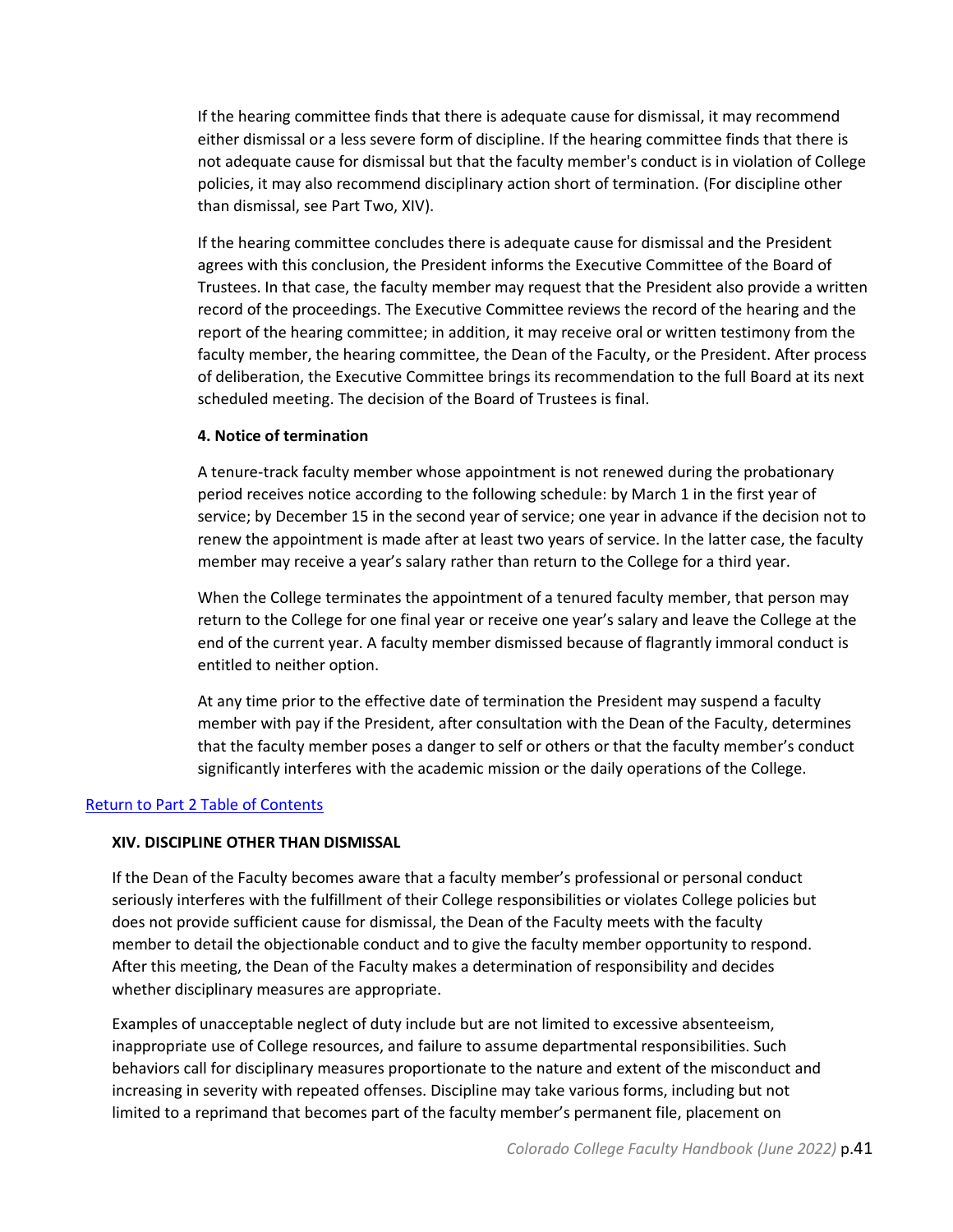If the hearing committee finds that there is adequate cause for dismissal, it may recommend either dismissal or a less severe form of discipline. If the hearing committee finds that there is not adequate cause for dismissal but that the faculty member's conduct is in violation of College policies, it may also recommend disciplinary action short of termination. (For discipline other than dismissal, see Part Two, XIV).

If the hearing committee concludes there is adequate cause for dismissal and the President agrees with this conclusion, the President informs the Executive Committee of the Board of Trustees. In that case, the faculty member may request that the President also provide a written record of the proceedings. The Executive Committee reviews the record of the hearing and the report of the hearing committee; in addition, it may receive oral or written testimony from the faculty member, the hearing committee, the Dean of the Faculty, or the President. After process of deliberation, the Executive Committee brings its recommendation to the full Board at its next scheduled meeting. The decision of the Board of Trustees is final.

**4. Notice of termination**

A tenure-track faculty member whose appointment is not renewed during the probationary period receives notice according to the following schedule: by March 1 in the first year of service; by December 15 in the second year of service; one year in advance if the decision not to renew the appointment is made after at least two years of service. In the latter case, the faculty member may receive a year's salary rather than return to the College for a third year.

When the College terminates the appointment of a tenured faculty member, that person may return to the College for one final year or receive one year's salary and leave the College at the end of the current year. A faculty member dismissed because of flagrantly immoral conduct is entitled to neither option.

At any time prior to the effective date of termination the President may suspend a faculty member with pay if the President, after consultation with the Dean of the Faculty, determines that the faculty member poses a danger to self or others or that the faculty member's conduct significantly interferes with the academic mission or the daily operations of the College.

[Return to Part 2 Table of Contents]

### XIV. DISCIPLINE OTHER THAN DISMISSAL

If the Dean of the Faculty becomes aware that a faculty member's professional or personal conduct seriously interferes with the fulfillment of their College responsibilities or violates College policies but does not provide sufficient cause for dismissal, the Dean of the Faculty meets with the faculty member to detail the objectionable conduct and to give the faculty member opportunity to respond. After this meeting, the Dean of the Faculty makes a determination of responsibility and decides whether disciplinary measures are appropriate.

Examples of unacceptable neglect of duty include but are not limited to excessive absenteeism, inappropriate use of College resources, and failure to assume departmental responsibilities. Such behaviors call for disciplinary measures proportionate to the nature and extent of the misconduct and increasing in severity with repeated offenses. Discipline may take various forms, including but not limited to a reprimand that becomes part of the faculty member's permanent file, placement on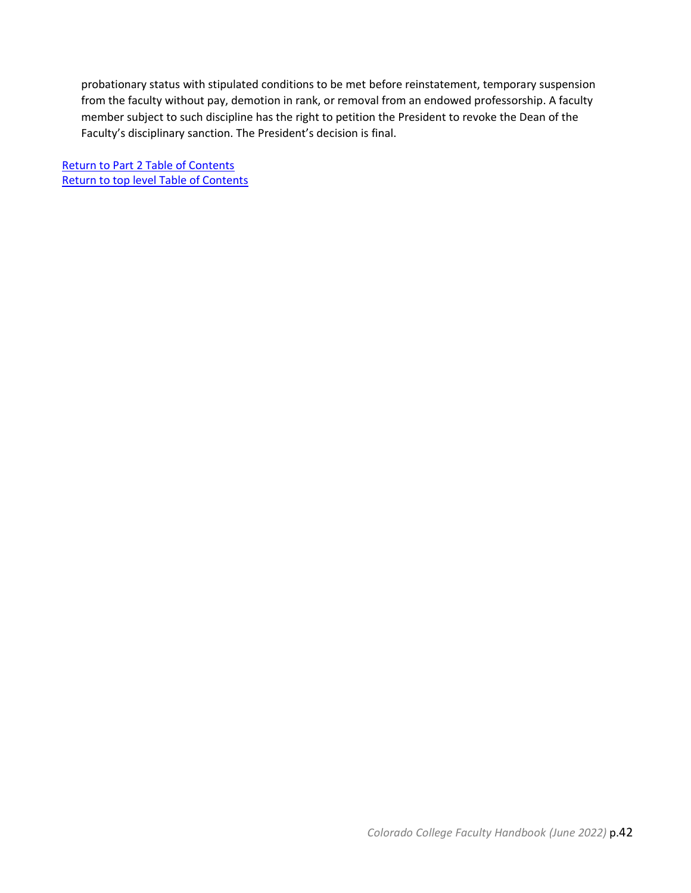probationary status with stipulated conditions to be met before reinstatement, temporary suspension from the faculty without pay, demotion in rank, or removal from an endowed professorship. A faculty member subject to such discipline has the right to petition the President to revoke the Dean of the Faculty's disciplinary sanction. The President's decision is final.

Return to Part 2 Table of Contents
Return to top level Table of Contents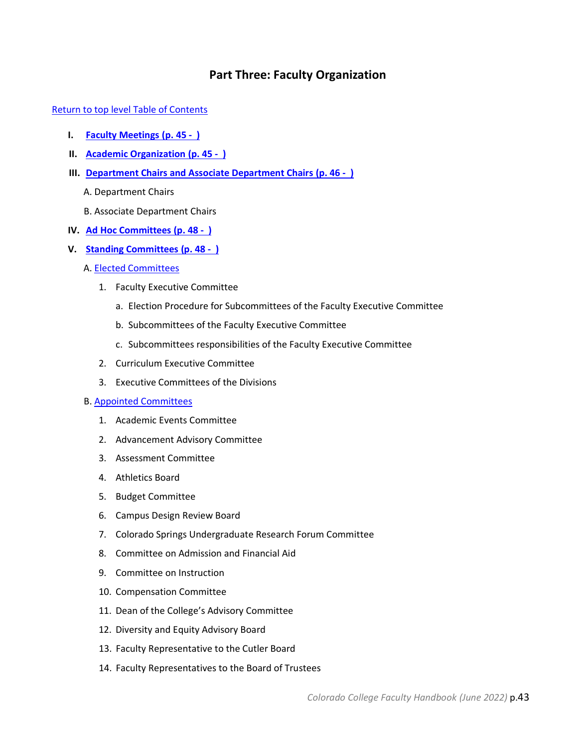# Part Three: Faculty Organization

Return to top level Table of Contents

I. **Faculty Meetings (p. 45 - )**

II. **Academic Organization (p. 45 - )**

III. **Department Chairs and Associate Department Chairs (p. 46 - )**

  A. Department Chairs

  B. Associate Department Chairs

IV. **Ad Hoc Committees (p. 48 - )**

V. **Standing Committees (p. 48 - )**

  A. Elected Committees

    1. Faculty Executive Committee

      a. Election Procedure for Subcommittees of the Faculty Executive Committee

      b. Subcommittees of the Faculty Executive Committee

      c. Subcommittees responsibilities of the Faculty Executive Committee

    2. Curriculum Executive Committee

    3. Executive Committees of the Divisions

  B. Appointed Committees

    1. Academic Events Committee

    2. Advancement Advisory Committee

    3. Assessment Committee

    4. Athletics Board

    5. Budget Committee

    6. Campus Design Review Board

    7. Colorado Springs Undergraduate Research Forum Committee

    8. Committee on Admission and Financial Aid

    9. Committee on Instruction

    10. Compensation Committee

    11. Dean of the College's Advisory Committee

    12. Diversity and Equity Advisory Board

    13. Faculty Representative to the Cutler Board

    14. Faculty Representatives to the Board of Trustees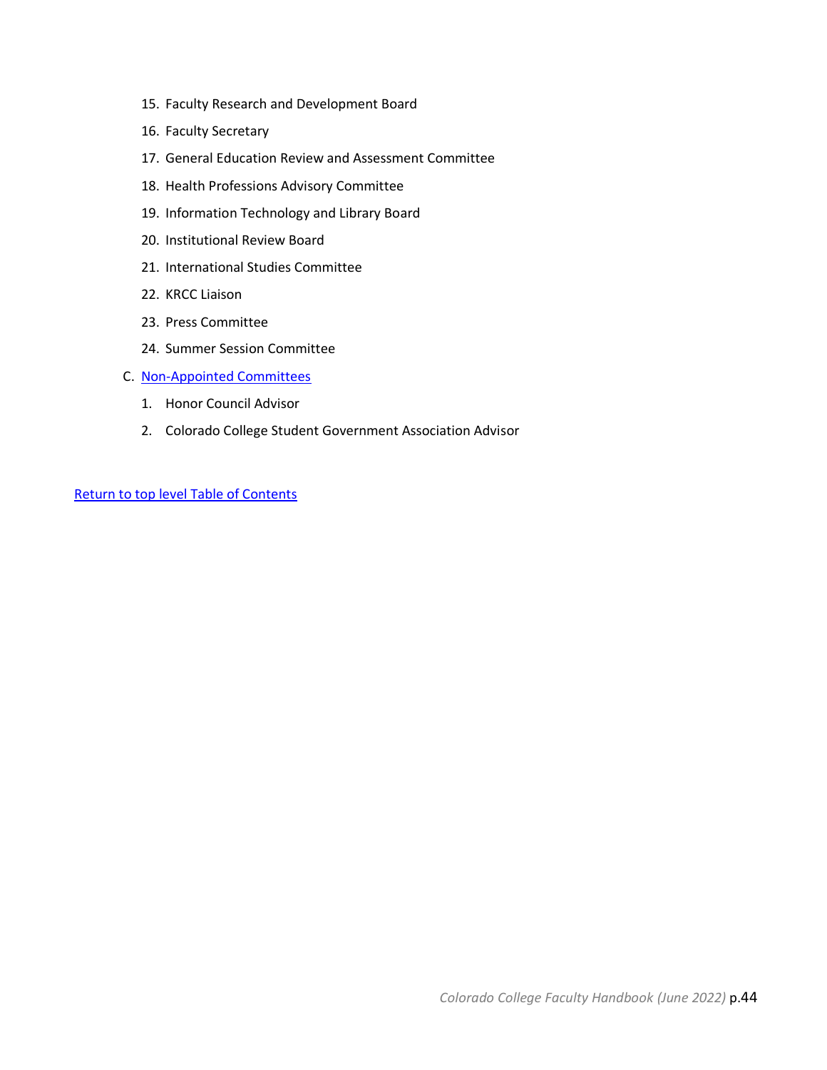15. Faculty Research and Development Board
16. Faculty Secretary
17. General Education Review and Assessment Committee
18. Health Professions Advisory Committee
19. Information Technology and Library Board
20. Institutional Review Board
21. International Studies Committee
22. KRCC Liaison
23. Press Committee
24. Summer Session Committee

C. Non-Appointed Committees

1. Honor Council Advisor
2. Colorado College Student Government Association Advisor

Return to top level Table of Contents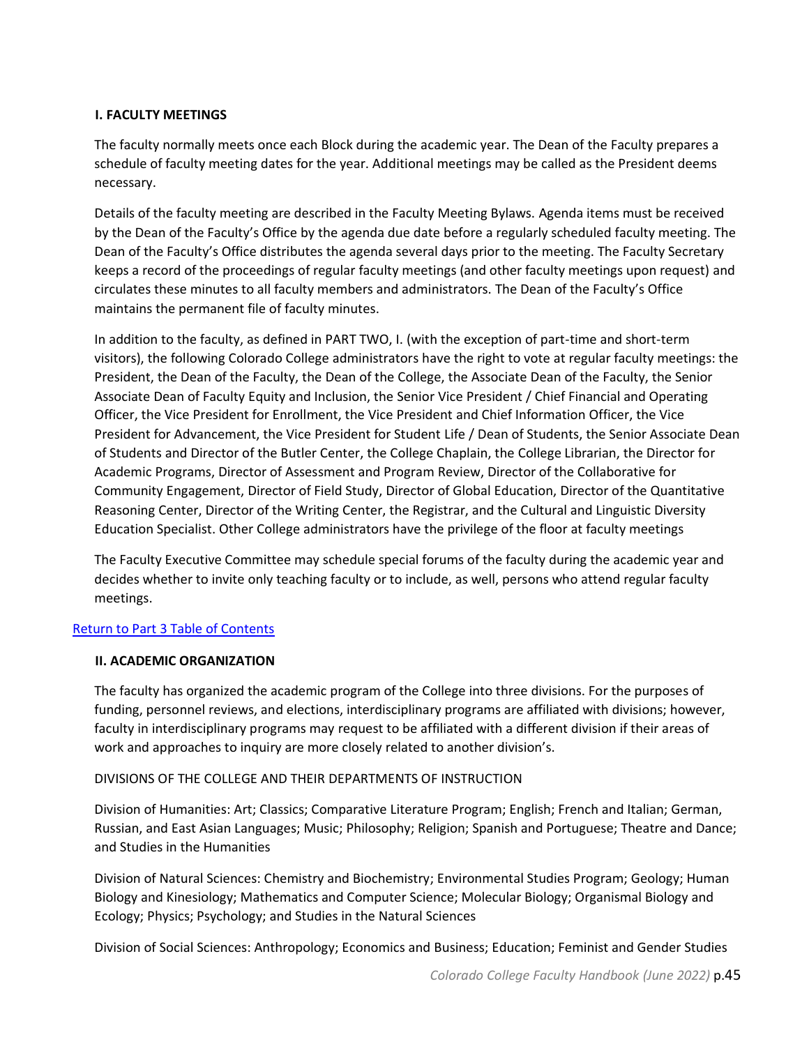### I. FACULTY MEETINGS

The faculty normally meets once each Block during the academic year. The Dean of the Faculty prepares a schedule of faculty meeting dates for the year. Additional meetings may be called as the President deems necessary.

Details of the faculty meeting are described in the Faculty Meeting Bylaws. Agenda items must be received by the Dean of the Faculty's Office by the agenda due date before a regularly scheduled faculty meeting. The Dean of the Faculty's Office distributes the agenda several days prior to the meeting. The Faculty Secretary keeps a record of the proceedings of regular faculty meetings (and other faculty meetings upon request) and circulates these minutes to all faculty members and administrators. The Dean of the Faculty's Office maintains the permanent file of faculty minutes.

In addition to the faculty, as defined in PART TWO, I. (with the exception of part-time and short-term visitors), the following Colorado College administrators have the right to vote at regular faculty meetings: the President, the Dean of the Faculty, the Dean of the College, the Associate Dean of the Faculty, the Senior Associate Dean of Faculty Equity and Inclusion, the Senior Vice President / Chief Financial and Operating Officer, the Vice President for Enrollment, the Vice President and Chief Information Officer, the Vice President for Advancement, the Vice President for Student Life / Dean of Students, the Senior Associate Dean of Students and Director of the Butler Center, the College Chaplain, the College Librarian, the Director for Academic Programs, Director of Assessment and Program Review, Director of the Collaborative for Community Engagement, Director of Field Study, Director of Global Education, Director of the Quantitative Reasoning Center, Director of the Writing Center, the Registrar, and the Cultural and Linguistic Diversity Education Specialist. Other College administrators have the privilege of the floor at faculty meetings

The Faculty Executive Committee may schedule special forums of the faculty during the academic year and decides whether to invite only teaching faculty or to include, as well, persons who attend regular faculty meetings.

[Return to Part 3 Table of Contents]

### II. ACADEMIC ORGANIZATION

The faculty has organized the academic program of the College into three divisions. For the purposes of funding, personnel reviews, and elections, interdisciplinary programs are affiliated with divisions; however, faculty in interdisciplinary programs may request to be affiliated with a different division if their areas of work and approaches to inquiry are more closely related to another division's.

DIVISIONS OF THE COLLEGE AND THEIR DEPARTMENTS OF INSTRUCTION

Division of Humanities: Art; Classics; Comparative Literature Program; English; French and Italian; German, Russian, and East Asian Languages; Music; Philosophy; Religion; Spanish and Portuguese; Theatre and Dance; and Studies in the Humanities

Division of Natural Sciences: Chemistry and Biochemistry; Environmental Studies Program; Geology; Human Biology and Kinesiology; Mathematics and Computer Science; Molecular Biology; Organismal Biology and Ecology; Physics; Psychology; and Studies in the Natural Sciences

Division of Social Sciences: Anthropology; Economics and Business; Education; Feminist and Gender Studies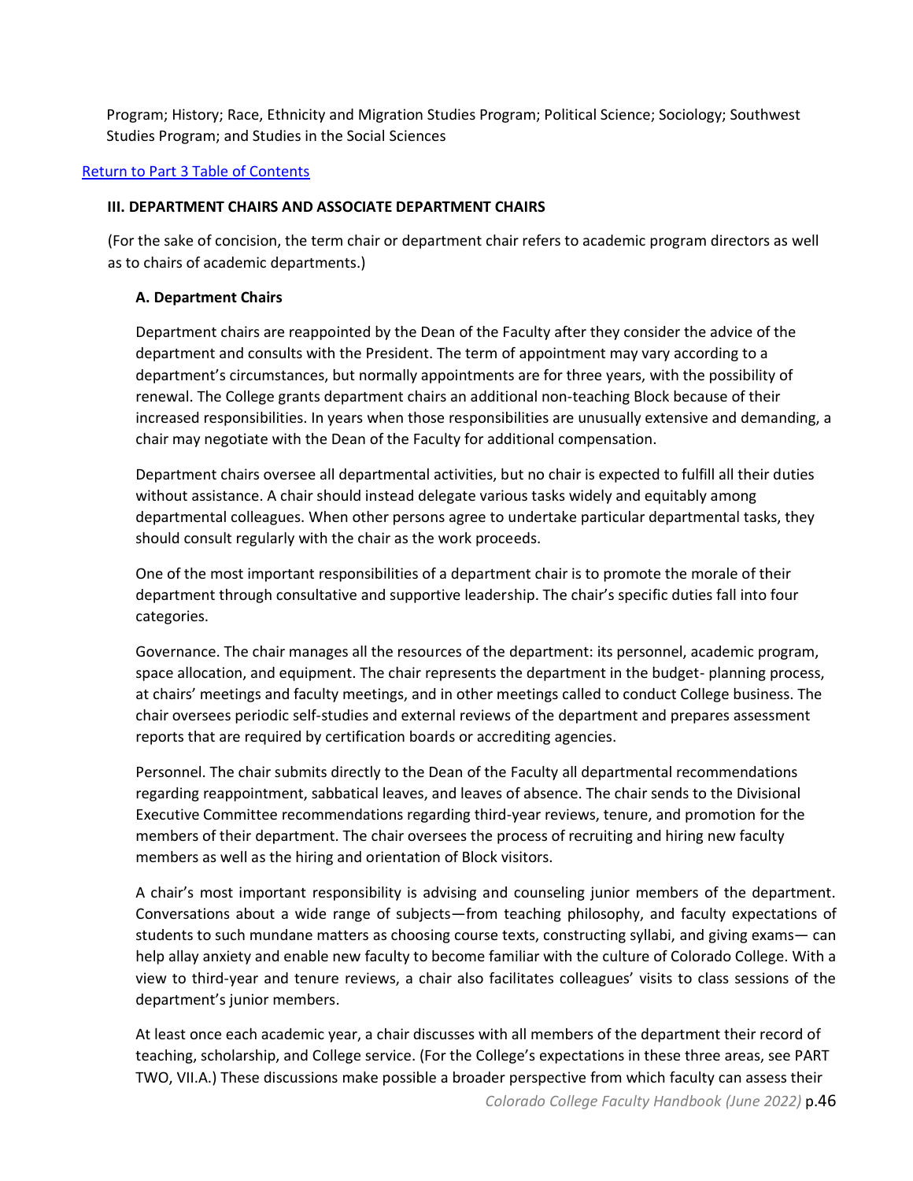Program; History; Race, Ethnicity and Migration Studies Program; Political Science; Sociology; Southwest Studies Program; and Studies in the Social Sciences

[Return to Part 3 Table of Contents]

### III. DEPARTMENT CHAIRS AND ASSOCIATE DEPARTMENT CHAIRS

(For the sake of concision, the term chair or department chair refers to academic program directors as well as to chairs of academic departments.)

#### A. Department Chairs

Department chairs are reappointed by the Dean of the Faculty after they consider the advice of the department and consults with the President. The term of appointment may vary according to a department's circumstances, but normally appointments are for three years, with the possibility of renewal. The College grants department chairs an additional non-teaching Block because of their increased responsibilities. In years when those responsibilities are unusually extensive and demanding, a chair may negotiate with the Dean of the Faculty for additional compensation.

Department chairs oversee all departmental activities, but no chair is expected to fulfill all their duties without assistance. A chair should instead delegate various tasks widely and equitably among departmental colleagues. When other persons agree to undertake particular departmental tasks, they should consult regularly with the chair as the work proceeds.

One of the most important responsibilities of a department chair is to promote the morale of their department through consultative and supportive leadership. The chair's specific duties fall into four categories.

Governance. The chair manages all the resources of the department: its personnel, academic program, space allocation, and equipment. The chair represents the department in the budget- planning process, at chairs' meetings and faculty meetings, and in other meetings called to conduct College business. The chair oversees periodic self-studies and external reviews of the department and prepares assessment reports that are required by certification boards or accrediting agencies.

Personnel. The chair submits directly to the Dean of the Faculty all departmental recommendations regarding reappointment, sabbatical leaves, and leaves of absence. The chair sends to the Divisional Executive Committee recommendations regarding third-year reviews, tenure, and promotion for the members of their department. The chair oversees the process of recruiting and hiring new faculty members as well as the hiring and orientation of Block visitors.

A chair's most important responsibility is advising and counseling junior members of the department. Conversations about a wide range of subjects—from teaching philosophy, and faculty expectations of students to such mundane matters as choosing course texts, constructing syllabi, and giving exams— can help allay anxiety and enable new faculty to become familiar with the culture of Colorado College. With a view to third-year and tenure reviews, a chair also facilitates colleagues' visits to class sessions of the department's junior members.

At least once each academic year, a chair discusses with all members of the department their record of teaching, scholarship, and College service. (For the College's expectations in these three areas, see PART TWO, VII.A.) These discussions make possible a broader perspective from which faculty can assess their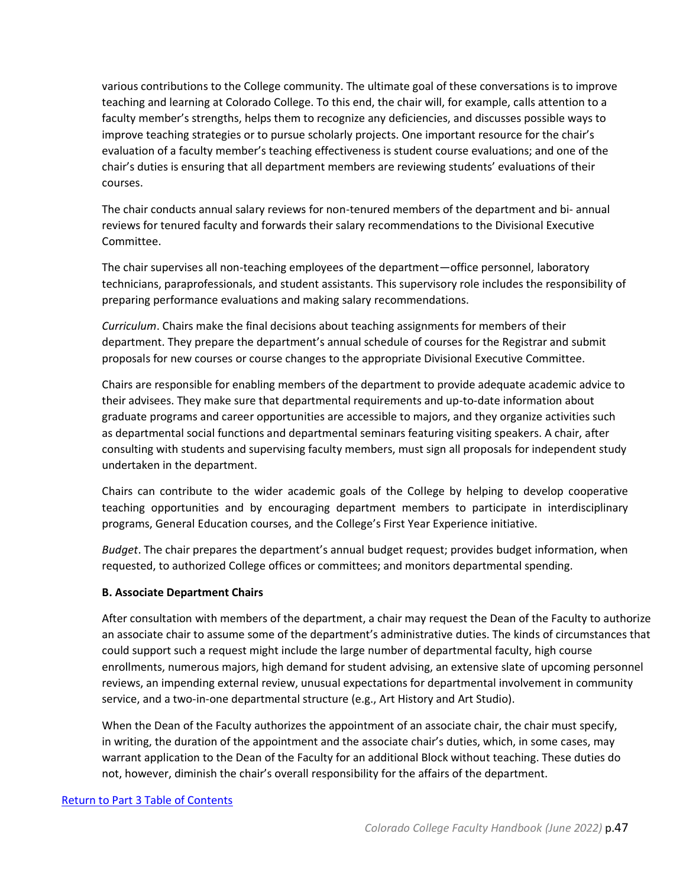various contributions to the College community. The ultimate goal of these conversations is to improve teaching and learning at Colorado College. To this end, the chair will, for example, calls attention to a faculty member's strengths, helps them to recognize any deficiencies, and discusses possible ways to improve teaching strategies or to pursue scholarly projects. One important resource for the chair's evaluation of a faculty member's teaching effectiveness is student course evaluations; and one of the chair's duties is ensuring that all department members are reviewing students' evaluations of their courses.

The chair conducts annual salary reviews for non-tenured members of the department and bi- annual reviews for tenured faculty and forwards their salary recommendations to the Divisional Executive Committee.

The chair supervises all non-teaching employees of the department—office personnel, laboratory technicians, paraprofessionals, and student assistants. This supervisory role includes the responsibility of preparing performance evaluations and making salary recommendations.

*Curriculum*. Chairs make the final decisions about teaching assignments for members of their department. They prepare the department's annual schedule of courses for the Registrar and submit proposals for new courses or course changes to the appropriate Divisional Executive Committee.

Chairs are responsible for enabling members of the department to provide adequate academic advice to their advisees. They make sure that departmental requirements and up-to-date information about graduate programs and career opportunities are accessible to majors, and they organize activities such as departmental social functions and departmental seminars featuring visiting speakers. A chair, after consulting with students and supervising faculty members, must sign all proposals for independent study undertaken in the department.

Chairs can contribute to the wider academic goals of the College by helping to develop cooperative teaching opportunities and by encouraging department members to participate in interdisciplinary programs, General Education courses, and the College's First Year Experience initiative.

*Budget*. The chair prepares the department's annual budget request; provides budget information, when requested, to authorized College offices or committees; and monitors departmental spending.

**B. Associate Department Chairs**

After consultation with members of the department, a chair may request the Dean of the Faculty to authorize an associate chair to assume some of the department's administrative duties. The kinds of circumstances that could support such a request might include the large number of departmental faculty, high course enrollments, numerous majors, high demand for student advising, an extensive slate of upcoming personnel reviews, an impending external review, unusual expectations for departmental involvement in community service, and a two-in-one departmental structure (e.g., Art History and Art Studio).

When the Dean of the Faculty authorizes the appointment of an associate chair, the chair must specify, in writing, the duration of the appointment and the associate chair's duties, which, in some cases, may warrant application to the Dean of the Faculty for an additional Block without teaching. These duties do not, however, diminish the chair's overall responsibility for the affairs of the department.

Return to Part 3 Table of Contents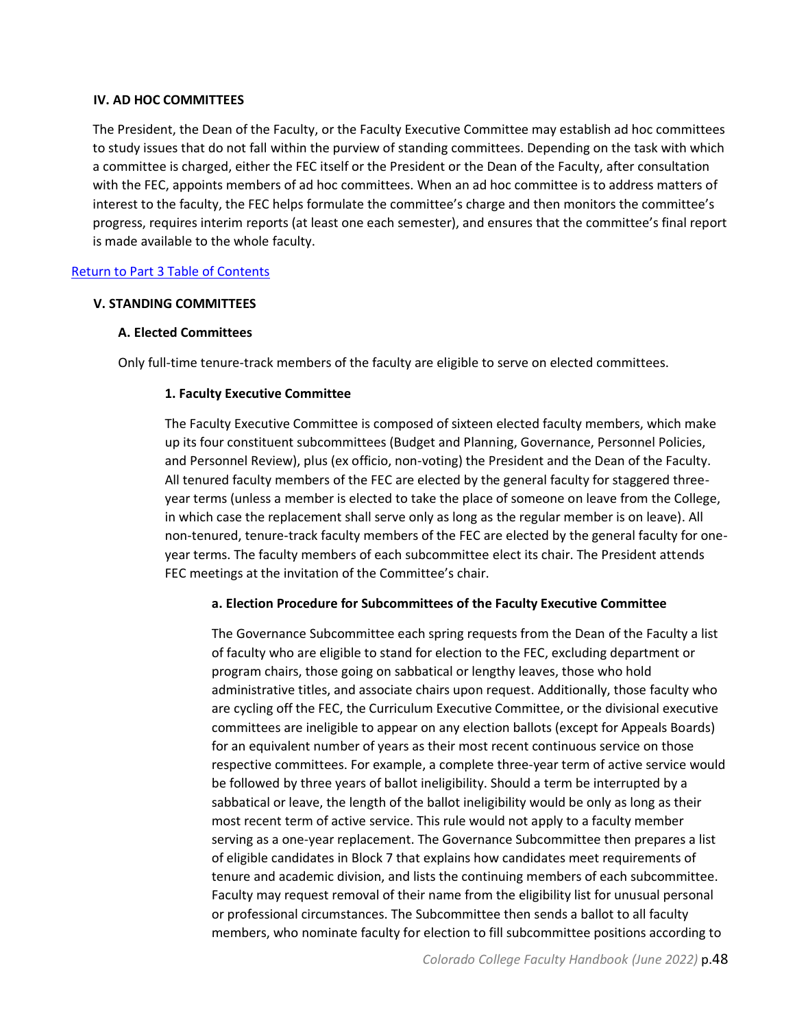### IV. AD HOC COMMITTEES

The President, the Dean of the Faculty, or the Faculty Executive Committee may establish ad hoc committees to study issues that do not fall within the purview of standing committees. Depending on the task with which a committee is charged, either the FEC itself or the President or the Dean of the Faculty, after consultation with the FEC, appoints members of ad hoc committees. When an ad hoc committee is to address matters of interest to the faculty, the FEC helps formulate the committee's charge and then monitors the committee's progress, requires interim reports (at least one each semester), and ensures that the committee's final report is made available to the whole faculty.

[Return to Part 3 Table of Contents]

### V. STANDING COMMITTEES

#### A. Elected Committees

Only full-time tenure-track members of the faculty are eligible to serve on elected committees.

##### 1. Faculty Executive Committee

The Faculty Executive Committee is composed of sixteen elected faculty members, which make up its four constituent subcommittees (Budget and Planning, Governance, Personnel Policies, and Personnel Review), plus (ex officio, non-voting) the President and the Dean of the Faculty. All tenured faculty members of the FEC are elected by the general faculty for staggered three-year terms (unless a member is elected to take the place of someone on leave from the College, in which case the replacement shall serve only as long as the regular member is on leave). All non-tenured, tenure-track faculty members of the FEC are elected by the general faculty for one-year terms. The faculty members of each subcommittee elect its chair. The President attends FEC meetings at the invitation of the Committee's chair.

###### a. Election Procedure for Subcommittees of the Faculty Executive Committee

The Governance Subcommittee each spring requests from the Dean of the Faculty a list of faculty who are eligible to stand for election to the FEC, excluding department or program chairs, those going on sabbatical or lengthy leaves, those who hold administrative titles, and associate chairs upon request. Additionally, those faculty who are cycling off the FEC, the Curriculum Executive Committee, or the divisional executive committees are ineligible to appear on any election ballots (except for Appeals Boards) for an equivalent number of years as their most recent continuous service on those respective committees. For example, a complete three-year term of active service would be followed by three years of ballot ineligibility. Should a term be interrupted by a sabbatical or leave, the length of the ballot ineligibility would be only as long as their most recent term of active service. This rule would not apply to a faculty member serving as a one-year replacement. The Governance Subcommittee then prepares a list of eligible candidates in Block 7 that explains how candidates meet requirements of tenure and academic division, and lists the continuing members of each subcommittee. Faculty may request removal of their name from the eligibility list for unusual personal or professional circumstances. The Subcommittee then sends a ballot to all faculty members, who nominate faculty for election to fill subcommittee positions according to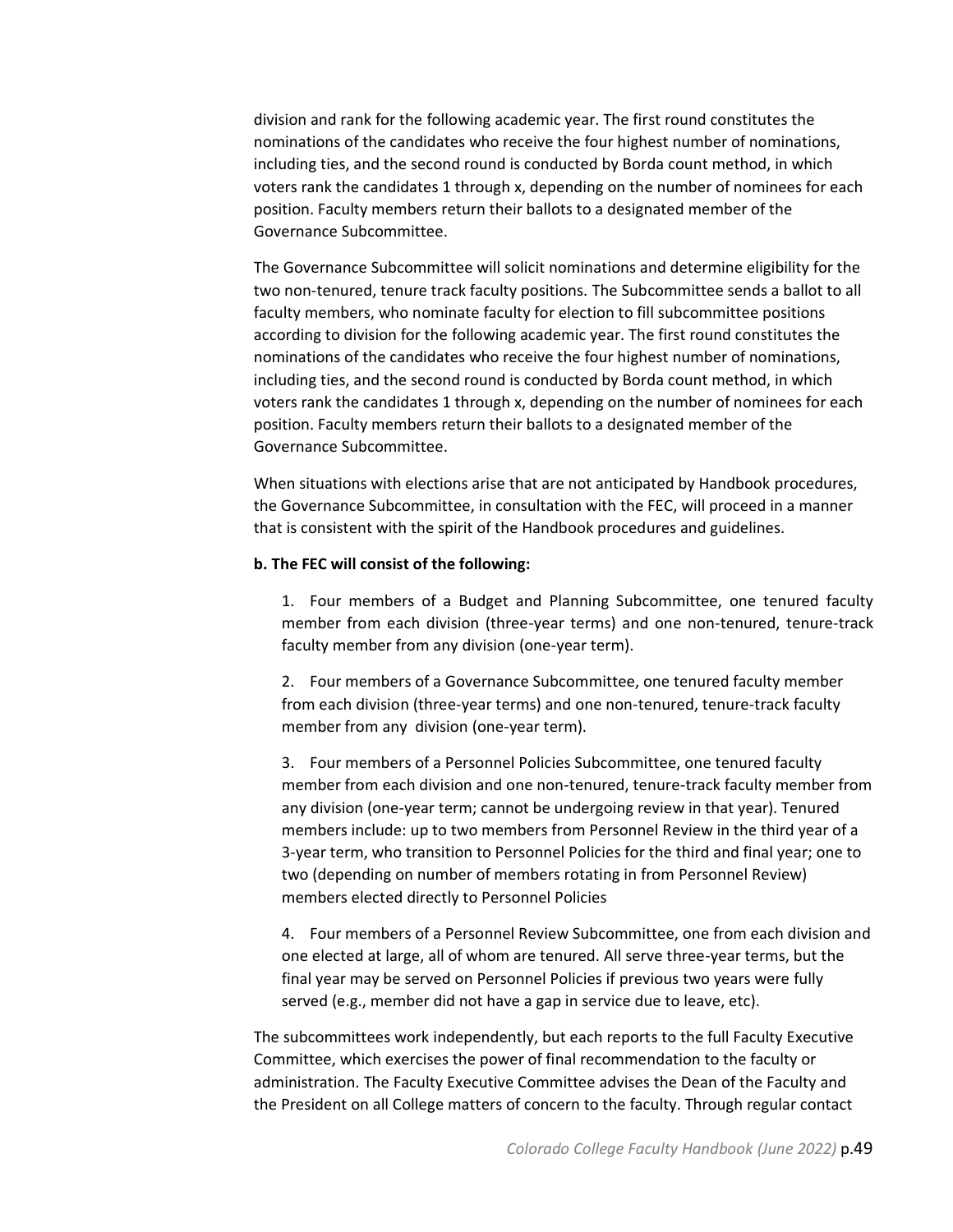division and rank for the following academic year. The first round constitutes the nominations of the candidates who receive the four highest number of nominations, including ties, and the second round is conducted by Borda count method, in which voters rank the candidates 1 through x, depending on the number of nominees for each position. Faculty members return their ballots to a designated member of the Governance Subcommittee.

The Governance Subcommittee will solicit nominations and determine eligibility for the two non-tenured, tenure track faculty positions. The Subcommittee sends a ballot to all faculty members, who nominate faculty for election to fill subcommittee positions according to division for the following academic year. The first round constitutes the nominations of the candidates who receive the four highest number of nominations, including ties, and the second round is conducted by Borda count method, in which voters rank the candidates 1 through x, depending on the number of nominees for each position. Faculty members return their ballots to a designated member of the Governance Subcommittee.

When situations with elections arise that are not anticipated by Handbook procedures, the Governance Subcommittee, in consultation with the FEC, will proceed in a manner that is consistent with the spirit of the Handbook procedures and guidelines.

**b. The FEC will consist of the following:**

1. Four members of a Budget and Planning Subcommittee, one tenured faculty member from each division (three-year terms) and one non-tenured, tenure-track faculty member from any division (one-year term).

2. Four members of a Governance Subcommittee, one tenured faculty member from each division (three-year terms) and one non-tenured, tenure-track faculty member from any division (one-year term).

3. Four members of a Personnel Policies Subcommittee, one tenured faculty member from each division and one non-tenured, tenure-track faculty member from any division (one-year term; cannot be undergoing review in that year). Tenured members include: up to two members from Personnel Review in the third year of a 3-year term, who transition to Personnel Policies for the third and final year; one to two (depending on number of members rotating in from Personnel Review) members elected directly to Personnel Policies

4. Four members of a Personnel Review Subcommittee, one from each division and one elected at large, all of whom are tenured. All serve three-year terms, but the final year may be served on Personnel Policies if previous two years were fully served (e.g., member did not have a gap in service due to leave, etc).

The subcommittees work independently, but each reports to the full Faculty Executive Committee, which exercises the power of final recommendation to the faculty or administration. The Faculty Executive Committee advises the Dean of the Faculty and the President on all College matters of concern to the faculty. Through regular contact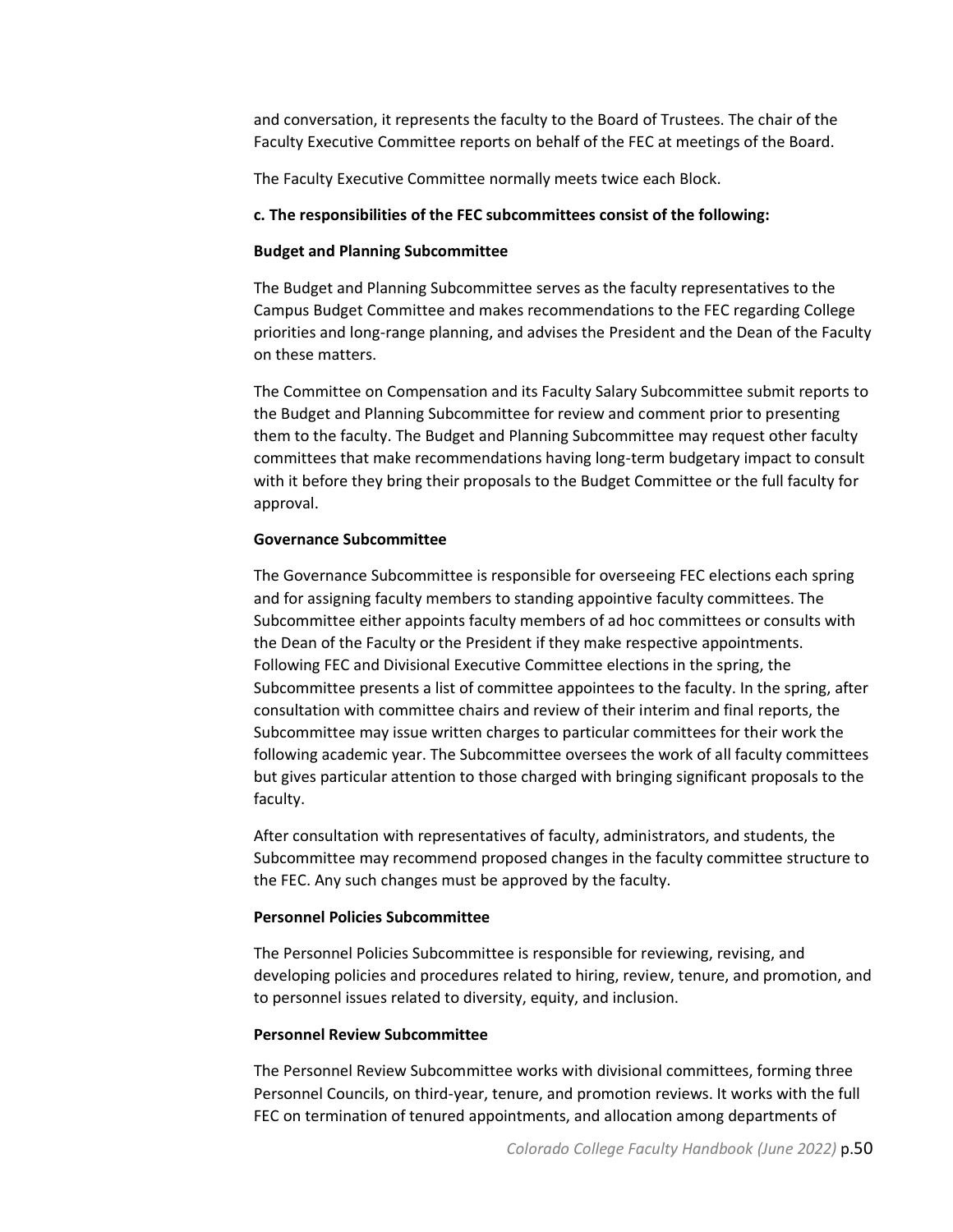and conversation, it represents the faculty to the Board of Trustees. The chair of the Faculty Executive Committee reports on behalf of the FEC at meetings of the Board.

The Faculty Executive Committee normally meets twice each Block.

**c. The responsibilities of the FEC subcommittees consist of the following:**

**Budget and Planning Subcommittee**

The Budget and Planning Subcommittee serves as the faculty representatives to the Campus Budget Committee and makes recommendations to the FEC regarding College priorities and long-range planning, and advises the President and the Dean of the Faculty on these matters.

The Committee on Compensation and its Faculty Salary Subcommittee submit reports to the Budget and Planning Subcommittee for review and comment prior to presenting them to the faculty. The Budget and Planning Subcommittee may request other faculty committees that make recommendations having long-term budgetary impact to consult with it before they bring their proposals to the Budget Committee or the full faculty for approval.

**Governance Subcommittee**

The Governance Subcommittee is responsible for overseeing FEC elections each spring and for assigning faculty members to standing appointive faculty committees. The Subcommittee either appoints faculty members of ad hoc committees or consults with the Dean of the Faculty or the President if they make respective appointments. Following FEC and Divisional Executive Committee elections in the spring, the Subcommittee presents a list of committee appointees to the faculty. In the spring, after consultation with committee chairs and review of their interim and final reports, the Subcommittee may issue written charges to particular committees for their work the following academic year. The Subcommittee oversees the work of all faculty committees but gives particular attention to those charged with bringing significant proposals to the faculty.

After consultation with representatives of faculty, administrators, and students, the Subcommittee may recommend proposed changes in the faculty committee structure to the FEC. Any such changes must be approved by the faculty.

**Personnel Policies Subcommittee**

The Personnel Policies Subcommittee is responsible for reviewing, revising, and developing policies and procedures related to hiring, review, tenure, and promotion, and to personnel issues related to diversity, equity, and inclusion.

**Personnel Review Subcommittee**

The Personnel Review Subcommittee works with divisional committees, forming three Personnel Councils, on third-year, tenure, and promotion reviews. It works with the full FEC on termination of tenured appointments, and allocation among departments of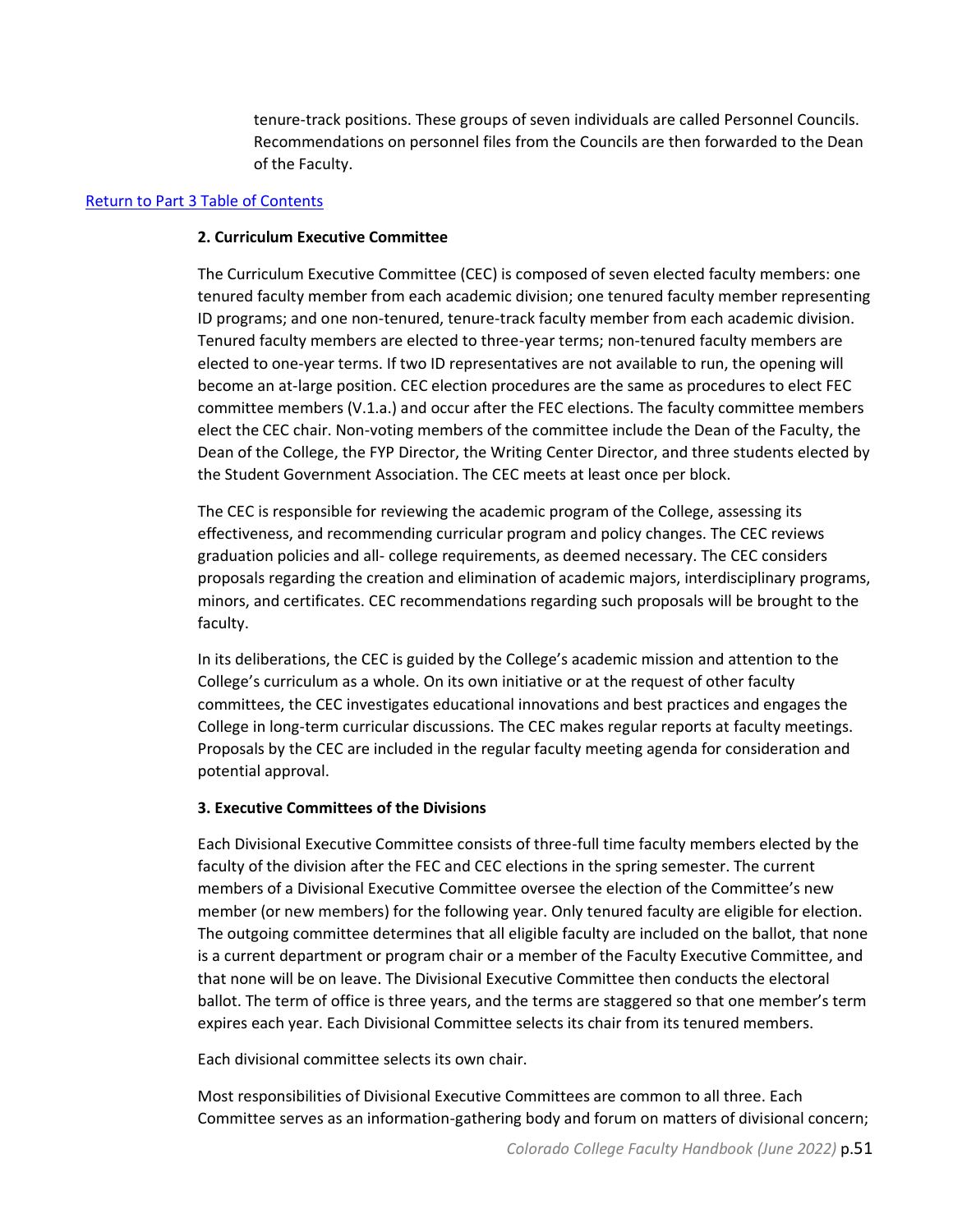tenure-track positions. These groups of seven individuals are called Personnel Councils. Recommendations on personnel files from the Councils are then forwarded to the Dean of the Faculty.

[Return to Part 3 Table of Contents]

**2. Curriculum Executive Committee**

The Curriculum Executive Committee (CEC) is composed of seven elected faculty members: one tenured faculty member from each academic division; one tenured faculty member representing ID programs; and one non-tenured, tenure-track faculty member from each academic division. Tenured faculty members are elected to three-year terms; non-tenured faculty members are elected to one-year terms. If two ID representatives are not available to run, the opening will become an at-large position. CEC election procedures are the same as procedures to elect FEC committee members (V.1.a.) and occur after the FEC elections. The faculty committee members elect the CEC chair. Non-voting members of the committee include the Dean of the Faculty, the Dean of the College, the FYP Director, the Writing Center Director, and three students elected by the Student Government Association. The CEC meets at least once per block.

The CEC is responsible for reviewing the academic program of the College, assessing its effectiveness, and recommending curricular program and policy changes. The CEC reviews graduation policies and all- college requirements, as deemed necessary. The CEC considers proposals regarding the creation and elimination of academic majors, interdisciplinary programs, minors, and certificates. CEC recommendations regarding such proposals will be brought to the faculty.

In its deliberations, the CEC is guided by the College's academic mission and attention to the College's curriculum as a whole. On its own initiative or at the request of other faculty committees, the CEC investigates educational innovations and best practices and engages the College in long-term curricular discussions. The CEC makes regular reports at faculty meetings. Proposals by the CEC are included in the regular faculty meeting agenda for consideration and potential approval.

**3. Executive Committees of the Divisions**

Each Divisional Executive Committee consists of three-full time faculty members elected by the faculty of the division after the FEC and CEC elections in the spring semester. The current members of a Divisional Executive Committee oversee the election of the Committee's new member (or new members) for the following year. Only tenured faculty are eligible for election. The outgoing committee determines that all eligible faculty are included on the ballot, that none is a current department or program chair or a member of the Faculty Executive Committee, and that none will be on leave. The Divisional Executive Committee then conducts the electoral ballot. The term of office is three years, and the terms are staggered so that one member's term expires each year. Each Divisional Committee selects its chair from its tenured members.

Each divisional committee selects its own chair.

Most responsibilities of Divisional Executive Committees are common to all three. Each Committee serves as an information-gathering body and forum on matters of divisional concern;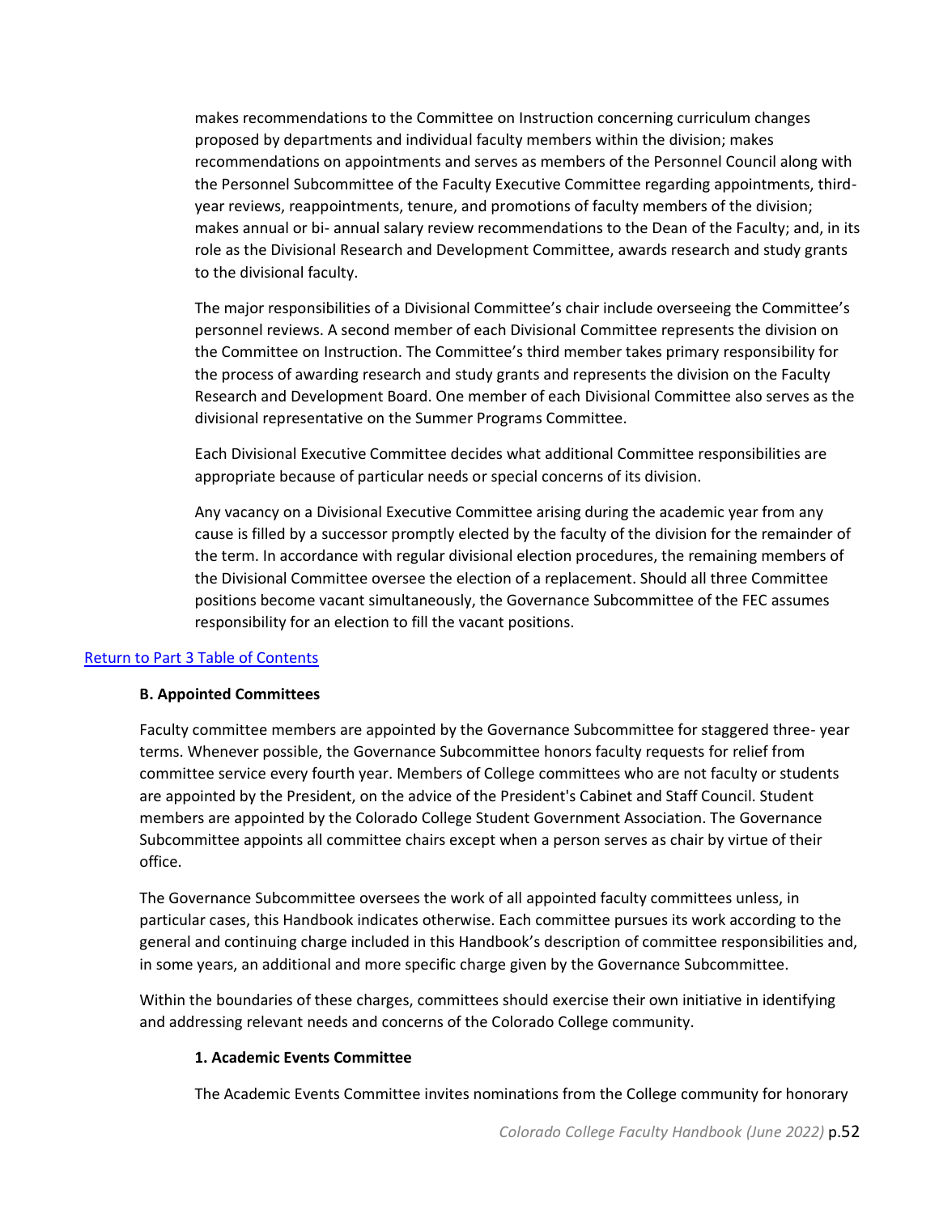makes recommendations to the Committee on Instruction concerning curriculum changes proposed by departments and individual faculty members within the division; makes recommendations on appointments and serves as members of the Personnel Council along with the Personnel Subcommittee of the Faculty Executive Committee regarding appointments, third-year reviews, reappointments, tenure, and promotions of faculty members of the division; makes annual or bi- annual salary review recommendations to the Dean of the Faculty; and, in its role as the Divisional Research and Development Committee, awards research and study grants to the divisional faculty.

The major responsibilities of a Divisional Committee's chair include overseeing the Committee's personnel reviews. A second member of each Divisional Committee represents the division on the Committee on Instruction. The Committee's third member takes primary responsibility for the process of awarding research and study grants and represents the division on the Faculty Research and Development Board. One member of each Divisional Committee also serves as the divisional representative on the Summer Programs Committee.

Each Divisional Executive Committee decides what additional Committee responsibilities are appropriate because of particular needs or special concerns of its division.

Any vacancy on a Divisional Executive Committee arising during the academic year from any cause is filled by a successor promptly elected by the faculty of the division for the remainder of the term. In accordance with regular divisional election procedures, the remaining members of the Divisional Committee oversee the election of a replacement. Should all three Committee positions become vacant simultaneously, the Governance Subcommittee of the FEC assumes responsibility for an election to fill the vacant positions.

Return to Part 3 Table of Contents

### B. Appointed Committees

Faculty committee members are appointed by the Governance Subcommittee for staggered three- year terms. Whenever possible, the Governance Subcommittee honors faculty requests for relief from committee service every fourth year. Members of College committees who are not faculty or students are appointed by the President, on the advice of the President's Cabinet and Staff Council. Student members are appointed by the Colorado College Student Government Association. The Governance Subcommittee appoints all committee chairs except when a person serves as chair by virtue of their office.

The Governance Subcommittee oversees the work of all appointed faculty committees unless, in particular cases, this Handbook indicates otherwise. Each committee pursues its work according to the general and continuing charge included in this Handbook's description of committee responsibilities and, in some years, an additional and more specific charge given by the Governance Subcommittee.

Within the boundaries of these charges, committees should exercise their own initiative in identifying and addressing relevant needs and concerns of the Colorado College community.

#### 1. Academic Events Committee

The Academic Events Committee invites nominations from the College community for honorary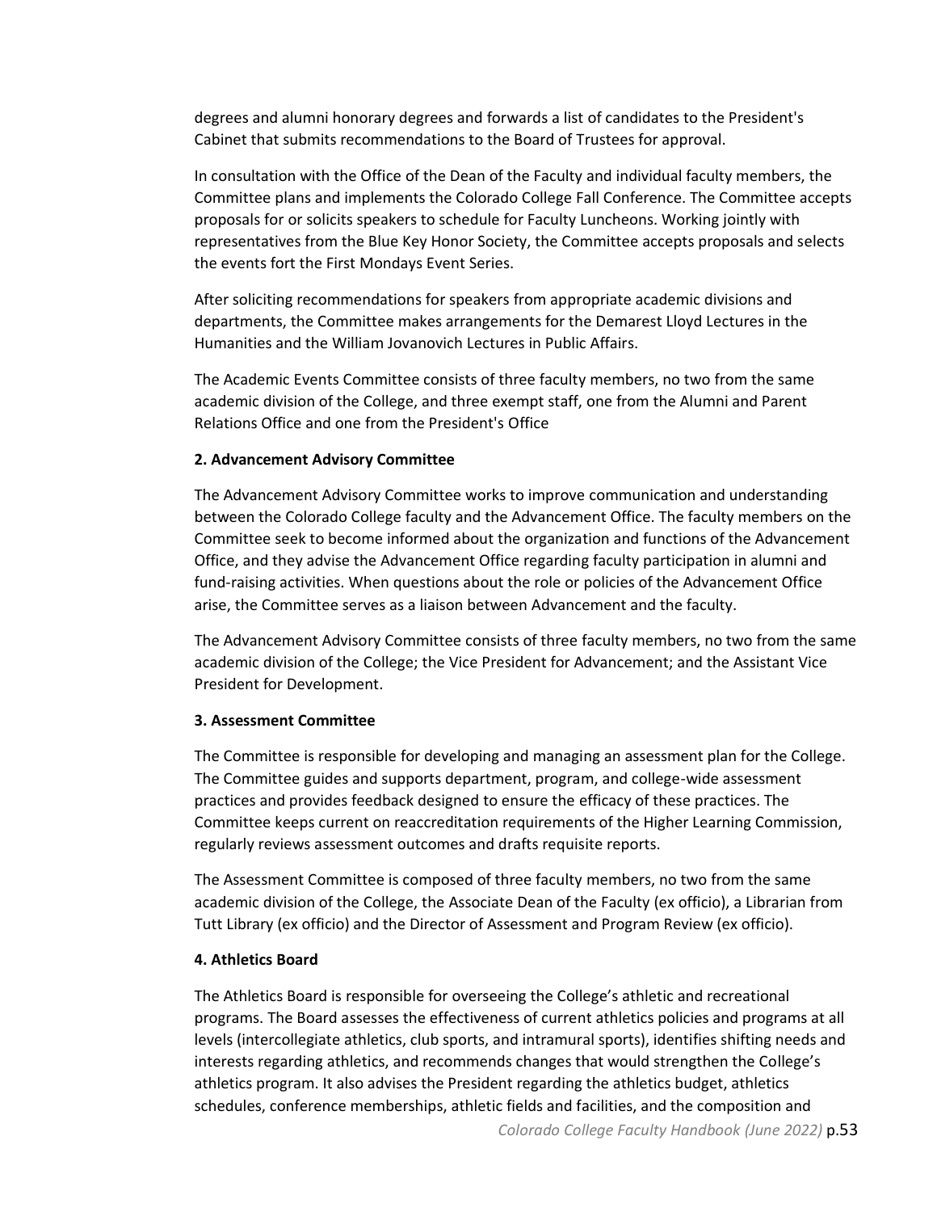degrees and alumni honorary degrees and forwards a list of candidates to the President's Cabinet that submits recommendations to the Board of Trustees for approval.

In consultation with the Office of the Dean of the Faculty and individual faculty members, the Committee plans and implements the Colorado College Fall Conference. The Committee accepts proposals for or solicits speakers to schedule for Faculty Luncheons. Working jointly with representatives from the Blue Key Honor Society, the Committee accepts proposals and selects the events fort the First Mondays Event Series.

After soliciting recommendations for speakers from appropriate academic divisions and departments, the Committee makes arrangements for the Demarest Lloyd Lectures in the Humanities and the William Jovanovich Lectures in Public Affairs.

The Academic Events Committee consists of three faculty members, no two from the same academic division of the College, and three exempt staff, one from the Alumni and Parent Relations Office and one from the President's Office

**2. Advancement Advisory Committee**

The Advancement Advisory Committee works to improve communication and understanding between the Colorado College faculty and the Advancement Office. The faculty members on the Committee seek to become informed about the organization and functions of the Advancement Office, and they advise the Advancement Office regarding faculty participation in alumni and fund-raising activities. When questions about the role or policies of the Advancement Office arise, the Committee serves as a liaison between Advancement and the faculty.

The Advancement Advisory Committee consists of three faculty members, no two from the same academic division of the College; the Vice President for Advancement; and the Assistant Vice President for Development.

**3. Assessment Committee**

The Committee is responsible for developing and managing an assessment plan for the College. The Committee guides and supports department, program, and college-wide assessment practices and provides feedback designed to ensure the efficacy of these practices. The Committee keeps current on reaccreditation requirements of the Higher Learning Commission, regularly reviews assessment outcomes and drafts requisite reports.

The Assessment Committee is composed of three faculty members, no two from the same academic division of the College, the Associate Dean of the Faculty (ex officio), a Librarian from Tutt Library (ex officio) and the Director of Assessment and Program Review (ex officio).

**4. Athletics Board**

The Athletics Board is responsible for overseeing the College's athletic and recreational programs. The Board assesses the effectiveness of current athletics policies and programs at all levels (intercollegiate athletics, club sports, and intramural sports), identifies shifting needs and interests regarding athletics, and recommends changes that would strengthen the College's athletics program. It also advises the President regarding the athletics budget, athletics schedules, conference memberships, athletic fields and facilities, and the composition and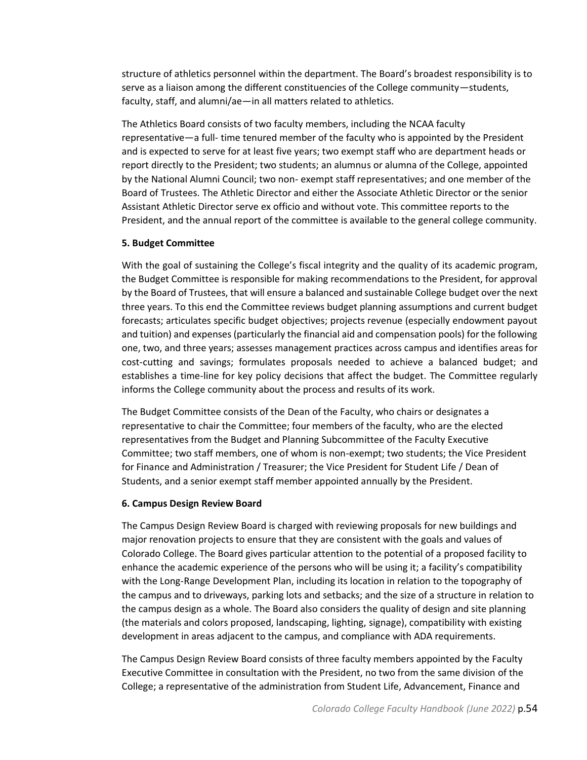structure of athletics personnel within the department. The Board's broadest responsibility is to serve as a liaison among the different constituencies of the College community—students, faculty, staff, and alumni/ae—in all matters related to athletics.

The Athletics Board consists of two faculty members, including the NCAA faculty representative—a full- time tenured member of the faculty who is appointed by the President and is expected to serve for at least five years; two exempt staff who are department heads or report directly to the President; two students; an alumnus or alumna of the College, appointed by the National Alumni Council; two non- exempt staff representatives; and one member of the Board of Trustees. The Athletic Director and either the Associate Athletic Director or the senior Assistant Athletic Director serve ex officio and without vote. This committee reports to the President, and the annual report of the committee is available to the general college community.

**5. Budget Committee**

With the goal of sustaining the College's fiscal integrity and the quality of its academic program, the Budget Committee is responsible for making recommendations to the President, for approval by the Board of Trustees, that will ensure a balanced and sustainable College budget over the next three years. To this end the Committee reviews budget planning assumptions and current budget forecasts; articulates specific budget objectives; projects revenue (especially endowment payout and tuition) and expenses (particularly the financial aid and compensation pools) for the following one, two, and three years; assesses management practices across campus and identifies areas for cost-cutting and savings; formulates proposals needed to achieve a balanced budget; and establishes a time-line for key policy decisions that affect the budget. The Committee regularly informs the College community about the process and results of its work.

The Budget Committee consists of the Dean of the Faculty, who chairs or designates a representative to chair the Committee; four members of the faculty, who are the elected representatives from the Budget and Planning Subcommittee of the Faculty Executive Committee; two staff members, one of whom is non-exempt; two students; the Vice President for Finance and Administration / Treasurer; the Vice President for Student Life / Dean of Students, and a senior exempt staff member appointed annually by the President.

**6. Campus Design Review Board**

The Campus Design Review Board is charged with reviewing proposals for new buildings and major renovation projects to ensure that they are consistent with the goals and values of Colorado College. The Board gives particular attention to the potential of a proposed facility to enhance the academic experience of the persons who will be using it; a facility's compatibility with the Long-Range Development Plan, including its location in relation to the topography of the campus and to driveways, parking lots and setbacks; and the size of a structure in relation to the campus design as a whole. The Board also considers the quality of design and site planning (the materials and colors proposed, landscaping, lighting, signage), compatibility with existing development in areas adjacent to the campus, and compliance with ADA requirements.

The Campus Design Review Board consists of three faculty members appointed by the Faculty Executive Committee in consultation with the President, no two from the same division of the College; a representative of the administration from Student Life, Advancement, Finance and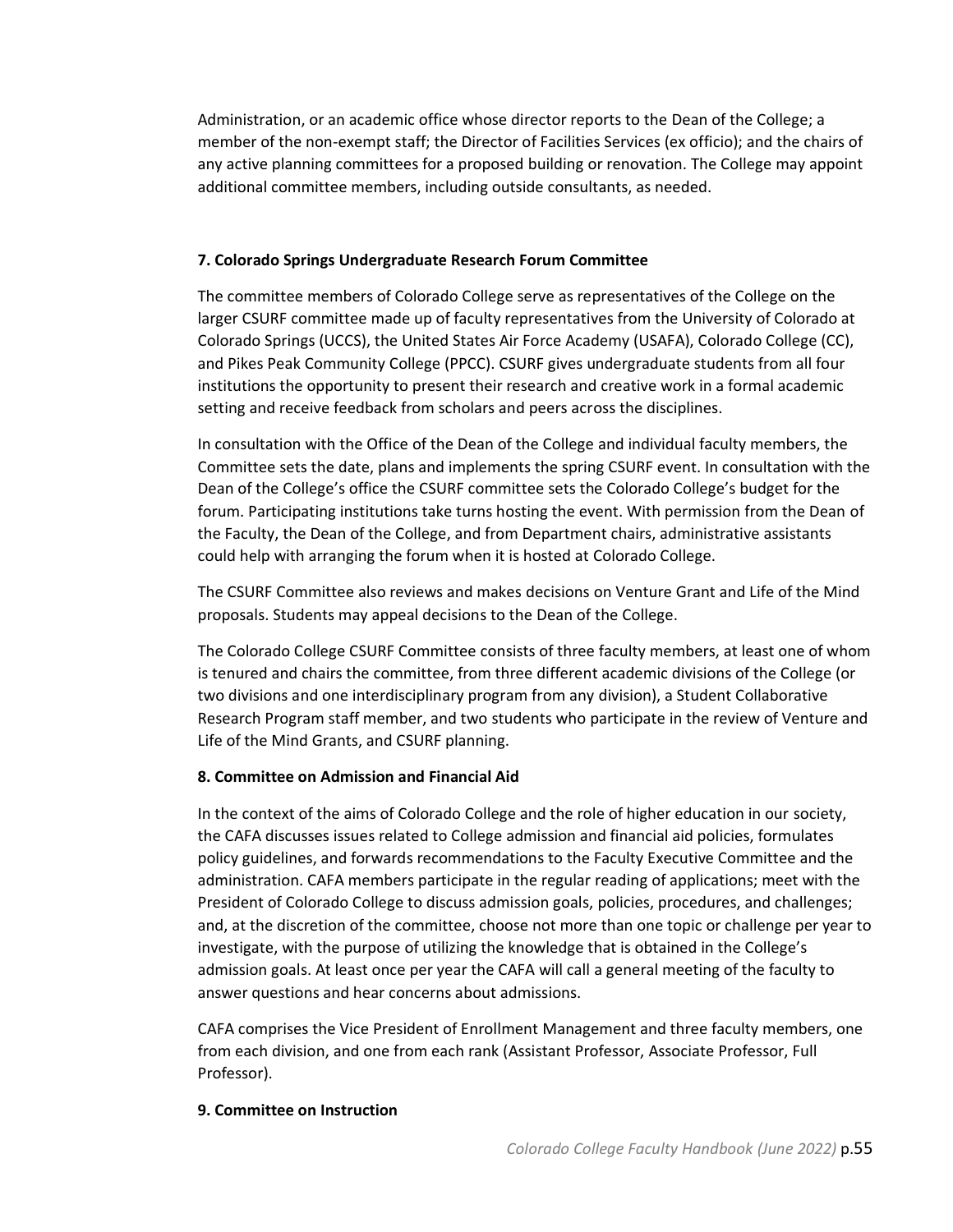Administration, or an academic office whose director reports to the Dean of the College; a member of the non-exempt staff; the Director of Facilities Services (ex officio); and the chairs of any active planning committees for a proposed building or renovation. The College may appoint additional committee members, including outside consultants, as needed.

**7. Colorado Springs Undergraduate Research Forum Committee**

The committee members of Colorado College serve as representatives of the College on the larger CSURF committee made up of faculty representatives from the University of Colorado at Colorado Springs (UCCS), the United States Air Force Academy (USAFA), Colorado College (CC), and Pikes Peak Community College (PPCC). CSURF gives undergraduate students from all four institutions the opportunity to present their research and creative work in a formal academic setting and receive feedback from scholars and peers across the disciplines.

In consultation with the Office of the Dean of the College and individual faculty members, the Committee sets the date, plans and implements the spring CSURF event. In consultation with the Dean of the College's office the CSURF committee sets the Colorado College's budget for the forum. Participating institutions take turns hosting the event. With permission from the Dean of the Faculty, the Dean of the College, and from Department chairs, administrative assistants could help with arranging the forum when it is hosted at Colorado College.

The CSURF Committee also reviews and makes decisions on Venture Grant and Life of the Mind proposals. Students may appeal decisions to the Dean of the College.

The Colorado College CSURF Committee consists of three faculty members, at least one of whom is tenured and chairs the committee, from three different academic divisions of the College (or two divisions and one interdisciplinary program from any division), a Student Collaborative Research Program staff member, and two students who participate in the review of Venture and Life of the Mind Grants, and CSURF planning.

**8. Committee on Admission and Financial Aid**

In the context of the aims of Colorado College and the role of higher education in our society, the CAFA discusses issues related to College admission and financial aid policies, formulates policy guidelines, and forwards recommendations to the Faculty Executive Committee and the administration. CAFA members participate in the regular reading of applications; meet with the President of Colorado College to discuss admission goals, policies, procedures, and challenges; and, at the discretion of the committee, choose not more than one topic or challenge per year to investigate, with the purpose of utilizing the knowledge that is obtained in the College's admission goals. At least once per year the CAFA will call a general meeting of the faculty to answer questions and hear concerns about admissions.

CAFA comprises the Vice President of Enrollment Management and three faculty members, one from each division, and one from each rank (Assistant Professor, Associate Professor, Full Professor).

**9. Committee on Instruction**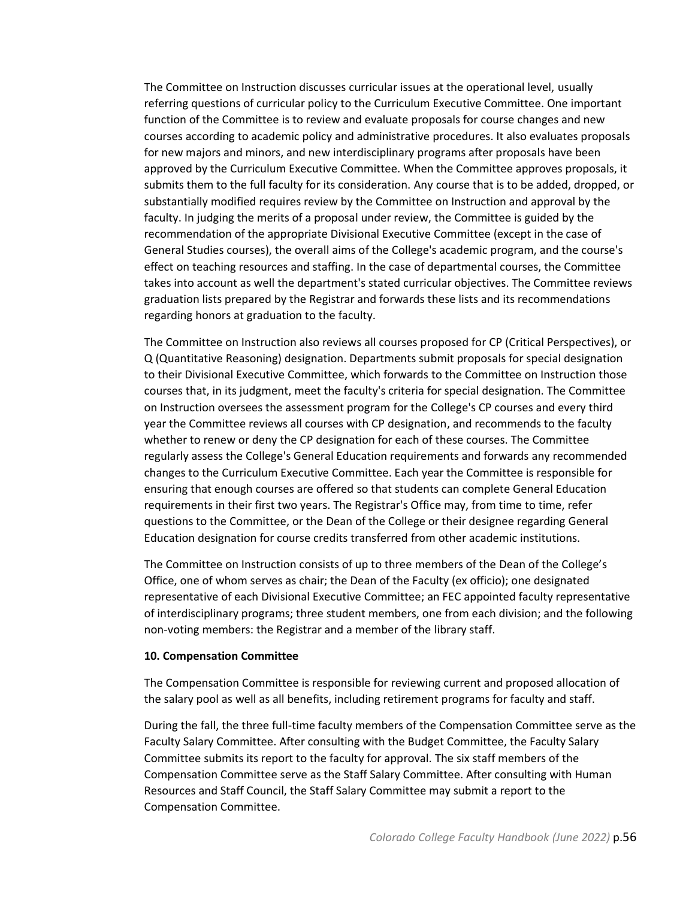The Committee on Instruction discusses curricular issues at the operational level, usually referring questions of curricular policy to the Curriculum Executive Committee. One important function of the Committee is to review and evaluate proposals for course changes and new courses according to academic policy and administrative procedures. It also evaluates proposals for new majors and minors, and new interdisciplinary programs after proposals have been approved by the Curriculum Executive Committee. When the Committee approves proposals, it submits them to the full faculty for its consideration. Any course that is to be added, dropped, or substantially modified requires review by the Committee on Instruction and approval by the faculty. In judging the merits of a proposal under review, the Committee is guided by the recommendation of the appropriate Divisional Executive Committee (except in the case of General Studies courses), the overall aims of the College's academic program, and the course's effect on teaching resources and staffing. In the case of departmental courses, the Committee takes into account as well the department's stated curricular objectives. The Committee reviews graduation lists prepared by the Registrar and forwards these lists and its recommendations regarding honors at graduation to the faculty.

The Committee on Instruction also reviews all courses proposed for CP (Critical Perspectives), or Q (Quantitative Reasoning) designation. Departments submit proposals for special designation to their Divisional Executive Committee, which forwards to the Committee on Instruction those courses that, in its judgment, meet the faculty's criteria for special designation. The Committee on Instruction oversees the assessment program for the College's CP courses and every third year the Committee reviews all courses with CP designation, and recommends to the faculty whether to renew or deny the CP designation for each of these courses. The Committee regularly assess the College's General Education requirements and forwards any recommended changes to the Curriculum Executive Committee. Each year the Committee is responsible for ensuring that enough courses are offered so that students can complete General Education requirements in their first two years. The Registrar's Office may, from time to time, refer questions to the Committee, or the Dean of the College or their designee regarding General Education designation for course credits transferred from other academic institutions.

The Committee on Instruction consists of up to three members of the Dean of the College's Office, one of whom serves as chair; the Dean of the Faculty (ex officio); one designated representative of each Divisional Executive Committee; an FEC appointed faculty representative of interdisciplinary programs; three student members, one from each division; and the following non-voting members: the Registrar and a member of the library staff.

**10. Compensation Committee**

The Compensation Committee is responsible for reviewing current and proposed allocation of the salary pool as well as all benefits, including retirement programs for faculty and staff.

During the fall, the three full-time faculty members of the Compensation Committee serve as the Faculty Salary Committee. After consulting with the Budget Committee, the Faculty Salary Committee submits its report to the faculty for approval. The six staff members of the Compensation Committee serve as the Staff Salary Committee. After consulting with Human Resources and Staff Council, the Staff Salary Committee may submit a report to the Compensation Committee.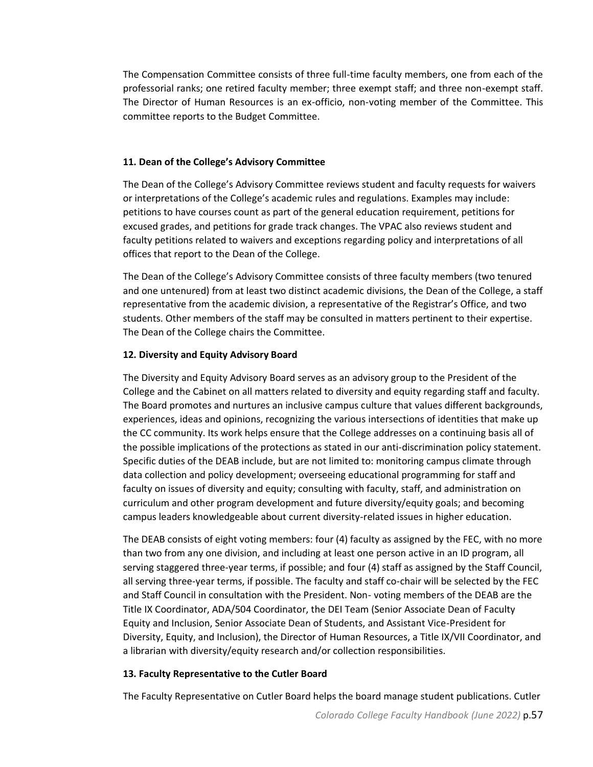The Compensation Committee consists of three full-time faculty members, one from each of the professorial ranks; one retired faculty member; three exempt staff; and three non-exempt staff. The Director of Human Resources is an ex-officio, non-voting member of the Committee. This committee reports to the Budget Committee.

**11. Dean of the College's Advisory Committee**

The Dean of the College's Advisory Committee reviews student and faculty requests for waivers or interpretations of the College's academic rules and regulations. Examples may include: petitions to have courses count as part of the general education requirement, petitions for excused grades, and petitions for grade track changes. The VPAC also reviews student and faculty petitions related to waivers and exceptions regarding policy and interpretations of all offices that report to the Dean of the College.

The Dean of the College's Advisory Committee consists of three faculty members (two tenured and one untenured) from at least two distinct academic divisions, the Dean of the College, a staff representative from the academic division, a representative of the Registrar's Office, and two students. Other members of the staff may be consulted in matters pertinent to their expertise. The Dean of the College chairs the Committee.

**12. Diversity and Equity Advisory Board**

The Diversity and Equity Advisory Board serves as an advisory group to the President of the College and the Cabinet on all matters related to diversity and equity regarding staff and faculty. The Board promotes and nurtures an inclusive campus culture that values different backgrounds, experiences, ideas and opinions, recognizing the various intersections of identities that make up the CC community. Its work helps ensure that the College addresses on a continuing basis all of the possible implications of the protections as stated in our anti-discrimination policy statement. Specific duties of the DEAB include, but are not limited to: monitoring campus climate through data collection and policy development; overseeing educational programming for staff and faculty on issues of diversity and equity; consulting with faculty, staff, and administration on curriculum and other program development and future diversity/equity goals; and becoming campus leaders knowledgeable about current diversity-related issues in higher education.

The DEAB consists of eight voting members: four (4) faculty as assigned by the FEC, with no more than two from any one division, and including at least one person active in an ID program, all serving staggered three-year terms, if possible; and four (4) staff as assigned by the Staff Council, all serving three-year terms, if possible. The faculty and staff co-chair will be selected by the FEC and Staff Council in consultation with the President. Non- voting members of the DEAB are the Title IX Coordinator, ADA/504 Coordinator, the DEI Team (Senior Associate Dean of Faculty Equity and Inclusion, Senior Associate Dean of Students, and Assistant Vice-President for Diversity, Equity, and Inclusion), the Director of Human Resources, a Title IX/VII Coordinator, and a librarian with diversity/equity research and/or collection responsibilities.

**13. Faculty Representative to the Cutler Board**

The Faculty Representative on Cutler Board helps the board manage student publications. Cutler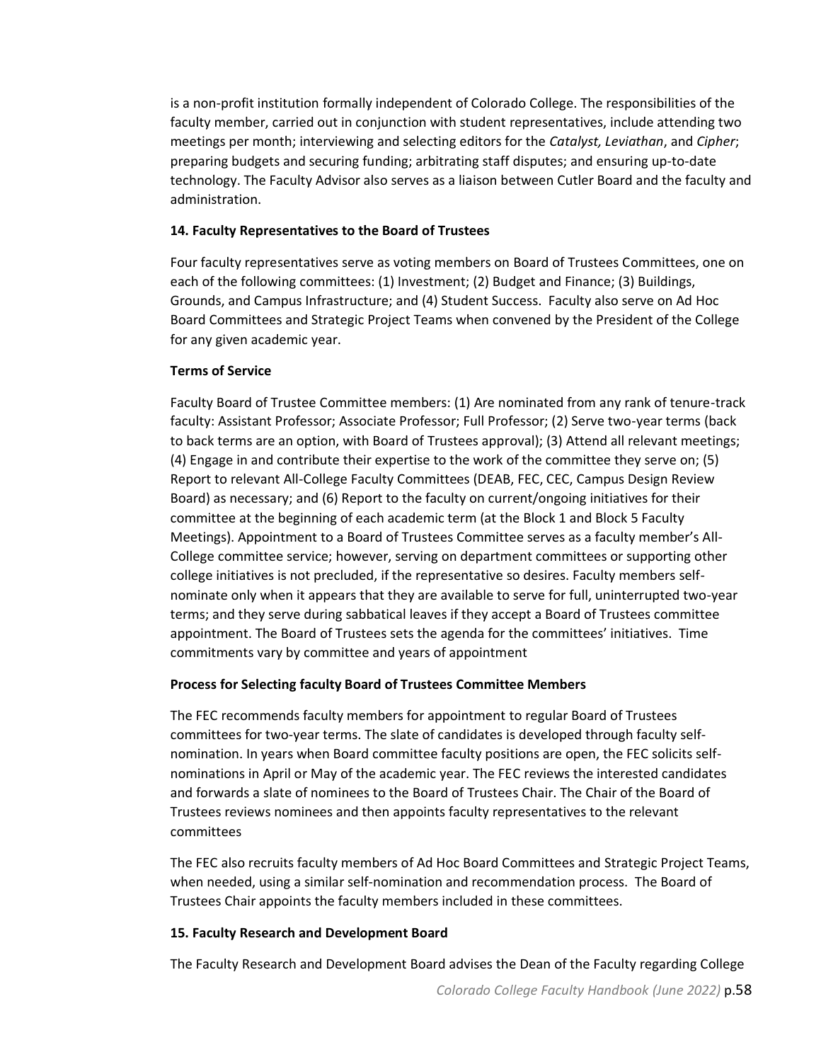is a non-profit institution formally independent of Colorado College. The responsibilities of the faculty member, carried out in conjunction with student representatives, include attending two meetings per month; interviewing and selecting editors for the *Catalyst, Leviathan*, and *Cipher*; preparing budgets and securing funding; arbitrating staff disputes; and ensuring up-to-date technology. The Faculty Advisor also serves as a liaison between Cutler Board and the faculty and administration.

**14. Faculty Representatives to the Board of Trustees**

Four faculty representatives serve as voting members on Board of Trustees Committees, one on each of the following committees: (1) Investment; (2) Budget and Finance; (3) Buildings, Grounds, and Campus Infrastructure; and (4) Student Success. Faculty also serve on Ad Hoc Board Committees and Strategic Project Teams when convened by the President of the College for any given academic year.

**Terms of Service**

Faculty Board of Trustee Committee members: (1) Are nominated from any rank of tenure-track faculty: Assistant Professor; Associate Professor; Full Professor; (2) Serve two-year terms (back to back terms are an option, with Board of Trustees approval); (3) Attend all relevant meetings; (4) Engage in and contribute their expertise to the work of the committee they serve on; (5) Report to relevant All-College Faculty Committees (DEAB, FEC, CEC, Campus Design Review Board) as necessary; and (6) Report to the faculty on current/ongoing initiatives for their committee at the beginning of each academic term (at the Block 1 and Block 5 Faculty Meetings). Appointment to a Board of Trustees Committee serves as a faculty member's All-College committee service; however, serving on department committees or supporting other college initiatives is not precluded, if the representative so desires. Faculty members self-nominate only when it appears that they are available to serve for full, uninterrupted two-year terms; and they serve during sabbatical leaves if they accept a Board of Trustees committee appointment. The Board of Trustees sets the agenda for the committees' initiatives. Time commitments vary by committee and years of appointment

**Process for Selecting faculty Board of Trustees Committee Members**

The FEC recommends faculty members for appointment to regular Board of Trustees committees for two-year terms. The slate of candidates is developed through faculty self-nomination. In years when Board committee faculty positions are open, the FEC solicits self-nominations in April or May of the academic year. The FEC reviews the interested candidates and forwards a slate of nominees to the Board of Trustees Chair. The Chair of the Board of Trustees reviews nominees and then appoints faculty representatives to the relevant committees

The FEC also recruits faculty members of Ad Hoc Board Committees and Strategic Project Teams, when needed, using a similar self-nomination and recommendation process. The Board of Trustees Chair appoints the faculty members included in these committees.

**15. Faculty Research and Development Board**

The Faculty Research and Development Board advises the Dean of the Faculty regarding College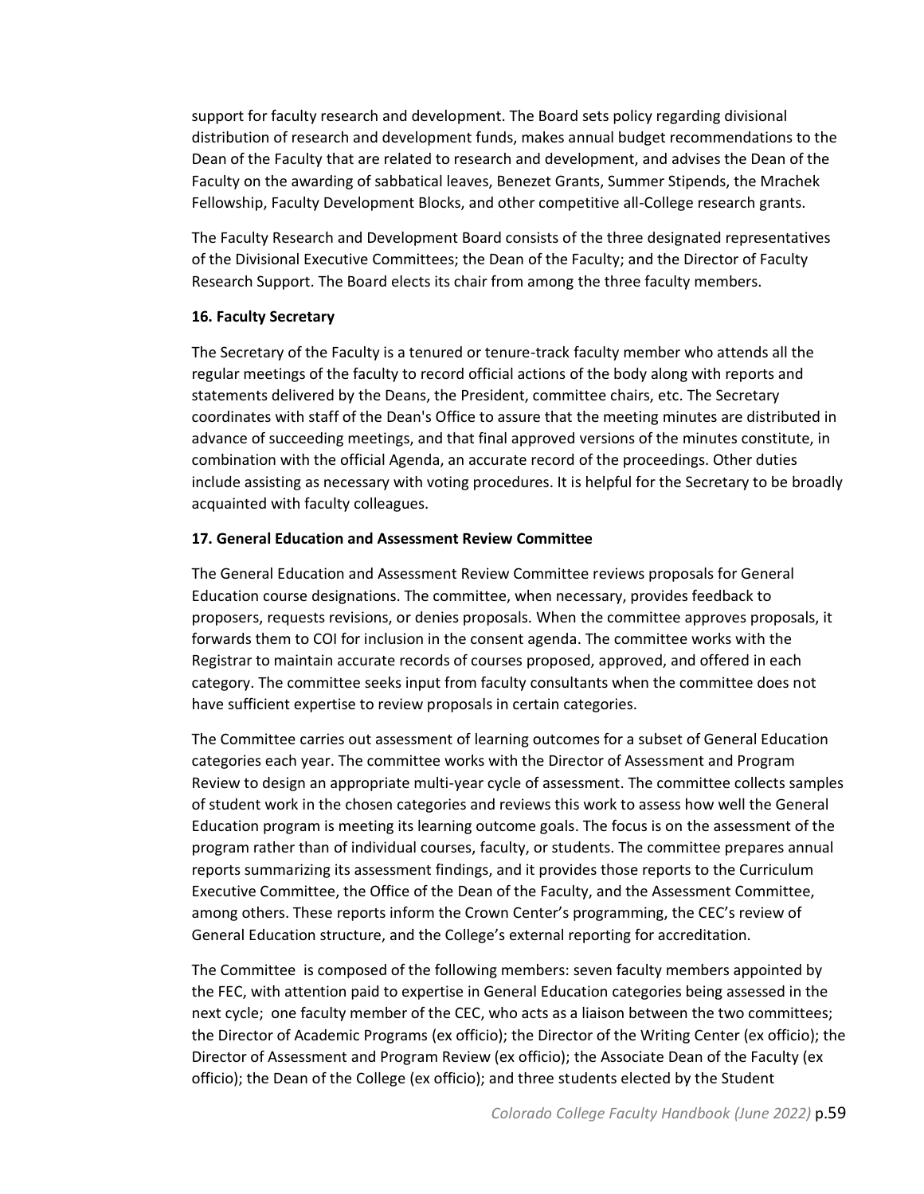support for faculty research and development. The Board sets policy regarding divisional distribution of research and development funds, makes annual budget recommendations to the Dean of the Faculty that are related to research and development, and advises the Dean of the Faculty on the awarding of sabbatical leaves, Benezet Grants, Summer Stipends, the Mrachek Fellowship, Faculty Development Blocks, and other competitive all-College research grants.

The Faculty Research and Development Board consists of the three designated representatives of the Divisional Executive Committees; the Dean of the Faculty; and the Director of Faculty Research Support. The Board elects its chair from among the three faculty members.

**16. Faculty Secretary**

The Secretary of the Faculty is a tenured or tenure-track faculty member who attends all the regular meetings of the faculty to record official actions of the body along with reports and statements delivered by the Deans, the President, committee chairs, etc. The Secretary coordinates with staff of the Dean's Office to assure that the meeting minutes are distributed in advance of succeeding meetings, and that final approved versions of the minutes constitute, in combination with the official Agenda, an accurate record of the proceedings. Other duties include assisting as necessary with voting procedures. It is helpful for the Secretary to be broadly acquainted with faculty colleagues.

**17. General Education and Assessment Review Committee**

The General Education and Assessment Review Committee reviews proposals for General Education course designations. The committee, when necessary, provides feedback to proposers, requests revisions, or denies proposals. When the committee approves proposals, it forwards them to COI for inclusion in the consent agenda. The committee works with the Registrar to maintain accurate records of courses proposed, approved, and offered in each category. The committee seeks input from faculty consultants when the committee does not have sufficient expertise to review proposals in certain categories.

The Committee carries out assessment of learning outcomes for a subset of General Education categories each year. The committee works with the Director of Assessment and Program Review to design an appropriate multi-year cycle of assessment. The committee collects samples of student work in the chosen categories and reviews this work to assess how well the General Education program is meeting its learning outcome goals. The focus is on the assessment of the program rather than of individual courses, faculty, or students. The committee prepares annual reports summarizing its assessment findings, and it provides those reports to the Curriculum Executive Committee, the Office of the Dean of the Faculty, and the Assessment Committee, among others. These reports inform the Crown Center's programming, the CEC's review of General Education structure, and the College's external reporting for accreditation.

The Committee is composed of the following members: seven faculty members appointed by the FEC, with attention paid to expertise in General Education categories being assessed in the next cycle; one faculty member of the CEC, who acts as a liaison between the two committees; the Director of Academic Programs (ex officio); the Director of the Writing Center (ex officio); the Director of Assessment and Program Review (ex officio); the Associate Dean of the Faculty (ex officio); the Dean of the College (ex officio); and three students elected by the Student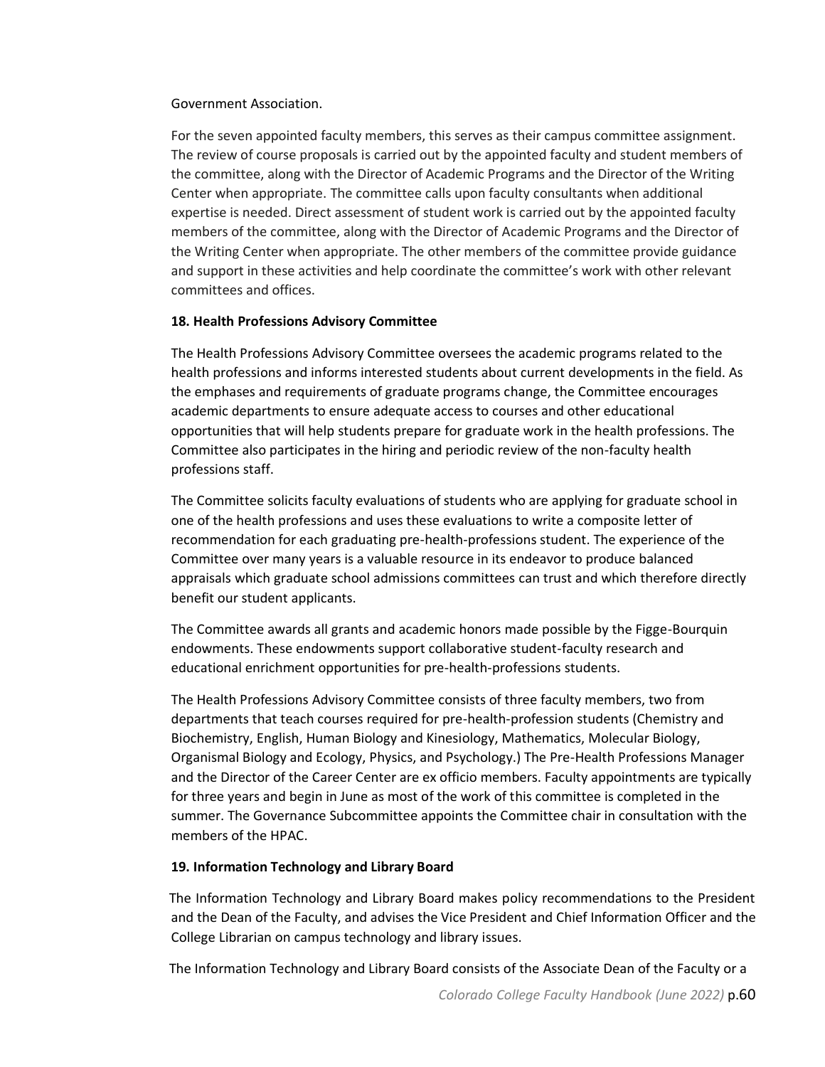Government Association.

For the seven appointed faculty members, this serves as their campus committee assignment. The review of course proposals is carried out by the appointed faculty and student members of the committee, along with the Director of Academic Programs and the Director of the Writing Center when appropriate. The committee calls upon faculty consultants when additional expertise is needed. Direct assessment of student work is carried out by the appointed faculty members of the committee, along with the Director of Academic Programs and the Director of the Writing Center when appropriate. The other members of the committee provide guidance and support in these activities and help coordinate the committee's work with other relevant committees and offices.

**18. Health Professions Advisory Committee**

The Health Professions Advisory Committee oversees the academic programs related to the health professions and informs interested students about current developments in the field. As the emphases and requirements of graduate programs change, the Committee encourages academic departments to ensure adequate access to courses and other educational opportunities that will help students prepare for graduate work in the health professions. The Committee also participates in the hiring and periodic review of the non-faculty health professions staff.

The Committee solicits faculty evaluations of students who are applying for graduate school in one of the health professions and uses these evaluations to write a composite letter of recommendation for each graduating pre-health-professions student. The experience of the Committee over many years is a valuable resource in its endeavor to produce balanced appraisals which graduate school admissions committees can trust and which therefore directly benefit our student applicants.

The Committee awards all grants and academic honors made possible by the Figge-Bourquin endowments. These endowments support collaborative student-faculty research and educational enrichment opportunities for pre-health-professions students.

The Health Professions Advisory Committee consists of three faculty members, two from departments that teach courses required for pre-health-profession students (Chemistry and Biochemistry, English, Human Biology and Kinesiology, Mathematics, Molecular Biology, Organismal Biology and Ecology, Physics, and Psychology.) The Pre-Health Professions Manager and the Director of the Career Center are ex officio members. Faculty appointments are typically for three years and begin in June as most of the work of this committee is completed in the summer. The Governance Subcommittee appoints the Committee chair in consultation with the members of the HPAC.

**19. Information Technology and Library Board**

The Information Technology and Library Board makes policy recommendations to the President and the Dean of the Faculty, and advises the Vice President and Chief Information Officer and the College Librarian on campus technology and library issues.

The Information Technology and Library Board consists of the Associate Dean of the Faculty or a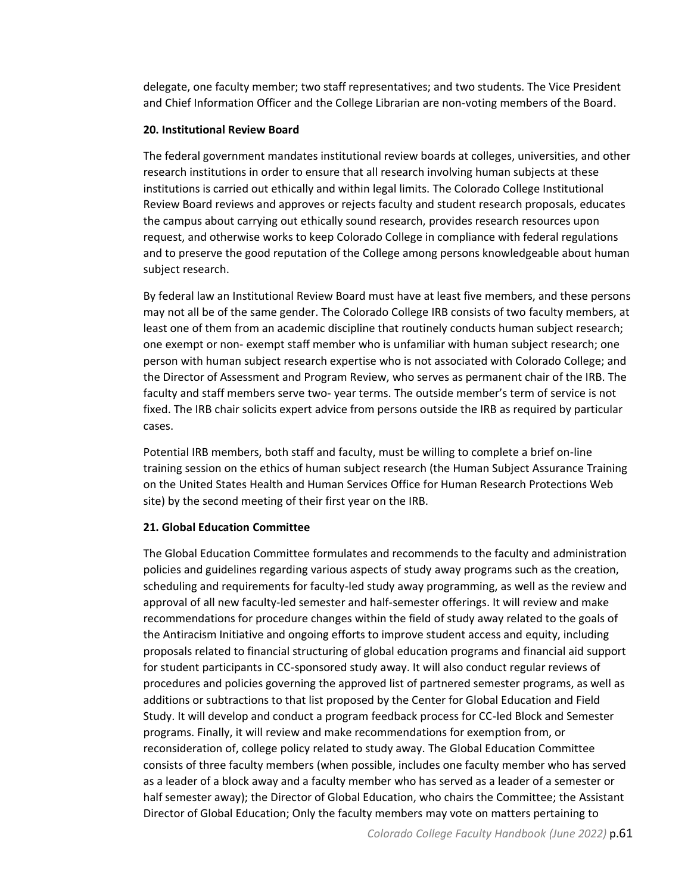delegate, one faculty member; two staff representatives; and two students. The Vice President and Chief Information Officer and the College Librarian are non-voting members of the Board.

**20. Institutional Review Board**

The federal government mandates institutional review boards at colleges, universities, and other research institutions in order to ensure that all research involving human subjects at these institutions is carried out ethically and within legal limits. The Colorado College Institutional Review Board reviews and approves or rejects faculty and student research proposals, educates the campus about carrying out ethically sound research, provides research resources upon request, and otherwise works to keep Colorado College in compliance with federal regulations and to preserve the good reputation of the College among persons knowledgeable about human subject research.

By federal law an Institutional Review Board must have at least five members, and these persons may not all be of the same gender. The Colorado College IRB consists of two faculty members, at least one of them from an academic discipline that routinely conducts human subject research; one exempt or non- exempt staff member who is unfamiliar with human subject research; one person with human subject research expertise who is not associated with Colorado College; and the Director of Assessment and Program Review, who serves as permanent chair of the IRB. The faculty and staff members serve two- year terms. The outside member's term of service is not fixed. The IRB chair solicits expert advice from persons outside the IRB as required by particular cases.

Potential IRB members, both staff and faculty, must be willing to complete a brief on-line training session on the ethics of human subject research (the Human Subject Assurance Training on the United States Health and Human Services Office for Human Research Protections Web site) by the second meeting of their first year on the IRB.

**21. Global Education Committee**

The Global Education Committee formulates and recommends to the faculty and administration policies and guidelines regarding various aspects of study away programs such as the creation, scheduling and requirements for faculty-led study away programming, as well as the review and approval of all new faculty-led semester and half-semester offerings. It will review and make recommendations for procedure changes within the field of study away related to the goals of the Antiracism Initiative and ongoing efforts to improve student access and equity, including proposals related to financial structuring of global education programs and financial aid support for student participants in CC-sponsored study away. It will also conduct regular reviews of procedures and policies governing the approved list of partnered semester programs, as well as additions or subtractions to that list proposed by the Center for Global Education and Field Study. It will develop and conduct a program feedback process for CC-led Block and Semester programs. Finally, it will review and make recommendations for exemption from, or reconsideration of, college policy related to study away. The Global Education Committee consists of three faculty members (when possible, includes one faculty member who has served as a leader of a block away and a faculty member who has served as a leader of a semester or half semester away); the Director of Global Education, who chairs the Committee; the Assistant Director of Global Education; Only the faculty members may vote on matters pertaining to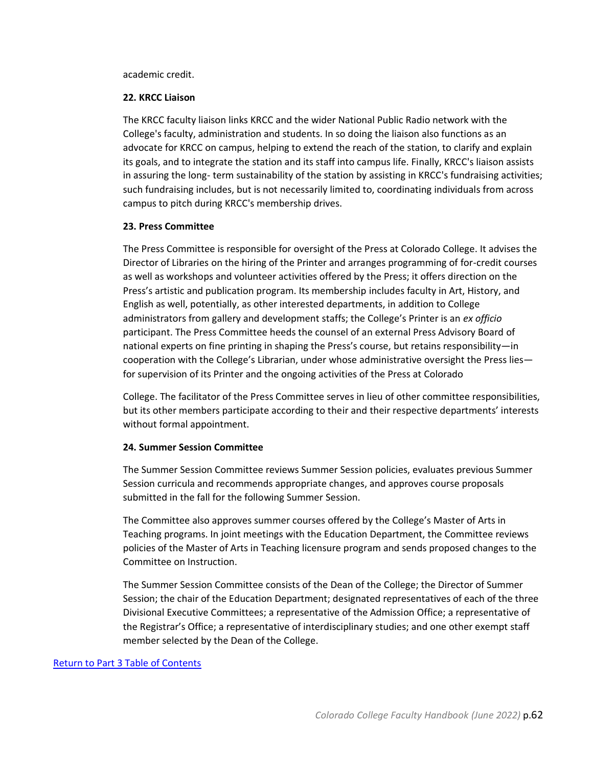academic credit.

**22. KRCC Liaison**

The KRCC faculty liaison links KRCC and the wider National Public Radio network with the College's faculty, administration and students. In so doing the liaison also functions as an advocate for KRCC on campus, helping to extend the reach of the station, to clarify and explain its goals, and to integrate the station and its staff into campus life. Finally, KRCC's liaison assists in assuring the long- term sustainability of the station by assisting in KRCC's fundraising activities; such fundraising includes, but is not necessarily limited to, coordinating individuals from across campus to pitch during KRCC's membership drives.

**23. Press Committee**

The Press Committee is responsible for oversight of the Press at Colorado College. It advises the Director of Libraries on the hiring of the Printer and arranges programming of for-credit courses as well as workshops and volunteer activities offered by the Press; it offers direction on the Press's artistic and publication program. Its membership includes faculty in Art, History, and English as well, potentially, as other interested departments, in addition to College administrators from gallery and development staffs; the College's Printer is an *ex officio* participant. The Press Committee heeds the counsel of an external Press Advisory Board of national experts on fine printing in shaping the Press's course, but retains responsibility—in cooperation with the College's Librarian, under whose administrative oversight the Press lies—for supervision of its Printer and the ongoing activities of the Press at Colorado

College. The facilitator of the Press Committee serves in lieu of other committee responsibilities, but its other members participate according to their and their respective departments' interests without formal appointment.

**24. Summer Session Committee**

The Summer Session Committee reviews Summer Session policies, evaluates previous Summer Session curricula and recommends appropriate changes, and approves course proposals submitted in the fall for the following Summer Session.

The Committee also approves summer courses offered by the College's Master of Arts in Teaching programs. In joint meetings with the Education Department, the Committee reviews policies of the Master of Arts in Teaching licensure program and sends proposed changes to the Committee on Instruction.

The Summer Session Committee consists of the Dean of the College; the Director of Summer Session; the chair of the Education Department; designated representatives of each of the three Divisional Executive Committees; a representative of the Admission Office; a representative of the Registrar's Office; a representative of interdisciplinary studies; and one other exempt staff member selected by the Dean of the College.

Return to Part 3 Table of Contents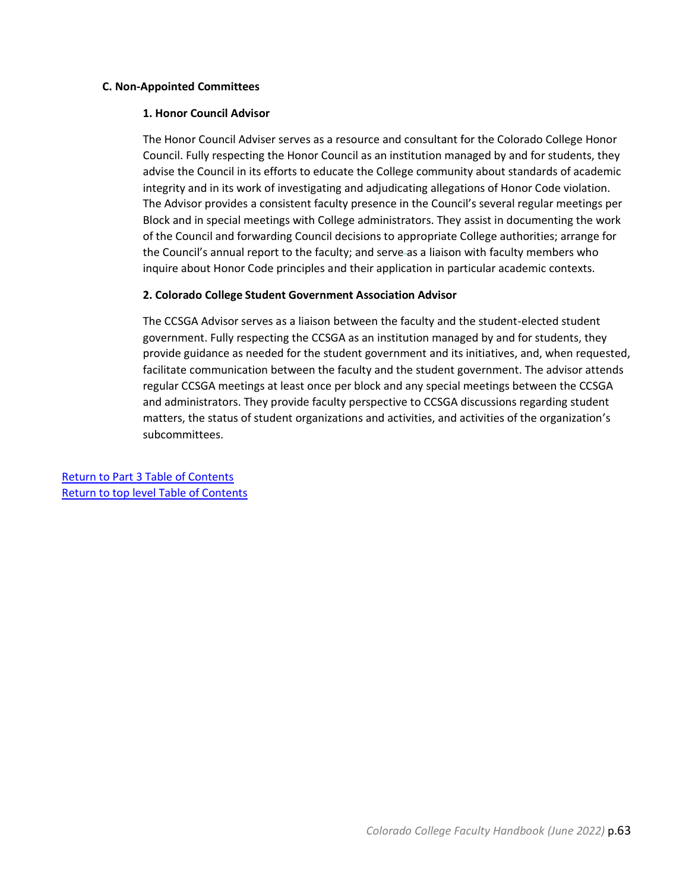### C. Non-Appointed Committees

#### 1. Honor Council Advisor

The Honor Council Adviser serves as a resource and consultant for the Colorado College Honor Council. Fully respecting the Honor Council as an institution managed by and for students, they advise the Council in its efforts to educate the College community about standards of academic integrity and in its work of investigating and adjudicating allegations of Honor Code violation. The Advisor provides a consistent faculty presence in the Council's several regular meetings per Block and in special meetings with College administrators. They assist in documenting the work of the Council and forwarding Council decisions to appropriate College authorities; arrange for the Council's annual report to the faculty; and serve as a liaison with faculty members who inquire about Honor Code principles and their application in particular academic contexts.

#### 2. Colorado College Student Government Association Advisor

The CCSGA Advisor serves as a liaison between the faculty and the student-elected student government. Fully respecting the CCSGA as an institution managed by and for students, they provide guidance as needed for the student government and its initiatives, and, when requested, facilitate communication between the faculty and the student government. The advisor attends regular CCSGA meetings at least once per block and any special meetings between the CCSGA and administrators. They provide faculty perspective to CCSGA discussions regarding student matters, the status of student organizations and activities, and activities of the organization's subcommittees.

Return to Part 3 Table of Contents
Return to top level Table of Contents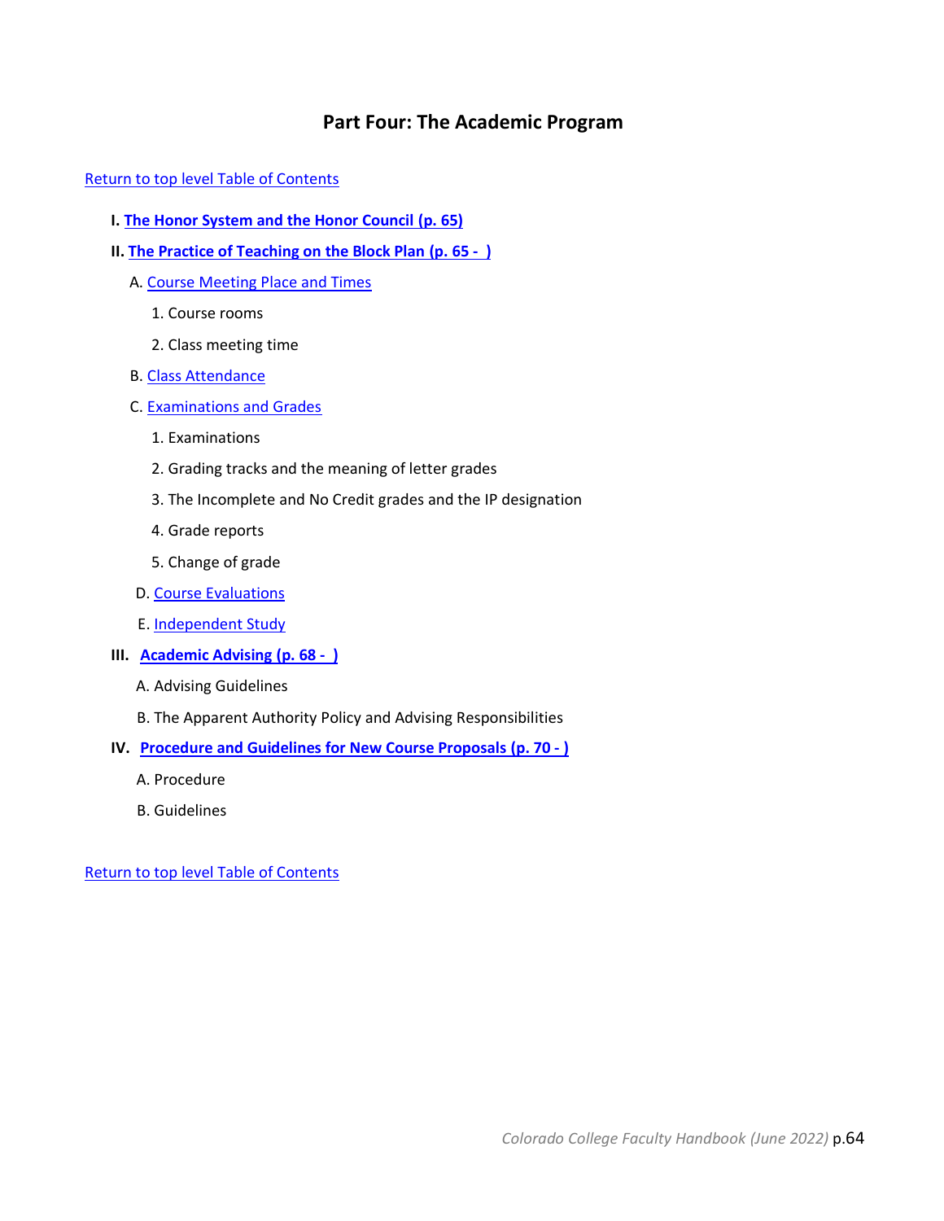# Part Four: The Academic Program

Return to top level Table of Contents

**I. The Honor System and the Honor Council (p. 65)**

**II. The Practice of Teaching on the Block Plan (p. 65 - )**

- A. Course Meeting Place and Times
  1. Course rooms
  2. Class meeting time
- B. Class Attendance
- C. Examinations and Grades
  1. Examinations
  2. Grading tracks and the meaning of letter grades
  3. The Incomplete and No Credit grades and the IP designation
  4. Grade reports
  5. Change of grade
- D. Course Evaluations
- E. Independent Study

**III. Academic Advising (p. 68 - )**

- A. Advising Guidelines
- B. The Apparent Authority Policy and Advising Responsibilities

**IV. Procedure and Guidelines for New Course Proposals (p. 70 - )**

- A. Procedure
- B. Guidelines

Return to top level Table of Contents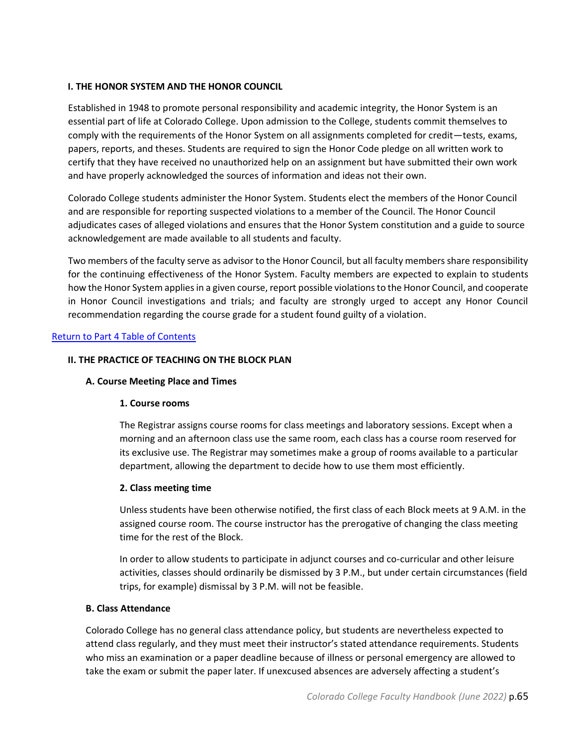**I. THE HONOR SYSTEM AND THE HONOR COUNCIL**

Established in 1948 to promote personal responsibility and academic integrity, the Honor System is an essential part of life at Colorado College. Upon admission to the College, students commit themselves to comply with the requirements of the Honor System on all assignments completed for credit—tests, exams, papers, reports, and theses. Students are required to sign the Honor Code pledge on all written work to certify that they have received no unauthorized help on an assignment but have submitted their own work and have properly acknowledged the sources of information and ideas not their own.

Colorado College students administer the Honor System. Students elect the members of the Honor Council and are responsible for reporting suspected violations to a member of the Council. The Honor Council adjudicates cases of alleged violations and ensures that the Honor System constitution and a guide to source acknowledgement are made available to all students and faculty.

Two members of the faculty serve as advisor to the Honor Council, but all faculty members share responsibility for the continuing effectiveness of the Honor System. Faculty members are expected to explain to students how the Honor System applies in a given course, report possible violations to the Honor Council, and cooperate in Honor Council investigations and trials; and faculty are strongly urged to accept any Honor Council recommendation regarding the course grade for a student found guilty of a violation.

Return to Part 4 Table of Contents

**II. THE PRACTICE OF TEACHING ON THE BLOCK PLAN**

**A. Course Meeting Place and Times**

**1. Course rooms**

The Registrar assigns course rooms for class meetings and laboratory sessions. Except when a morning and an afternoon class use the same room, each class has a course room reserved for its exclusive use. The Registrar may sometimes make a group of rooms available to a particular department, allowing the department to decide how to use them most efficiently.

**2. Class meeting time**

Unless students have been otherwise notified, the first class of each Block meets at 9 A.M. in the assigned course room. The course instructor has the prerogative of changing the class meeting time for the rest of the Block.

In order to allow students to participate in adjunct courses and co-curricular and other leisure activities, classes should ordinarily be dismissed by 3 P.M., but under certain circumstances (field trips, for example) dismissal by 3 P.M. will not be feasible.

**B. Class Attendance**

Colorado College has no general class attendance policy, but students are nevertheless expected to attend class regularly, and they must meet their instructor's stated attendance requirements. Students who miss an examination or a paper deadline because of illness or personal emergency are allowed to take the exam or submit the paper later. If unexcused absences are adversely affecting a student's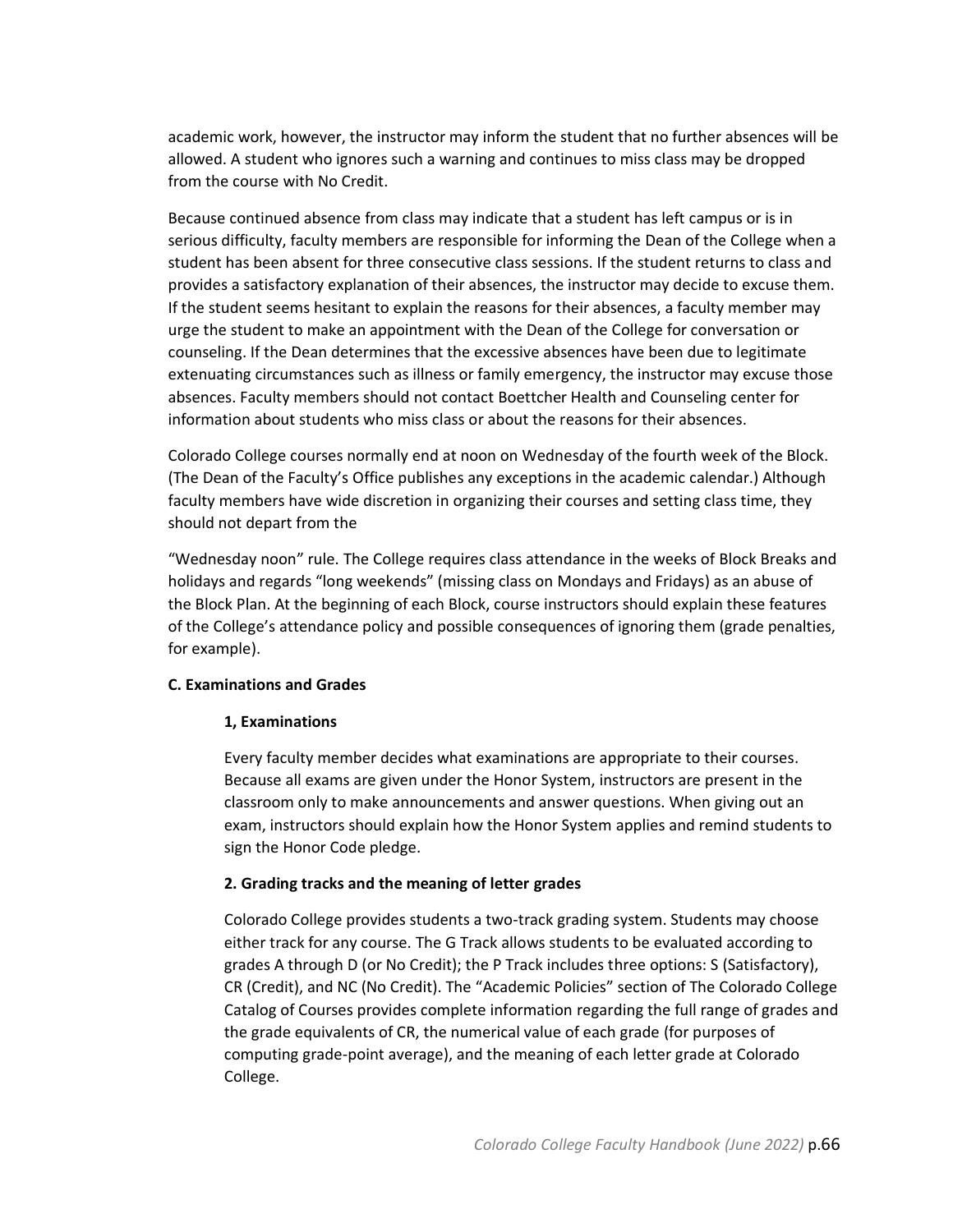academic work, however, the instructor may inform the student that no further absences will be allowed. A student who ignores such a warning and continues to miss class may be dropped from the course with No Credit.

Because continued absence from class may indicate that a student has left campus or is in serious difficulty, faculty members are responsible for informing the Dean of the College when a student has been absent for three consecutive class sessions. If the student returns to class and provides a satisfactory explanation of their absences, the instructor may decide to excuse them. If the student seems hesitant to explain the reasons for their absences, a faculty member may urge the student to make an appointment with the Dean of the College for conversation or counseling. If the Dean determines that the excessive absences have been due to legitimate extenuating circumstances such as illness or family emergency, the instructor may excuse those absences. Faculty members should not contact Boettcher Health and Counseling center for information about students who miss class or about the reasons for their absences.

Colorado College courses normally end at noon on Wednesday of the fourth week of the Block. (The Dean of the Faculty's Office publishes any exceptions in the academic calendar.) Although faculty members have wide discretion in organizing their courses and setting class time, they should not depart from the

"Wednesday noon" rule. The College requires class attendance in the weeks of Block Breaks and holidays and regards "long weekends" (missing class on Mondays and Fridays) as an abuse of the Block Plan. At the beginning of each Block, course instructors should explain these features of the College's attendance policy and possible consequences of ignoring them (grade penalties, for example).

### C. Examinations and Grades

#### 1, Examinations

Every faculty member decides what examinations are appropriate to their courses. Because all exams are given under the Honor System, instructors are present in the classroom only to make announcements and answer questions. When giving out an exam, instructors should explain how the Honor System applies and remind students to sign the Honor Code pledge.

#### 2. Grading tracks and the meaning of letter grades

Colorado College provides students a two-track grading system. Students may choose either track for any course. The G Track allows students to be evaluated according to grades A through D (or No Credit); the P Track includes three options: S (Satisfactory), CR (Credit), and NC (No Credit). The "Academic Policies" section of The Colorado College Catalog of Courses provides complete information regarding the full range of grades and the grade equivalents of CR, the numerical value of each grade (for purposes of computing grade-point average), and the meaning of each letter grade at Colorado College.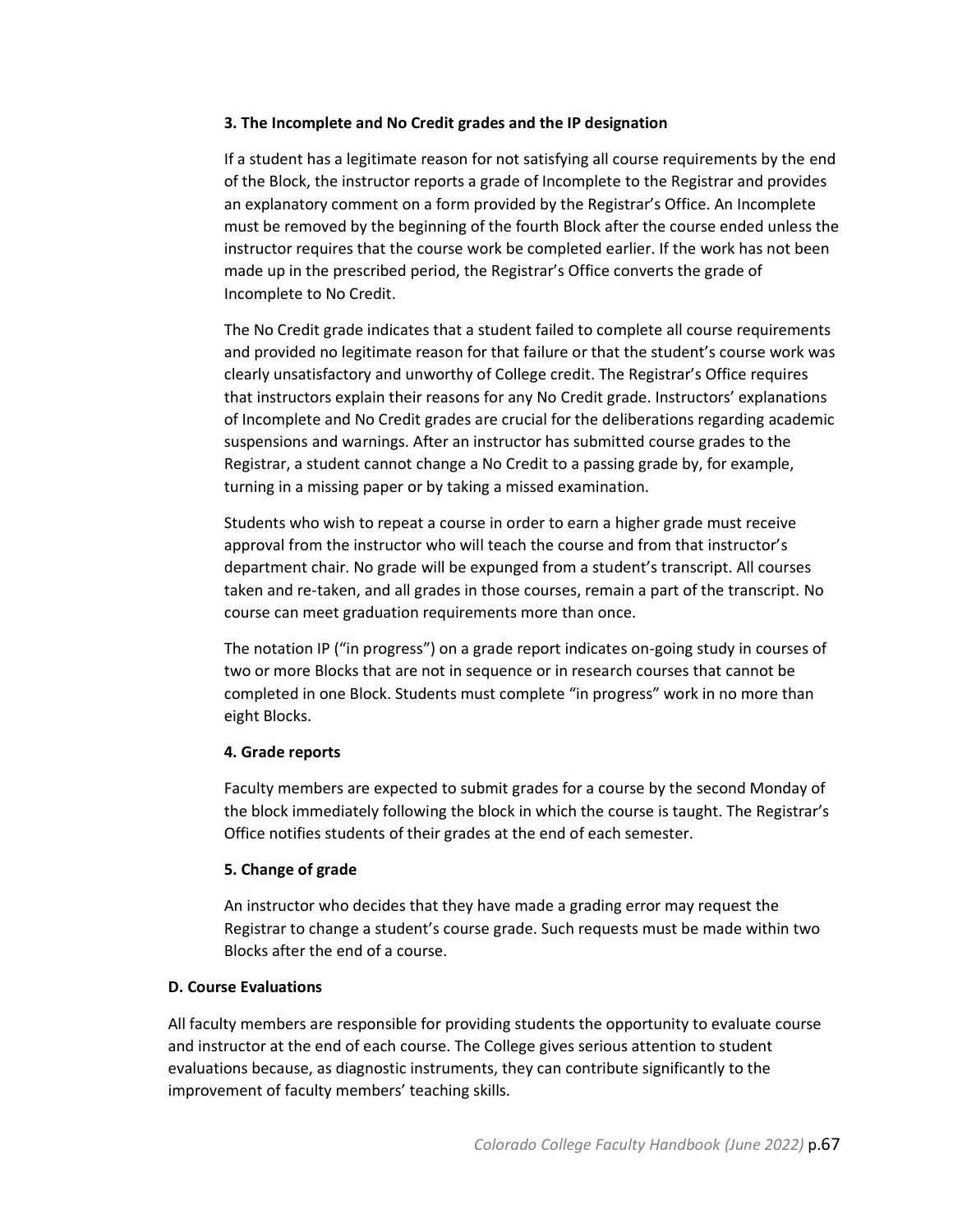#### 3. The Incomplete and No Credit grades and the IP designation

If a student has a legitimate reason for not satisfying all course requirements by the end of the Block, the instructor reports a grade of Incomplete to the Registrar and provides an explanatory comment on a form provided by the Registrar's Office. An Incomplete must be removed by the beginning of the fourth Block after the course ended unless the instructor requires that the course work be completed earlier. If the work has not been made up in the prescribed period, the Registrar's Office converts the grade of Incomplete to No Credit.

The No Credit grade indicates that a student failed to complete all course requirements and provided no legitimate reason for that failure or that the student's course work was clearly unsatisfactory and unworthy of College credit. The Registrar's Office requires that instructors explain their reasons for any No Credit grade. Instructors' explanations of Incomplete and No Credit grades are crucial for the deliberations regarding academic suspensions and warnings. After an instructor has submitted course grades to the Registrar, a student cannot change a No Credit to a passing grade by, for example, turning in a missing paper or by taking a missed examination.

Students who wish to repeat a course in order to earn a higher grade must receive approval from the instructor who will teach the course and from that instructor's department chair. No grade will be expunged from a student's transcript. All courses taken and re-taken, and all grades in those courses, remain a part of the transcript. No course can meet graduation requirements more than once.

The notation IP ("in progress") on a grade report indicates on-going study in courses of two or more Blocks that are not in sequence or in research courses that cannot be completed in one Block. Students must complete "in progress" work in no more than eight Blocks.

#### 4. Grade reports

Faculty members are expected to submit grades for a course by the second Monday of the block immediately following the block in which the course is taught. The Registrar's Office notifies students of their grades at the end of each semester.

#### 5. Change of grade

An instructor who decides that they have made a grading error may request the Registrar to change a student's course grade. Such requests must be made within two Blocks after the end of a course.

### D. Course Evaluations

All faculty members are responsible for providing students the opportunity to evaluate course and instructor at the end of each course. The College gives serious attention to student evaluations because, as diagnostic instruments, they can contribute significantly to the improvement of faculty members' teaching skills.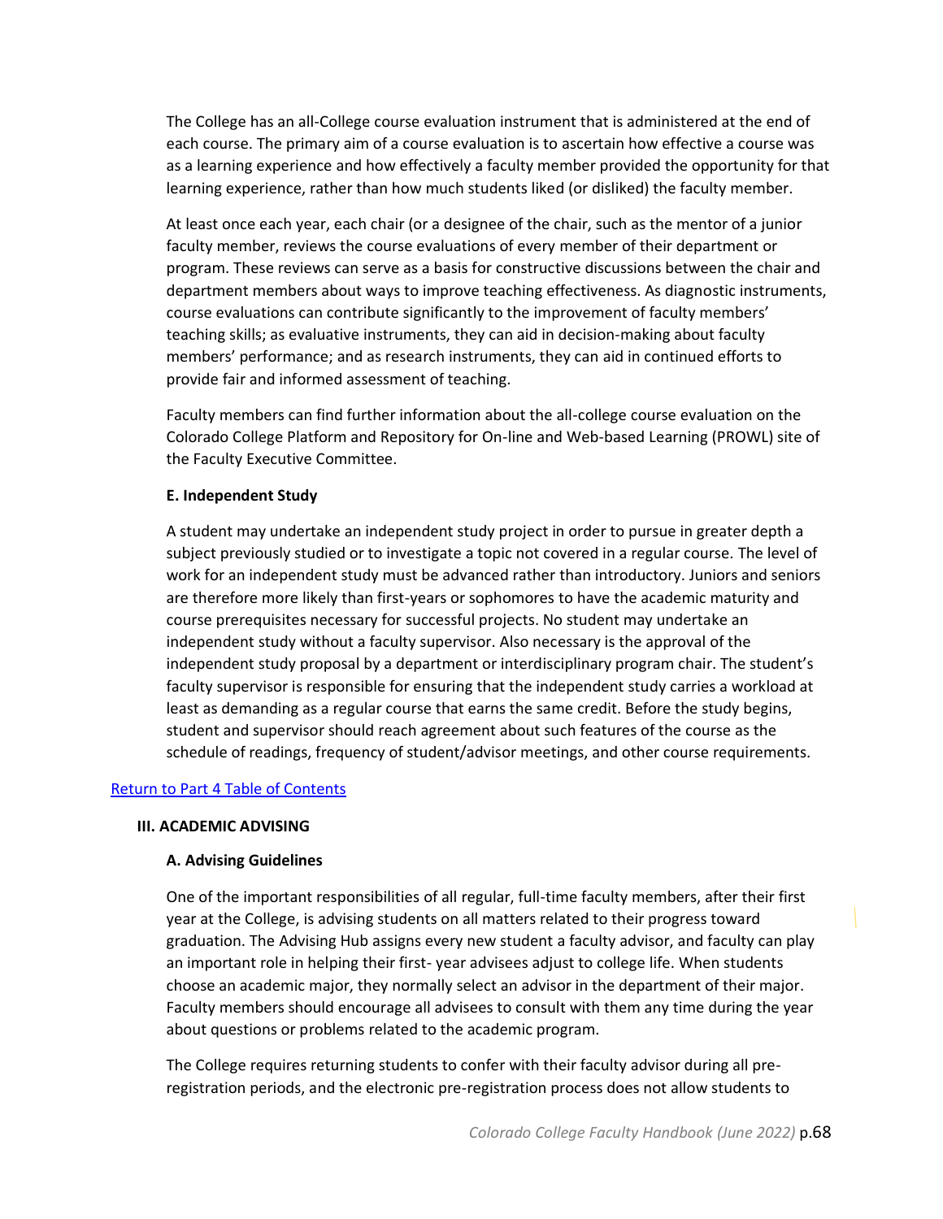The College has an all-College course evaluation instrument that is administered at the end of each course. The primary aim of a course evaluation is to ascertain how effective a course was as a learning experience and how effectively a faculty member provided the opportunity for that learning experience, rather than how much students liked (or disliked) the faculty member.

At least once each year, each chair (or a designee of the chair, such as the mentor of a junior faculty member, reviews the course evaluations of every member of their department or program. These reviews can serve as a basis for constructive discussions between the chair and department members about ways to improve teaching effectiveness. As diagnostic instruments, course evaluations can contribute significantly to the improvement of faculty members' teaching skills; as evaluative instruments, they can aid in decision-making about faculty members' performance; and as research instruments, they can aid in continued efforts to provide fair and informed assessment of teaching.

Faculty members can find further information about the all-college course evaluation on the Colorado College Platform and Repository for On-line and Web-based Learning (PROWL) site of the Faculty Executive Committee.

**E. Independent Study**

A student may undertake an independent study project in order to pursue in greater depth a subject previously studied or to investigate a topic not covered in a regular course. The level of work for an independent study must be advanced rather than introductory. Juniors and seniors are therefore more likely than first-years or sophomores to have the academic maturity and course prerequisites necessary for successful projects. No student may undertake an independent study without a faculty supervisor. Also necessary is the approval of the independent study proposal by a department or interdisciplinary program chair. The student's faculty supervisor is responsible for ensuring that the independent study carries a workload at least as demanding as a regular course that earns the same credit. Before the study begins, student and supervisor should reach agreement about such features of the course as the schedule of readings, frequency of student/advisor meetings, and other course requirements.

[Return to Part 4 Table of Contents]

## III. ACADEMIC ADVISING

**A. Advising Guidelines**

One of the important responsibilities of all regular, full-time faculty members, after their first year at the College, is advising students on all matters related to their progress toward graduation. The Advising Hub assigns every new student a faculty advisor, and faculty can play an important role in helping their first- year advisees adjust to college life. When students choose an academic major, they normally select an advisor in the department of their major. Faculty members should encourage all advisees to consult with them any time during the year about questions or problems related to the academic program.

The College requires returning students to confer with their faculty advisor during all pre-registration periods, and the electronic pre-registration process does not allow students to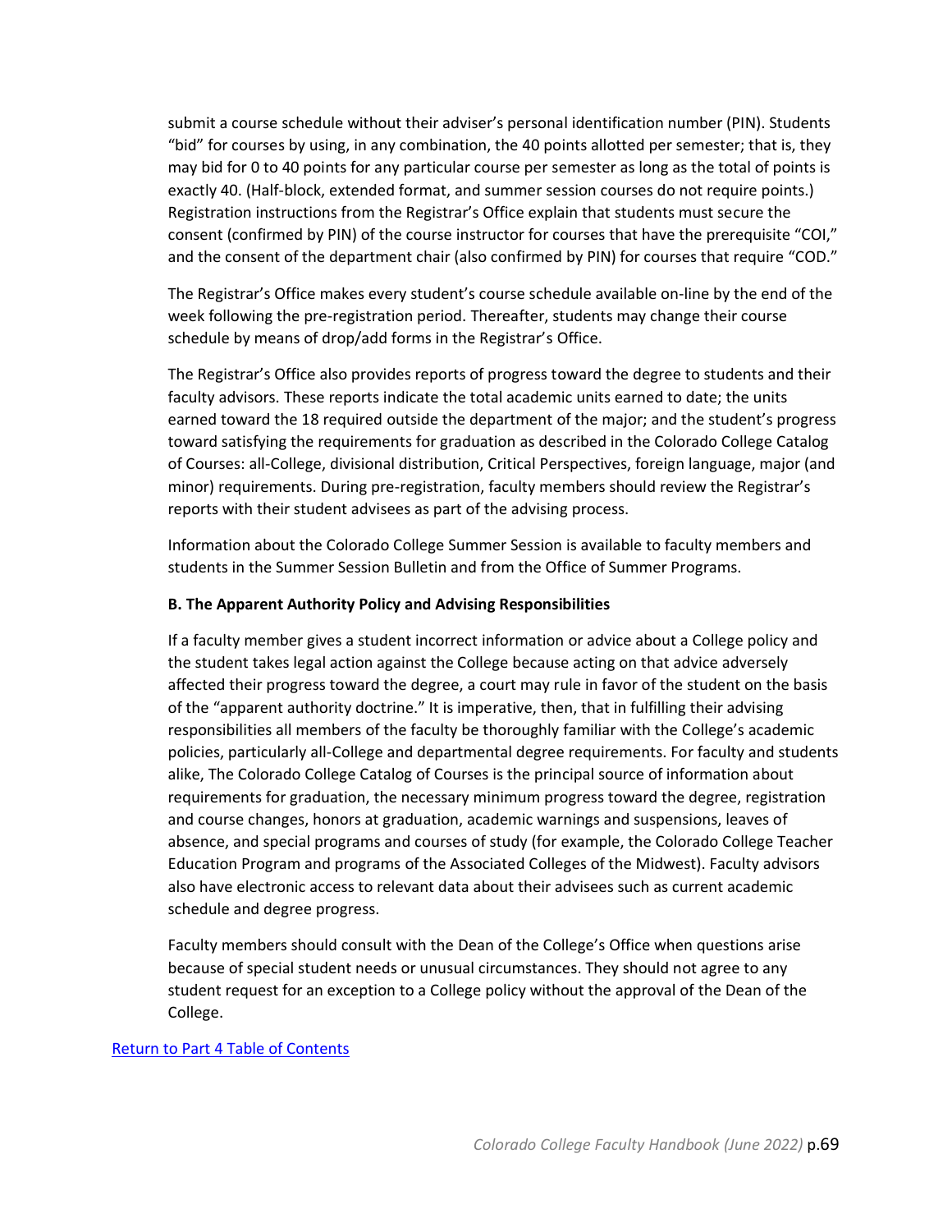submit a course schedule without their adviser's personal identification number (PIN). Students "bid" for courses by using, in any combination, the 40 points allotted per semester; that is, they may bid for 0 to 40 points for any particular course per semester as long as the total of points is exactly 40. (Half-block, extended format, and summer session courses do not require points.) Registration instructions from the Registrar's Office explain that students must secure the consent (confirmed by PIN) of the course instructor for courses that have the prerequisite "COI," and the consent of the department chair (also confirmed by PIN) for courses that require "COD."

The Registrar's Office makes every student's course schedule available on-line by the end of the week following the pre-registration period. Thereafter, students may change their course schedule by means of drop/add forms in the Registrar's Office.

The Registrar's Office also provides reports of progress toward the degree to students and their faculty advisors. These reports indicate the total academic units earned to date; the units earned toward the 18 required outside the department of the major; and the student's progress toward satisfying the requirements for graduation as described in the Colorado College Catalog of Courses: all-College, divisional distribution, Critical Perspectives, foreign language, major (and minor) requirements. During pre-registration, faculty members should review the Registrar's reports with their student advisees as part of the advising process.

Information about the Colorado College Summer Session is available to faculty members and students in the Summer Session Bulletin and from the Office of Summer Programs.

**B. The Apparent Authority Policy and Advising Responsibilities**

If a faculty member gives a student incorrect information or advice about a College policy and the student takes legal action against the College because acting on that advice adversely affected their progress toward the degree, a court may rule in favor of the student on the basis of the "apparent authority doctrine." It is imperative, then, that in fulfilling their advising responsibilities all members of the faculty be thoroughly familiar with the College's academic policies, particularly all-College and departmental degree requirements. For faculty and students alike, The Colorado College Catalog of Courses is the principal source of information about requirements for graduation, the necessary minimum progress toward the degree, registration and course changes, honors at graduation, academic warnings and suspensions, leaves of absence, and special programs and courses of study (for example, the Colorado College Teacher Education Program and programs of the Associated Colleges of the Midwest). Faculty advisors also have electronic access to relevant data about their advisees such as current academic schedule and degree progress.

Faculty members should consult with the Dean of the College's Office when questions arise because of special student needs or unusual circumstances. They should not agree to any student request for an exception to a College policy without the approval of the Dean of the College.

Return to Part 4 Table of Contents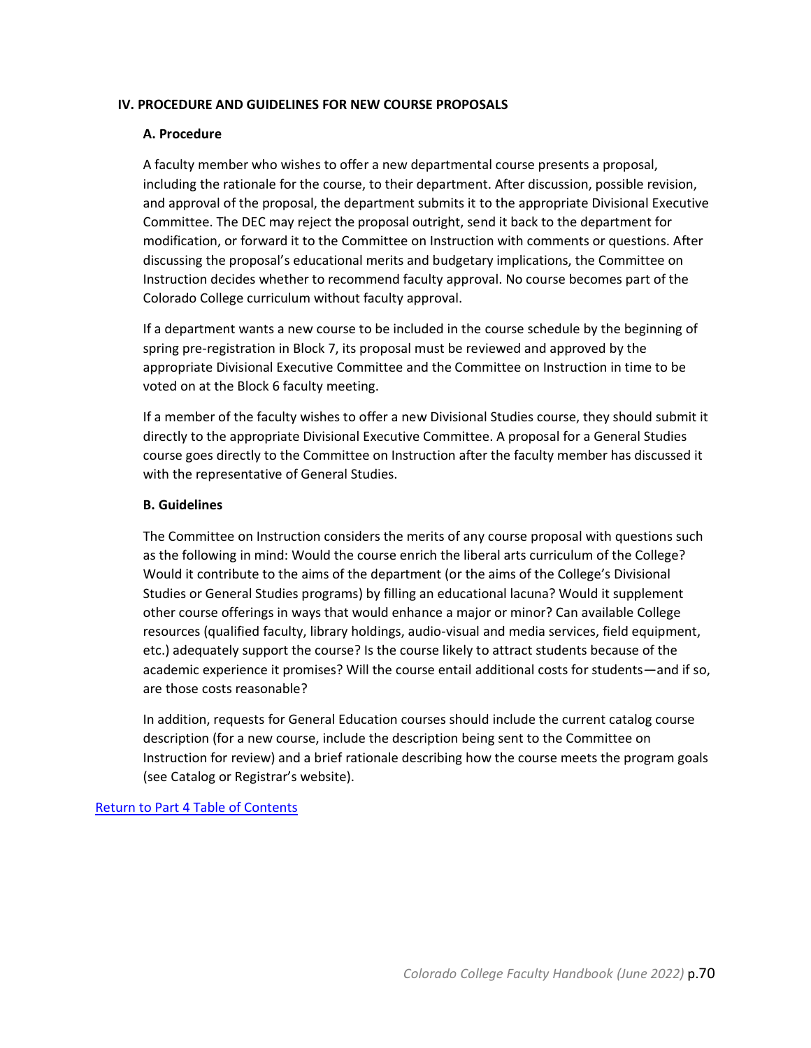## IV. PROCEDURE AND GUIDELINES FOR NEW COURSE PROPOSALS

### A. Procedure

A faculty member who wishes to offer a new departmental course presents a proposal, including the rationale for the course, to their department. After discussion, possible revision, and approval of the proposal, the department submits it to the appropriate Divisional Executive Committee. The DEC may reject the proposal outright, send it back to the department for modification, or forward it to the Committee on Instruction with comments or questions. After discussing the proposal's educational merits and budgetary implications, the Committee on Instruction decides whether to recommend faculty approval. No course becomes part of the Colorado College curriculum without faculty approval.

If a department wants a new course to be included in the course schedule by the beginning of spring pre-registration in Block 7, its proposal must be reviewed and approved by the appropriate Divisional Executive Committee and the Committee on Instruction in time to be voted on at the Block 6 faculty meeting.

If a member of the faculty wishes to offer a new Divisional Studies course, they should submit it directly to the appropriate Divisional Executive Committee. A proposal for a General Studies course goes directly to the Committee on Instruction after the faculty member has discussed it with the representative of General Studies.

### B. Guidelines

The Committee on Instruction considers the merits of any course proposal with questions such as the following in mind: Would the course enrich the liberal arts curriculum of the College? Would it contribute to the aims of the department (or the aims of the College's Divisional Studies or General Studies programs) by filling an educational lacuna? Would it supplement other course offerings in ways that would enhance a major or minor? Can available College resources (qualified faculty, library holdings, audio-visual and media services, field equipment, etc.) adequately support the course? Is the course likely to attract students because of the academic experience it promises? Will the course entail additional costs for students—and if so, are those costs reasonable?

In addition, requests for General Education courses should include the current catalog course description (for a new course, include the description being sent to the Committee on Instruction for review) and a brief rationale describing how the course meets the program goals (see Catalog or Registrar's website).

Return to Part 4 Table of Contents